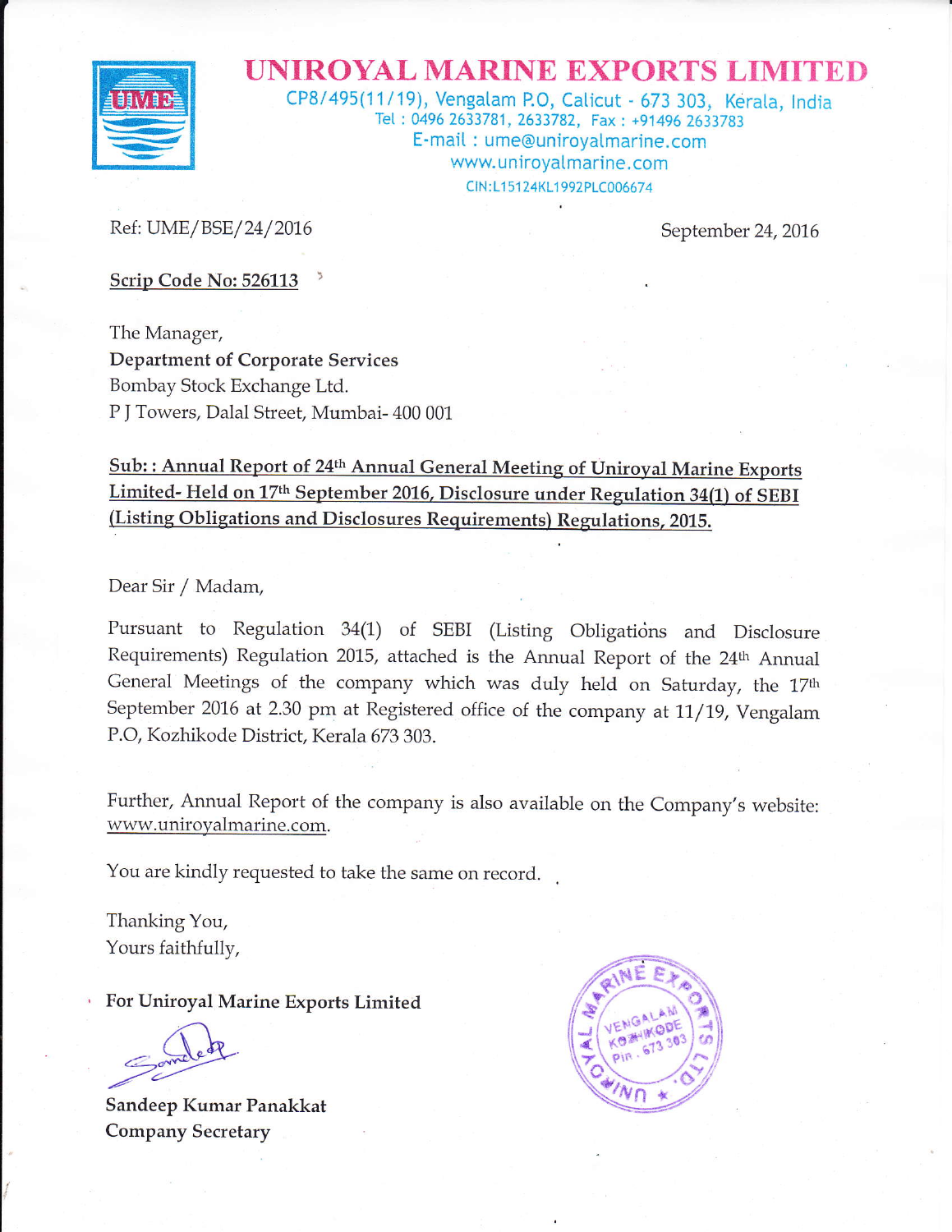# UNIROYAL MARINE EXPORTS LIMITED

CP8/495(11/19), Vengalam P.O, Calicut - 673 303, Kerala, India
Tel : 0496 2633781, 2633782, Fax : +91496 2633783
E-mail : ume@uniroyalmarine.com
www.uniroyalmarine.com
CIN:L15124KL1992PLC006674

Ref: UME/BSE/24/2016

September 24, 2016

**Scrip Code No: 526113**

The Manager,
**Department of Corporate Services**
Bombay Stock Exchange Ltd.
P J Towers, Dalal Street, Mumbai- 400 001

**Sub:: Annual Report of 24th Annual General Meeting of Uniroyal Marine Exports Limited- Held on 17th September 2016, Disclosure under Regulation 34(1) of SEBI (Listing Obligations and Disclosures Requirements) Regulations, 2015.**

Dear Sir / Madam,

Pursuant to Regulation 34(1) of SEBI (Listing Obligations and Disclosure Requirements) Regulation 2015, attached is the Annual Report of the 24th Annual General Meetings of the company which was duly held on Saturday, the 17th September 2016 at 2.30 pm at Registered office of the company at 11/19, Vengalam P.O, Kozhikode District, Kerala 673 303.

Further, Annual Report of the company is also available on the Company's website: www.uniroyalmarine.com.

You are kindly requested to take the same on record.

Thanking You,
Yours faithfully,

**For Uniroyal Marine Exports Limited**

**Sandeep Kumar Panakkat**
**Company Secretary**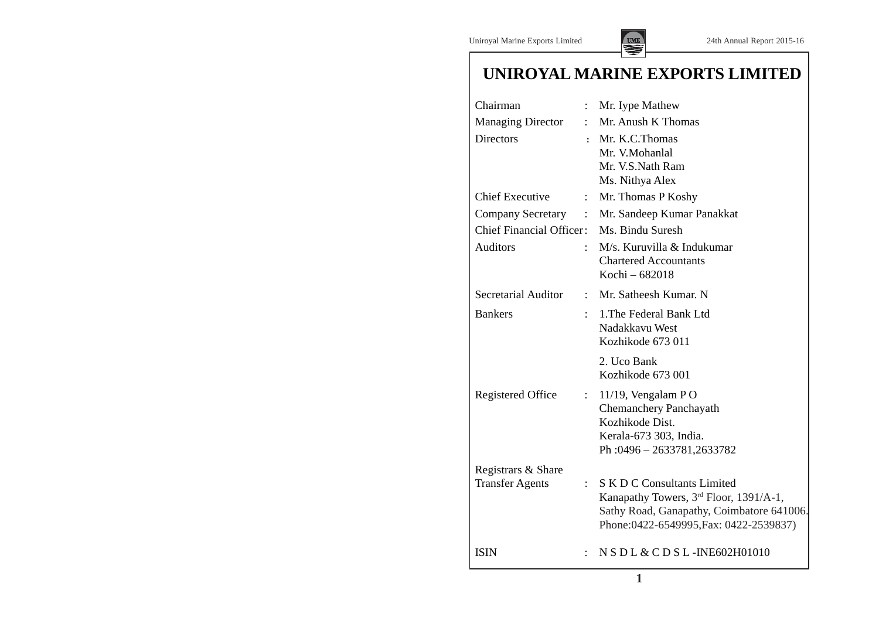# UNIROYAL MARINE EXPORTS LIMITED

| | | |
|---|---|---|
| Chairman | : | Mr. Iype Mathew |
| Managing Director | : | Mr. Anush K Thomas |
| Directors | : | Mr. K.C.Thomas<br>Mr. V.Mohanlal<br>Mr. V.S.Nath Ram<br>Ms. Nithya Alex |
| Chief Executive | : | Mr. Thomas P Koshy |
| Company Secretary | : | Mr. Sandeep Kumar Panakkat |
| Chief Financial Officer | : | Ms. Bindu Suresh |
| Auditors | : | M/s. Kuruvilla & Indukumar<br>Chartered Accountants<br>Kochi – 682018 |
| Secretarial Auditor | : | Mr. Satheesh Kumar. N |
| Bankers | : | 1.The Federal Bank Ltd<br>Nadakkavu West<br>Kozhikode 673 011<br><br>2. Uco Bank<br>Kozhikode 673 001 |
| Registered Office | : | 11/19, Vengalam P O<br>Chemanchery Panchayath<br>Kozhikode Dist.<br>Kerala-673 303, India.<br>Ph :0496 – 2633781,2633782 |
| Registrars & Share Transfer Agents | : | S K D C Consultants Limited<br>Kanapathy Towers, 3rd Floor, 1391/A-1,<br>Sathy Road, Ganapathy, Coimbatore 641006.<br>Phone:0422-6549995,Fax: 0422-2539837) |
| ISIN | : | N S D L & C D S L -INE602H01010 |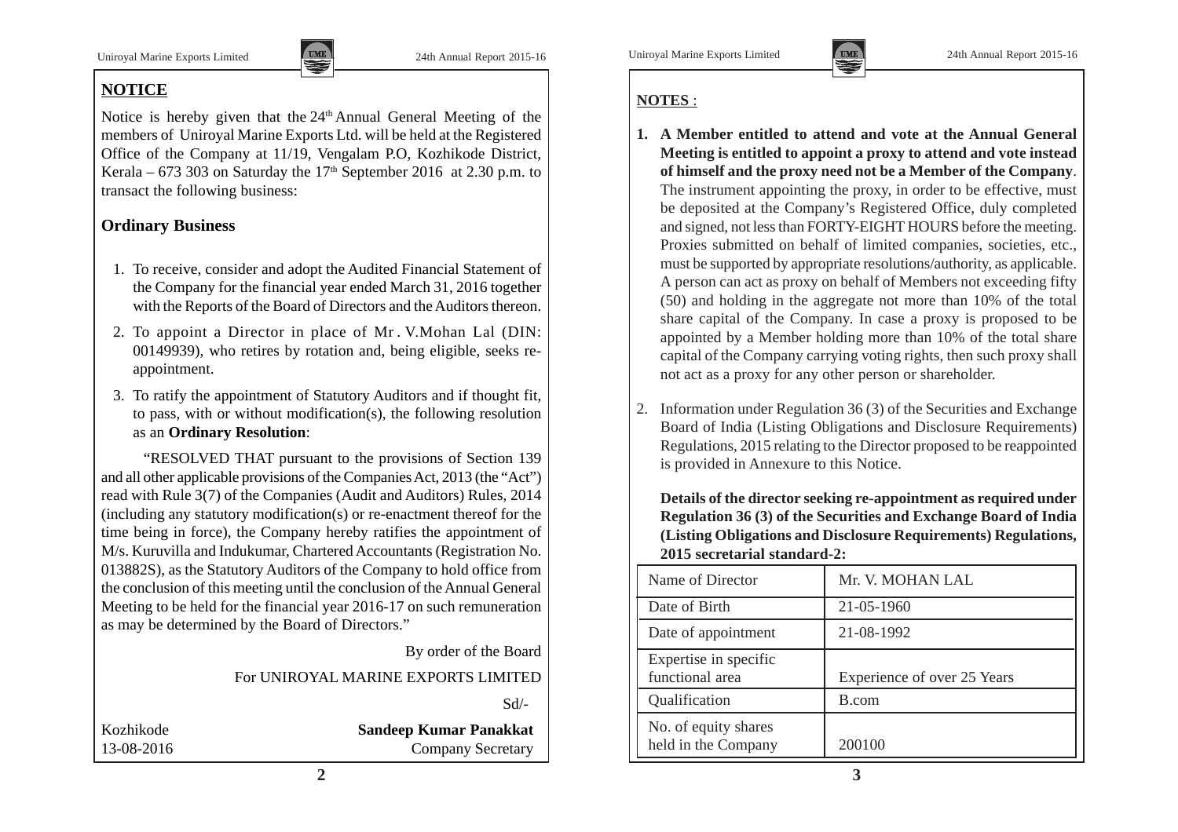## NOTICE

Notice is hereby given that the 24th Annual General Meeting of the members of Uniroyal Marine Exports Ltd. will be held at the Registered Office of the Company at 11/19, Vengalam P.O, Kozhikode District, Kerala – 673 303 on Saturday the 17th September 2016 at 2.30 p.m. to transact the following business:

### Ordinary Business

1. To receive, consider and adopt the Audited Financial Statement of the Company for the financial year ended March 31, 2016 together with the Reports of the Board of Directors and the Auditors thereon.
2. To appoint a Director in place of Mr. V.Mohan Lal (DIN: 00149939), who retires by rotation and, being eligible, seeks re-appointment.
3. To ratify the appointment of Statutory Auditors and if thought fit, to pass, with or without modification(s), the following resolution as an **Ordinary Resolution**:

"RESOLVED THAT pursuant to the provisions of Section 139 and all other applicable provisions of the Companies Act, 2013 (the "Act") read with Rule 3(7) of the Companies (Audit and Auditors) Rules, 2014 (including any statutory modification(s) or re-enactment thereof for the time being in force), the Company hereby ratifies the appointment of M/s. Kuruvilla and Indukumar, Chartered Accountants (Registration No. 013882S), as the Statutory Auditors of the Company to hold office from the conclusion of this meeting until the conclusion of the Annual General Meeting to be held for the financial year 2016-17 on such remuneration as may be determined by the Board of Directors."

By order of the Board

For UNIROYAL MARINE EXPORTS LIMITED

Sd/-

Kozhikode
13-08-2016

**Sandeep Kumar Panakkat**
Company Secretary

## NOTES :

1. **A Member entitled to attend and vote at the Annual General Meeting is entitled to appoint a proxy to attend and vote instead of himself and the proxy need not be a Member of the Company**. The instrument appointing the proxy, in order to be effective, must be deposited at the Company's Registered Office, duly completed and signed, not less than FORTY-EIGHT HOURS before the meeting. Proxies submitted on behalf of limited companies, societies, etc., must be supported by appropriate resolutions/authority, as applicable. A person can act as proxy on behalf of Members not exceeding fifty (50) and holding in the aggregate not more than 10% of the total share capital of the Company. In case a proxy is proposed to be appointed by a Member holding more than 10% of the total share capital of the Company carrying voting rights, then such proxy shall not act as a proxy for any other person or shareholder.
2. Information under Regulation 36 (3) of the Securities and Exchange Board of India (Listing Obligations and Disclosure Requirements) Regulations, 2015 relating to the Director proposed to be reappointed is provided in Annexure to this Notice.

**Details of the director seeking re-appointment as required under Regulation 36 (3) of the Securities and Exchange Board of India (Listing Obligations and Disclosure Requirements) Regulations, 2015 secretarial standard-2:**

| Name of Director | Mr. V. MOHAN LAL |
|---|---|
| Date of Birth | 21-05-1960 |
| Date of appointment | 21-08-1992 |
| Expertise in specific functional area | Experience of over 25 Years |
| Qualification | B.com |
| No. of equity shares held in the Company | 200100 |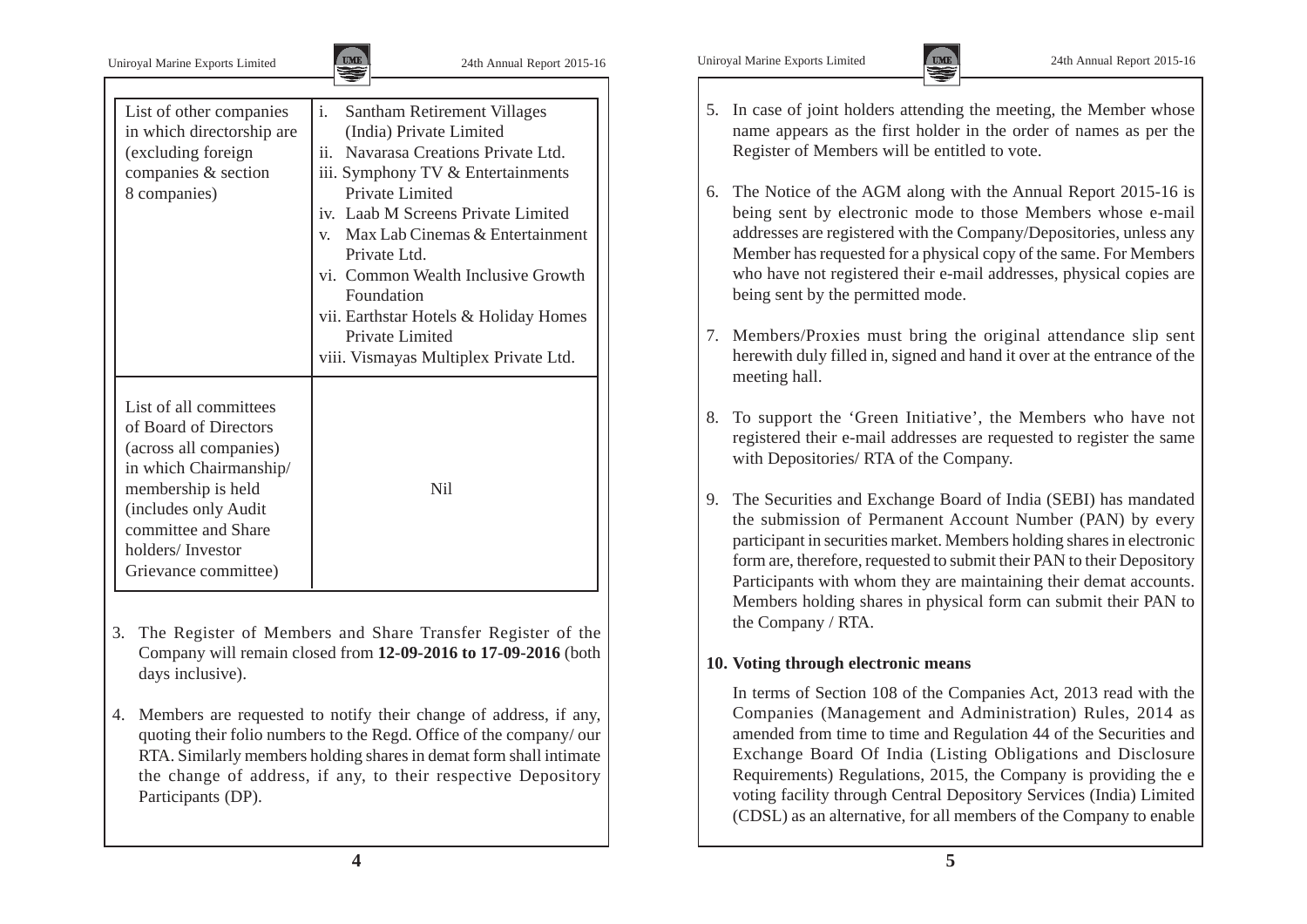| List of other companies in which directorship are (excluding foreign companies & section 8 companies) | i. Santham Retirement Villages (India) Private Limited<br>ii. Navarasa Creations Private Ltd.<br>iii. Symphony TV & Entertainments Private Limited<br>iv. Laab M Screens Private Limited<br>v. Max Lab Cinemas & Entertainment Private Ltd.<br>vi. Common Wealth Inclusive Growth Foundation<br>vii. Earthstar Hotels & Holiday Homes Private Limited<br>viii. Vismayas Multiplex Private Ltd. |
|---|---|
| List of all committees of Board of Directors (across all companies) in which Chairmanship/ membership is held (includes only Audit committee and Share holders/ Investor Grievance committee) | Nil |

3. The Register of Members and Share Transfer Register of the Company will remain closed from **12-09-2016 to 17-09-2016** (both days inclusive).

4. Members are requested to notify their change of address, if any, quoting their folio numbers to the Regd. Office of the company/ our RTA. Similarly members holding shares in demat form shall intimate the change of address, if any, to their respective Depository Participants (DP).

5. In case of joint holders attending the meeting, the Member whose name appears as the first holder in the order of names as per the Register of Members will be entitled to vote.

6. The Notice of the AGM along with the Annual Report 2015-16 is being sent by electronic mode to those Members whose e-mail addresses are registered with the Company/Depositories, unless any Member has requested for a physical copy of the same. For Members who have not registered their e-mail addresses, physical copies are being sent by the permitted mode.

7. Members/Proxies must bring the original attendance slip sent herewith duly filled in, signed and hand it over at the entrance of the meeting hall.

8. To support the 'Green Initiative', the Members who have not registered their e-mail addresses are requested to register the same with Depositories/ RTA of the Company.

9. The Securities and Exchange Board of India (SEBI) has mandated the submission of Permanent Account Number (PAN) by every participant in securities market. Members holding shares in electronic form are, therefore, requested to submit their PAN to their Depository Participants with whom they are maintaining their demat accounts. Members holding shares in physical form can submit their PAN to the Company / RTA.

**10. Voting through electronic means**

In terms of Section 108 of the Companies Act, 2013 read with the Companies (Management and Administration) Rules, 2014 as amended from time to time and Regulation 44 of the Securities and Exchange Board Of India (Listing Obligations and Disclosure Requirements) Regulations, 2015, the Company is providing the e voting facility through Central Depository Services (India) Limited (CDSL) as an alternative, for all members of the Company to enable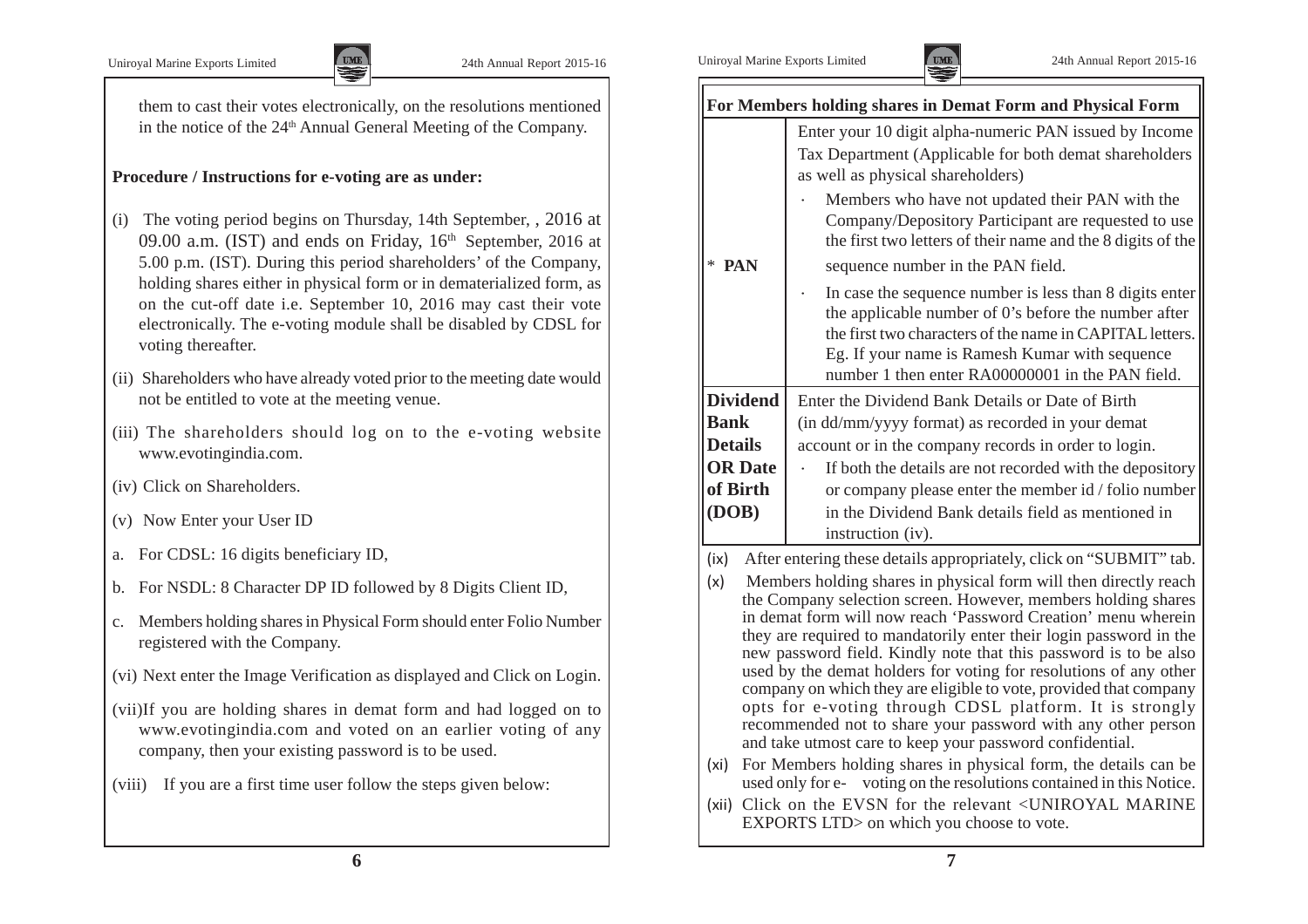them to cast their votes electronically, on the resolutions mentioned in the notice of the 24th Annual General Meeting of the Company.

**Procedure / Instructions for e-voting are as under:**

(i) The voting period begins on Thursday, 14th September, , 2016 at 09.00 a.m. (IST) and ends on Friday, 16th September, 2016 at 5.00 p.m. (IST). During this period shareholders' of the Company, holding shares either in physical form or in dematerialized form, as on the cut-off date i.e. September 10, 2016 may cast their vote electronically. The e-voting module shall be disabled by CDSL for voting thereafter.

(ii) Shareholders who have already voted prior to the meeting date would not be entitled to vote at the meeting venue.

(iii) The shareholders should log on to the e-voting website www.evotingindia.com.

(iv) Click on Shareholders.

(v) Now Enter your User ID

a. For CDSL: 16 digits beneficiary ID,

b. For NSDL: 8 Character DP ID followed by 8 Digits Client ID,

c. Members holding shares in Physical Form should enter Folio Number registered with the Company.

(vi) Next enter the Image Verification as displayed and Click on Login.

(vii) If you are holding shares in demat form and had logged on to www.evotingindia.com and voted on an earlier voting of any company, then your existing password is to be used.

(viii) If you are a first time user follow the steps given below:

| For Members holding shares in Demat Form and Physical Form | |
|---|---|
| * **PAN** | Enter your 10 digit alpha-numeric PAN issued by Income Tax Department (Applicable for both demat shareholders as well as physical shareholders)<br>· Members who have not updated their PAN with the Company/Depository Participant are requested to use the first two letters of their name and the 8 digits of the sequence number in the PAN field.<br>· In case the sequence number is less than 8 digits enter the applicable number of 0's before the number after the first two characters of the name in CAPITAL letters. Eg. If your name is Ramesh Kumar with sequence number 1 then enter RA00000001 in the PAN field. |
| **Dividend Bank Details OR Date of Birth (DOB)** | Enter the Dividend Bank Details or Date of Birth (in dd/mm/yyyy format) as recorded in your demat account or in the company records in order to login.<br>· If both the details are not recorded with the depository or company please enter the member id / folio number in the Dividend Bank details field as mentioned in instruction (iv). |

(ix) After entering these details appropriately, click on "SUBMIT" tab.

(x) Members holding shares in physical form will then directly reach the Company selection screen. However, members holding shares in demat form will now reach 'Password Creation' menu wherein they are required to mandatorily enter their login password in the new password field. Kindly note that this password is to be also used by the demat holders for voting for resolutions of any other company on which they are eligible to vote, provided that company opts for e-voting through CDSL platform. It is strongly recommended not to share your password with any other person and take utmost care to keep your password confidential.

(xi) For Members holding shares in physical form, the details can be used only for e- voting on the resolutions contained in this Notice.

(xii) Click on the EVSN for the relevant <UNIROYAL MARINE EXPORTS LTD> on which you choose to vote.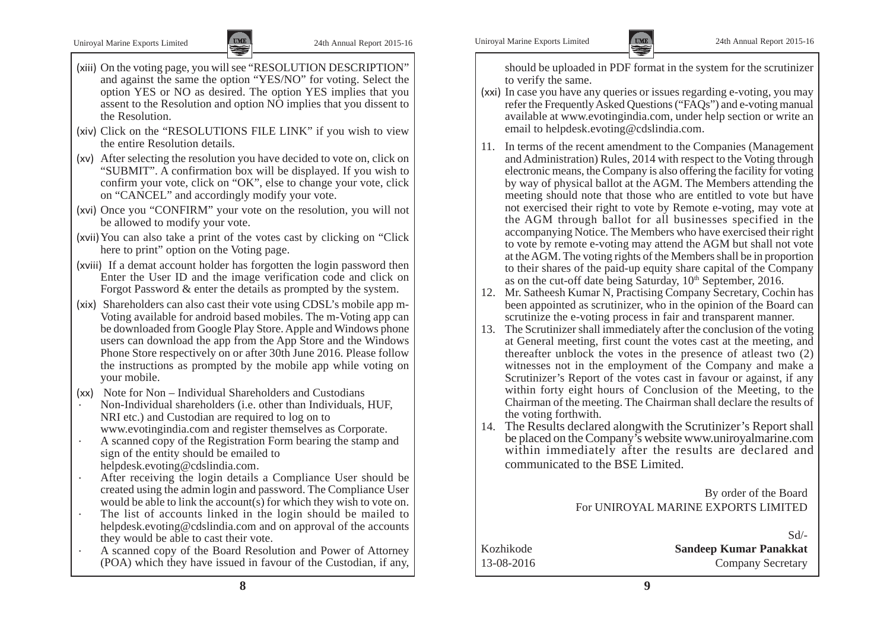(xiii) On the voting page, you will see "RESOLUTION DESCRIPTION" and against the same the option "YES/NO" for voting. Select the option YES or NO as desired. The option YES implies that you assent to the Resolution and option NO implies that you dissent to the Resolution.

(xiv) Click on the "RESOLUTIONS FILE LINK" if you wish to view the entire Resolution details.

(xv) After selecting the resolution you have decided to vote on, click on "SUBMIT". A confirmation box will be displayed. If you wish to confirm your vote, click on "OK", else to change your vote, click on "CANCEL" and accordingly modify your vote.

(xvi) Once you "CONFIRM" your vote on the resolution, you will not be allowed to modify your vote.

(xvii) You can also take a print of the votes cast by clicking on "Click here to print" option on the Voting page.

(xviii) If a demat account holder has forgotten the login password then Enter the User ID and the image verification code and click on Forgot Password & enter the details as prompted by the system.

(xix) Shareholders can also cast their vote using CDSL's mobile app m-Voting available for android based mobiles. The m-Voting app can be downloaded from Google Play Store. Apple and Windows phone users can download the app from the App Store and the Windows Phone Store respectively on or after 30th June 2016. Please follow the instructions as prompted by the mobile app while voting on your mobile.

(xx) Note for Non – Individual Shareholders and Custodians

- Non-Individual shareholders (i.e. other than Individuals, HUF, NRI etc.) and Custodian are required to log on to www.evotingindia.com and register themselves as Corporate.
- A scanned copy of the Registration Form bearing the stamp and sign of the entity should be emailed to helpdesk.evoting@cdslindia.com.
- After receiving the login details a Compliance User should be created using the admin login and password. The Compliance User would be able to link the account(s) for which they wish to vote on.
- The list of accounts linked in the login should be mailed to helpdesk.evoting@cdslindia.com and on approval of the accounts they would be able to cast their vote.
- A scanned copy of the Board Resolution and Power of Attorney (POA) which they have issued in favour of the Custodian, if any, should be uploaded in PDF format in the system for the scrutinizer to verify the same.

(xxi) In case you have any queries or issues regarding e-voting, you may refer the Frequently Asked Questions ("FAQs") and e-voting manual available at www.evotingindia.com, under help section or write an email to helpdesk.evoting@cdslindia.com.

11. In terms of the recent amendment to the Companies (Management and Administration) Rules, 2014 with respect to the Voting through electronic means, the Company is also offering the facility for voting by way of physical ballot at the AGM. The Members attending the meeting should note that those who are entitled to vote but have not exercised their right to vote by Remote e-voting, may vote at the AGM through ballot for all businesses specified in the accompanying Notice. The Members who have exercised their right to vote by remote e-voting may attend the AGM but shall not vote at the AGM. The voting rights of the Members shall be in proportion to their shares of the paid-up equity share capital of the Company as on the cut-off date being Saturday, 10th September, 2016.
12. Mr. Satheesh Kumar N, Practising Company Secretary, Cochin has been appointed as scrutinizer, who in the opinion of the Board can scrutinize the e-voting process in fair and transparent manner.
13. The Scrutinizer shall immediately after the conclusion of the voting at General meeting, first count the votes cast at the meeting, and thereafter unblock the votes in the presence of atleast two (2) witnesses not in the employment of the Company and make a Scrutinizer's Report of the votes cast in favour or against, if any within forty eight hours of Conclusion of the Meeting, to the Chairman of the meeting. The Chairman shall declare the results of the voting forthwith.
14. The Results declared alongwith the Scrutinizer's Report shall be placed on the Company's website www.uniroyalmarine.com within immediately after the results are declared and communicated to the BSE Limited.

By order of the Board
For UNIROYAL MARINE EXPORTS LIMITED

Sd/-
**Sandeep Kumar Panakkat**
Company Secretary

Kozhikode
13-08-2016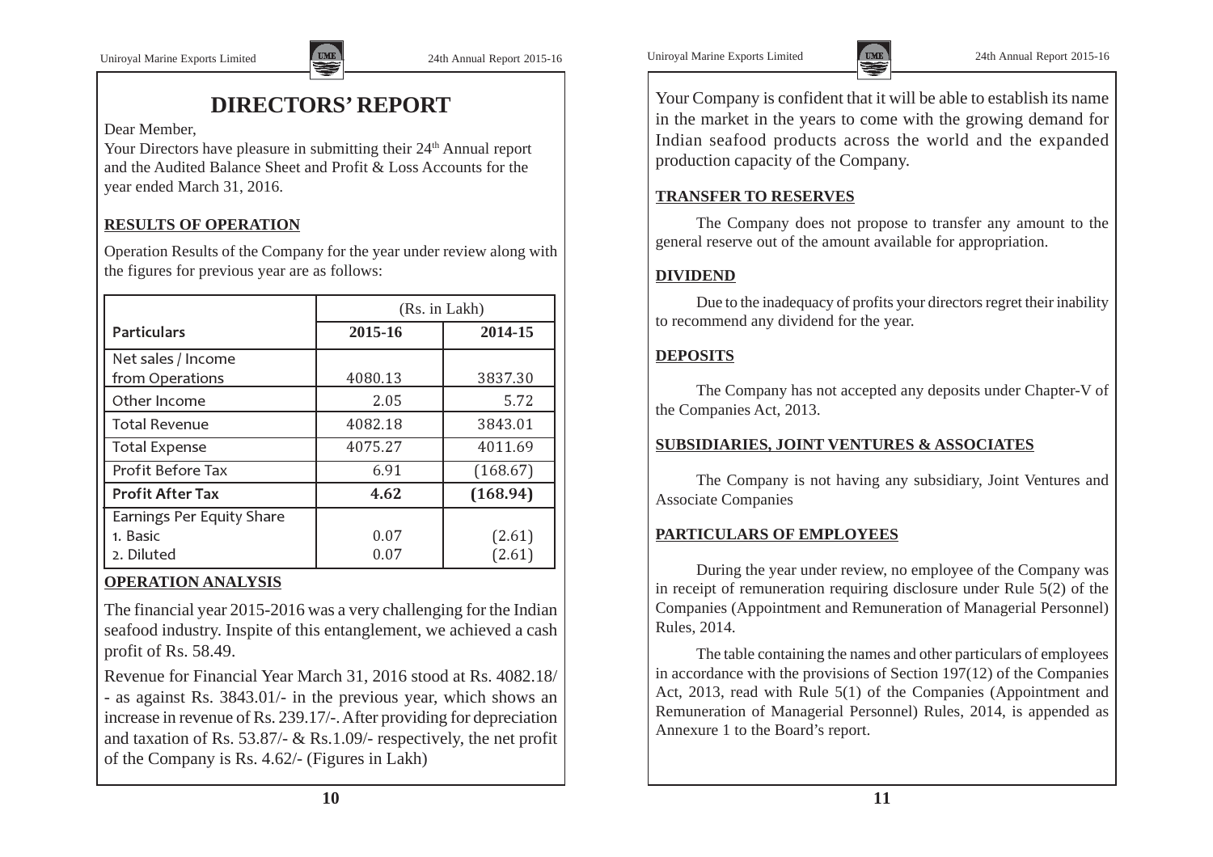# DIRECTORS' REPORT

Dear Member,

Your Directors have pleasure in submitting their 24th Annual report and the Audited Balance Sheet and Profit & Loss Accounts for the year ended March 31, 2016.

## RESULTS OF OPERATION

Operation Results of the Company for the year under review along with the figures for previous year are as follows:

| | (Rs. in Lakh) | |
|---|---|---|
| Particulars | 2015-16 | 2014-15 |
| Net sales / Income from Operations | 4080.13 | 3837.30 |
| Other Income | 2.05 | 5.72 |
| Total Revenue | 4082.18 | 3843.01 |
| Total Expense | 4075.27 | 4011.69 |
| Profit Before Tax | 6.91 | (168.67) |
| **Profit After Tax** | **4.62** | **(168.94)** |
| Earnings Per Equity Share | | |
| 1. Basic | 0.07 | (2.61) |
| 2. Diluted | 0.07 | (2.61) |

## OPERATION ANALYSIS

The financial year 2015-2016 was a very challenging for the Indian seafood industry. Inspite of this entanglement, we achieved a cash profit of Rs. 58.49.

Revenue for Financial Year March 31, 2016 stood at Rs. 4082.18/- as against Rs. 3843.01/- in the previous year, which shows an increase in revenue of Rs. 239.17/-. After providing for depreciation and taxation of Rs. 53.87/- & Rs.1.09/- respectively, the net profit of the Company is Rs. 4.62/- (Figures in Lakh)

Your Company is confident that it will be able to establish its name in the market in the years to come with the growing demand for Indian seafood products across the world and the expanded production capacity of the Company.

## TRANSFER TO RESERVES

The Company does not propose to transfer any amount to the general reserve out of the amount available for appropriation.

## DIVIDEND

Due to the inadequacy of profits your directors regret their inability to recommend any dividend for the year.

## DEPOSITS

The Company has not accepted any deposits under Chapter-V of the Companies Act, 2013.

## SUBSIDIARIES, JOINT VENTURES & ASSOCIATES

The Company is not having any subsidiary, Joint Ventures and Associate Companies

## PARTICULARS OF EMPLOYEES

During the year under review, no employee of the Company was in receipt of remuneration requiring disclosure under Rule 5(2) of the Companies (Appointment and Remuneration of Managerial Personnel) Rules, 2014.

The table containing the names and other particulars of employees in accordance with the provisions of Section 197(12) of the Companies Act, 2013, read with Rule 5(1) of the Companies (Appointment and Remuneration of Managerial Personnel) Rules, 2014, is appended as Annexure 1 to the Board's report.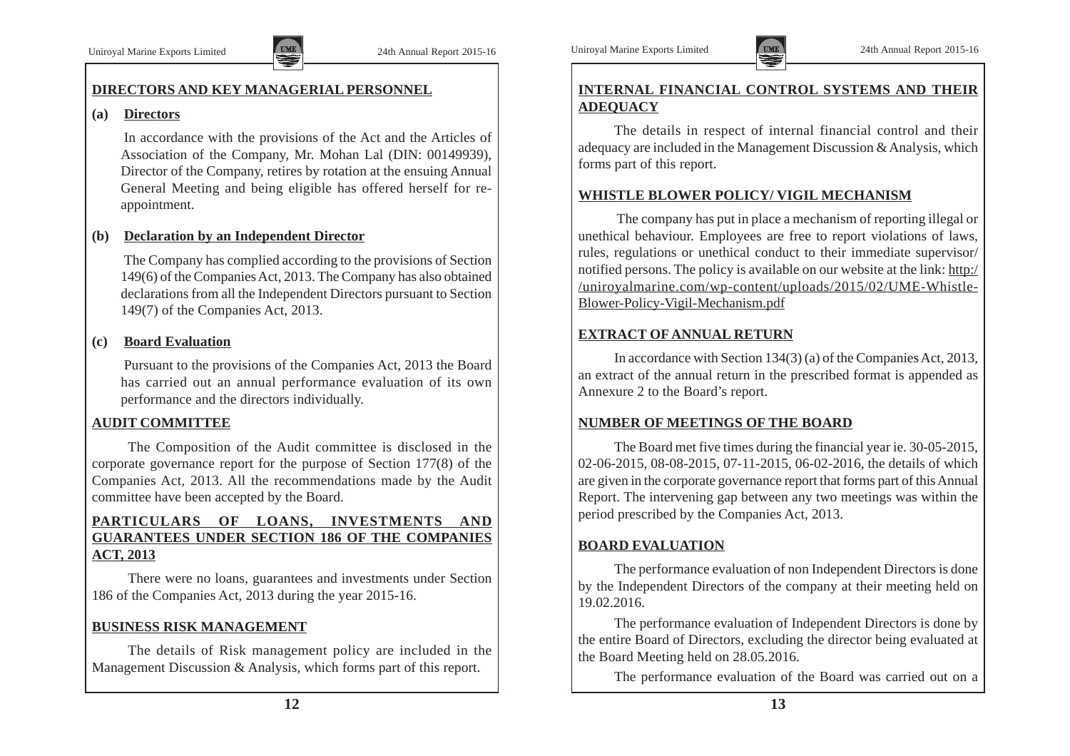## DIRECTORS AND KEY MANAGERIAL PERSONNEL

**(a) Directors**

In accordance with the provisions of the Act and the Articles of Association of the Company, Mr. Mohan Lal (DIN: 00149939), Director of the Company, retires by rotation at the ensuing Annual General Meeting and being eligible has offered herself for re-appointment.

**(b) Declaration by an Independent Director**

The Company has complied according to the provisions of Section 149(6) of the Companies Act, 2013. The Company has also obtained declarations from all the Independent Directors pursuant to Section 149(7) of the Companies Act, 2013.

**(c) Board Evaluation**

Pursuant to the provisions of the Companies Act, 2013 the Board has carried out an annual performance evaluation of its own performance and the directors individually.

## AUDIT COMMITTEE

The Composition of the Audit committee is disclosed in the corporate governance report for the purpose of Section 177(8) of the Companies Act, 2013. All the recommendations made by the Audit committee have been accepted by the Board.

## PARTICULARS OF LOANS, INVESTMENTS AND GUARANTEES UNDER SECTION 186 OF THE COMPANIES ACT, 2013

There were no loans, guarantees and investments under Section 186 of the Companies Act, 2013 during the year 2015-16.

## BUSINESS RISK MANAGEMENT

The details of Risk management policy are included in the Management Discussion & Analysis, which forms part of this report.

## INTERNAL FINANCIAL CONTROL SYSTEMS AND THEIR ADEQUACY

The details in respect of internal financial control and their adequacy are included in the Management Discussion & Analysis, which forms part of this report.

## WHISTLE BLOWER POLICY/ VIGIL MECHANISM

The company has put in place a mechanism of reporting illegal or unethical behaviour. Employees are free to report violations of laws, rules, regulations or unethical conduct to their immediate supervisor/ notified persons. The policy is available on our website at the link: http://uniroyalmarine.com/wp-content/uploads/2015/02/UME-Whistle-Blower-Policy-Vigil-Mechanism.pdf

## EXTRACT OF ANNUAL RETURN

In accordance with Section 134(3) (a) of the Companies Act, 2013, an extract of the annual return in the prescribed format is appended as Annexure 2 to the Board's report.

## NUMBER OF MEETINGS OF THE BOARD

The Board met five times during the financial year ie. 30-05-2015, 02-06-2015, 08-08-2015, 07-11-2015, 06-02-2016, the details of which are given in the corporate governance report that forms part of this Annual Report. The intervening gap between any two meetings was within the period prescribed by the Companies Act, 2013.

## BOARD EVALUATION

The performance evaluation of non Independent Directors is done by the Independent Directors of the company at their meeting held on 19.02.2016.

The performance evaluation of Independent Directors is done by the entire Board of Directors, excluding the director being evaluated at the Board Meeting held on 28.05.2016.

The performance evaluation of the Board was carried out on a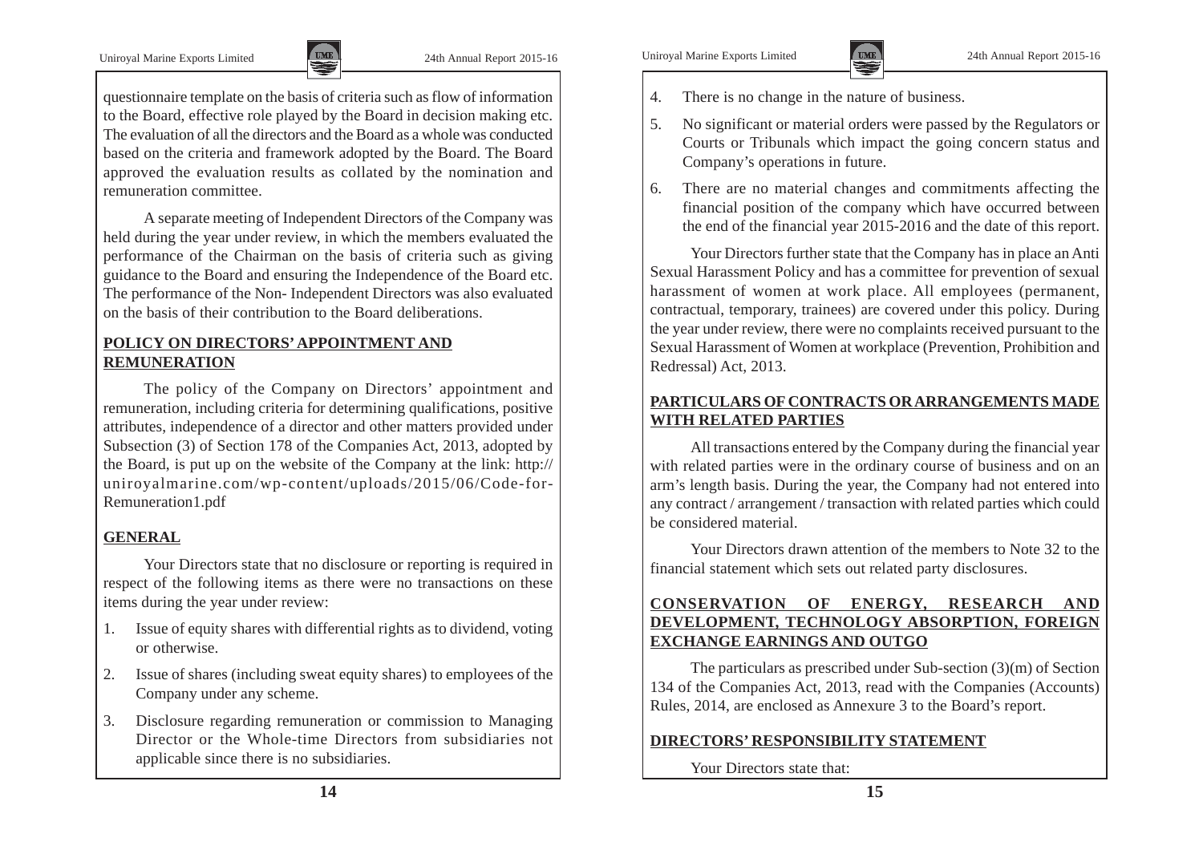questionnaire template on the basis of criteria such as flow of information to the Board, effective role played by the Board in decision making etc. The evaluation of all the directors and the Board as a whole was conducted based on the criteria and framework adopted by the Board. The Board approved the evaluation results as collated by the nomination and remuneration committee.

A separate meeting of Independent Directors of the Company was held during the year under review, in which the members evaluated the performance of the Chairman on the basis of criteria such as giving guidance to the Board and ensuring the Independence of the Board etc. The performance of the Non- Independent Directors was also evaluated on the basis of their contribution to the Board deliberations.

## POLICY ON DIRECTORS' APPOINTMENT AND REMUNERATION

The policy of the Company on Directors' appointment and remuneration, including criteria for determining qualifications, positive attributes, independence of a director and other matters provided under Subsection (3) of Section 178 of the Companies Act, 2013, adopted by the Board, is put up on the website of the Company at the link: http://uniroyalmarine.com/wp-content/uploads/2015/06/Code-for-Remuneration1.pdf

## GENERAL

Your Directors state that no disclosure or reporting is required in respect of the following items as there were no transactions on these items during the year under review:

1. Issue of equity shares with differential rights as to dividend, voting or otherwise.
2. Issue of shares (including sweat equity shares) to employees of the Company under any scheme.
3. Disclosure regarding remuneration or commission to Managing Director or the Whole-time Directors from subsidiaries not applicable since there is no subsidiaries.
4. There is no change in the nature of business.
5. No significant or material orders were passed by the Regulators or Courts or Tribunals which impact the going concern status and Company's operations in future.
6. There are no material changes and commitments affecting the financial position of the company which have occurred between the end of the financial year 2015-2016 and the date of this report.

Your Directors further state that the Company has in place an Anti Sexual Harassment Policy and has a committee for prevention of sexual harassment of women at work place. All employees (permanent, contractual, temporary, trainees) are covered under this policy. During the year under review, there were no complaints received pursuant to the Sexual Harassment of Women at workplace (Prevention, Prohibition and Redressal) Act, 2013.

## PARTICULARS OF CONTRACTS OR ARRANGEMENTS MADE WITH RELATED PARTIES

All transactions entered by the Company during the financial year with related parties were in the ordinary course of business and on an arm's length basis. During the year, the Company had not entered into any contract / arrangement / transaction with related parties which could be considered material.

Your Directors drawn attention of the members to Note 32 to the financial statement which sets out related party disclosures.

## CONSERVATION OF ENERGY, RESEARCH AND DEVELOPMENT, TECHNOLOGY ABSORPTION, FOREIGN EXCHANGE EARNINGS AND OUTGO

The particulars as prescribed under Sub-section (3)(m) of Section 134 of the Companies Act, 2013, read with the Companies (Accounts) Rules, 2014, are enclosed as Annexure 3 to the Board's report.

## DIRECTORS' RESPONSIBILITY STATEMENT

Your Directors state that: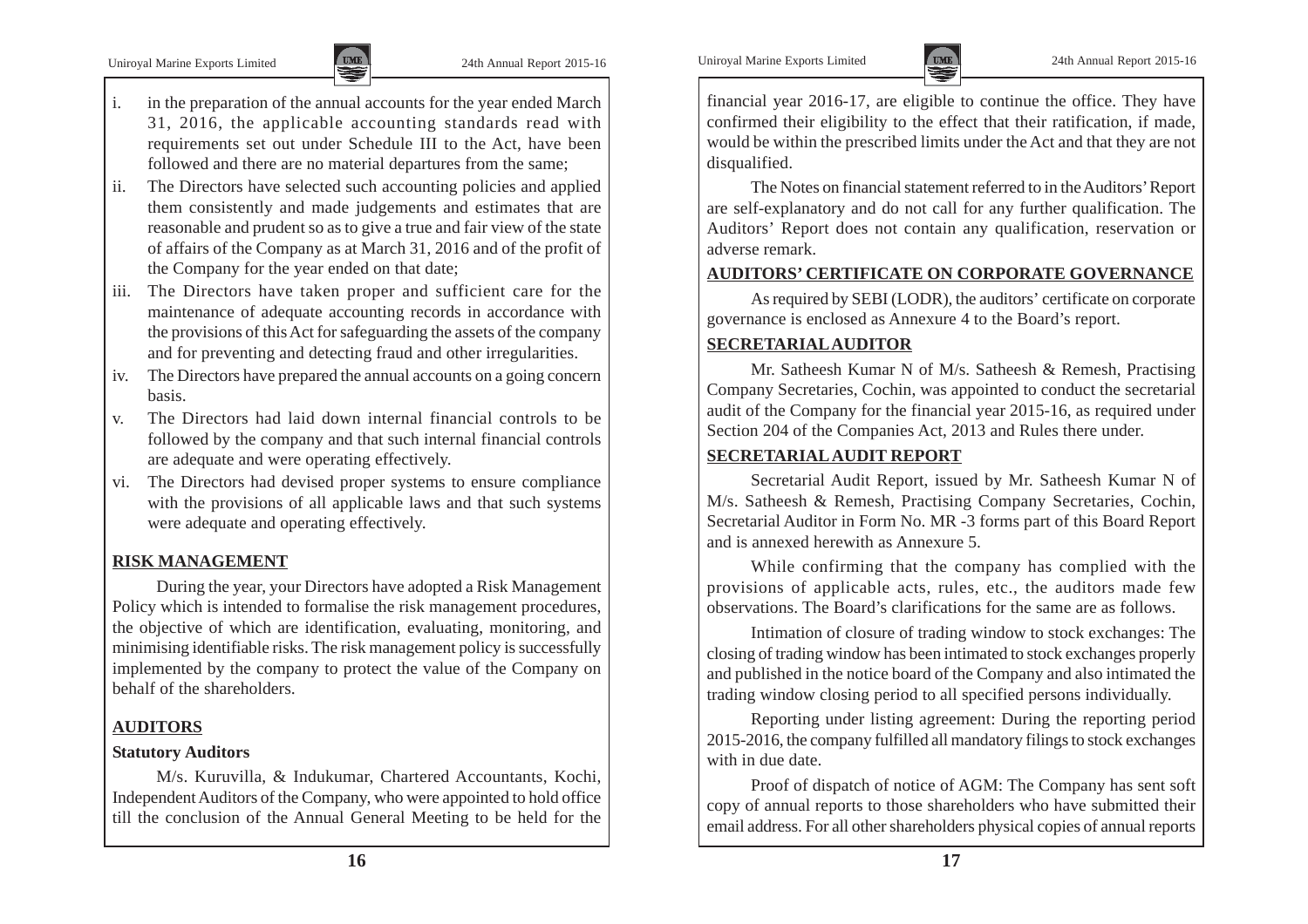i. in the preparation of the annual accounts for the year ended March 31, 2016, the applicable accounting standards read with requirements set out under Schedule III to the Act, have been followed and there are no material departures from the same;
ii. The Directors have selected such accounting policies and applied them consistently and made judgements and estimates that are reasonable and prudent so as to give a true and fair view of the state of affairs of the Company as at March 31, 2016 and of the profit of the Company for the year ended on that date;
iii. The Directors have taken proper and sufficient care for the maintenance of adequate accounting records in accordance with the provisions of this Act for safeguarding the assets of the company and for preventing and detecting fraud and other irregularities.
iv. The Directors have prepared the annual accounts on a going concern basis.
v. The Directors had laid down internal financial controls to be followed by the company and that such internal financial controls are adequate and were operating effectively.
vi. The Directors had devised proper systems to ensure compliance with the provisions of all applicable laws and that such systems were adequate and operating effectively.

## RISK MANAGEMENT

During the year, your Directors have adopted a Risk Management Policy which is intended to formalise the risk management procedures, the objective of which are identification, evaluating, monitoring, and minimising identifiable risks. The risk management policy is successfully implemented by the company to protect the value of the Company on behalf of the shareholders.

## AUDITORS

### Statutory Auditors

M/s. Kuruvilla, & Indukumar, Chartered Accountants, Kochi, Independent Auditors of the Company, who were appointed to hold office till the conclusion of the Annual General Meeting to be held for the financial year 2016-17, are eligible to continue the office. They have confirmed their eligibility to the effect that their ratification, if made, would be within the prescribed limits under the Act and that they are not disqualified.

The Notes on financial statement referred to in the Auditors' Report are self-explanatory and do not call for any further qualification. The Auditors' Report does not contain any qualification, reservation or adverse remark.

## AUDITORS' CERTIFICATE ON CORPORATE GOVERNANCE

As required by SEBI (LODR), the auditors' certificate on corporate governance is enclosed as Annexure 4 to the Board's report.

## SECRETARIAL AUDITOR

Mr. Satheesh Kumar N of M/s. Satheesh & Remesh, Practising Company Secretaries, Cochin, was appointed to conduct the secretarial audit of the Company for the financial year 2015-16, as required under Section 204 of the Companies Act, 2013 and Rules there under.

## SECRETARIAL AUDIT REPORT

Secretarial Audit Report, issued by Mr. Satheesh Kumar N of M/s. Satheesh & Remesh, Practising Company Secretaries, Cochin, Secretarial Auditor in Form No. MR -3 forms part of this Board Report and is annexed herewith as Annexure 5.

While confirming that the company has complied with the provisions of applicable acts, rules, etc., the auditors made few observations. The Board's clarifications for the same are as follows.

Intimation of closure of trading window to stock exchanges: The closing of trading window has been intimated to stock exchanges properly and published in the notice board of the Company and also intimated the trading window closing period to all specified persons individually.

Reporting under listing agreement: During the reporting period 2015-2016, the company fulfilled all mandatory filings to stock exchanges with in due date.

Proof of dispatch of notice of AGM: The Company has sent soft copy of annual reports to those shareholders who have submitted their email address. For all other shareholders physical copies of annual reports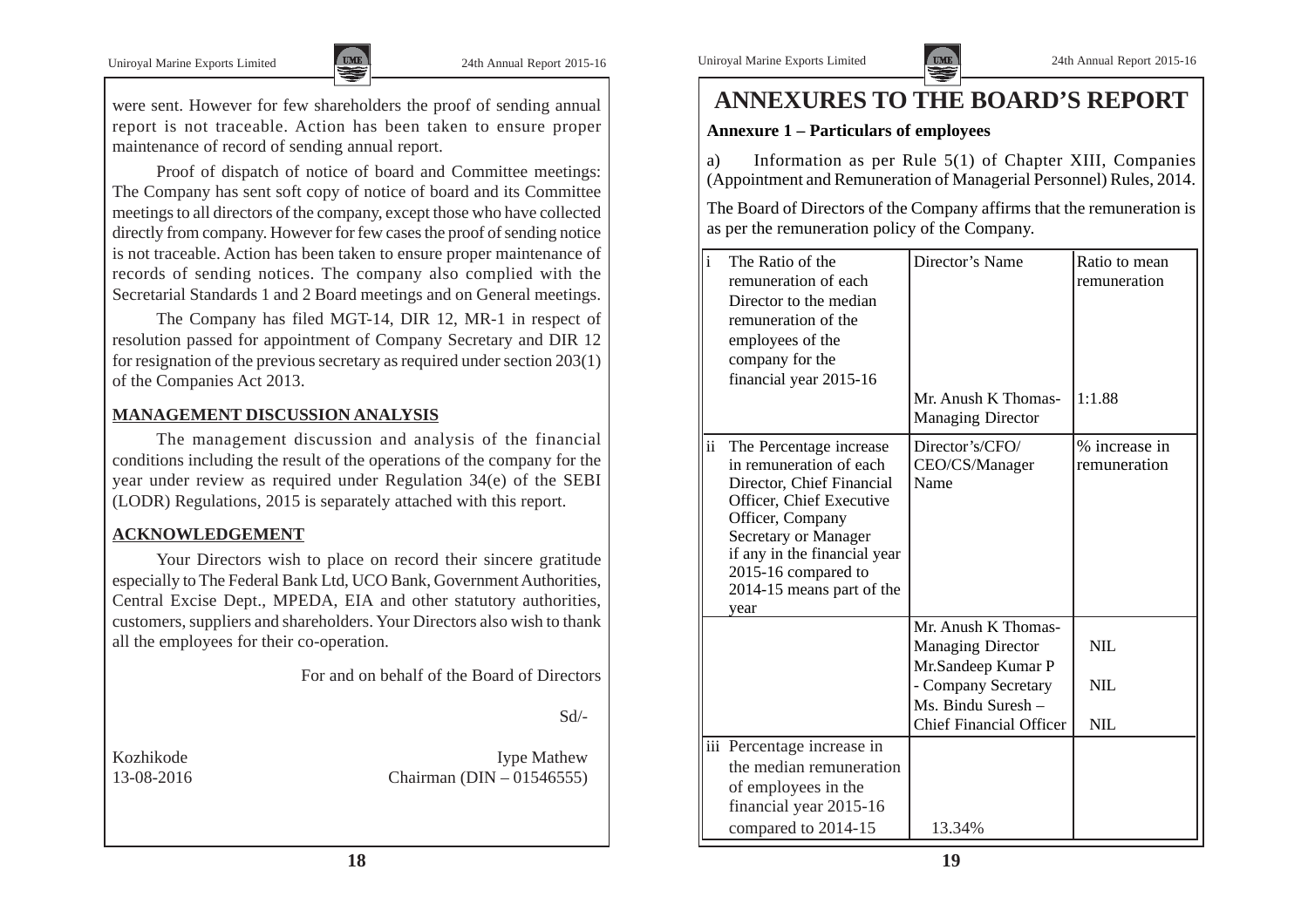were sent. However for few shareholders the proof of sending annual report is not traceable. Action has been taken to ensure proper maintenance of record of sending annual report.

Proof of dispatch of notice of board and Committee meetings: The Company has sent soft copy of notice of board and its Committee meetings to all directors of the company, except those who have collected directly from company. However for few cases the proof of sending notice is not traceable. Action has been taken to ensure proper maintenance of records of sending notices. The company also complied with the Secretarial Standards 1 and 2 Board meetings and on General meetings.

The Company has filed MGT-14, DIR 12, MR-1 in respect of resolution passed for appointment of Company Secretary and DIR 12 for resignation of the previous secretary as required under section 203(1) of the Companies Act 2013.

**MANAGEMENT DISCUSSION ANALYSIS**

The management discussion and analysis of the financial conditions including the result of the operations of the company for the year under review as required under Regulation 34(e) of the SEBI (LODR) Regulations, 2015 is separately attached with this report.

**ACKNOWLEDGEMENT**

Your Directors wish to place on record their sincere gratitude especially to The Federal Bank Ltd, UCO Bank, Government Authorities, Central Excise Dept., MPEDA, EIA and other statutory authorities, customers, suppliers and shareholders. Your Directors also wish to thank all the employees for their co-operation.

For and on behalf of the Board of Directors

Sd/-

Kozhikode
13-08-2016

Iype Mathew
Chairman (DIN – 01546555)

# ANNEXURES TO THE BOARD'S REPORT

**Annexure 1 – Particulars of employees**

a) Information as per Rule 5(1) of Chapter XIII, Companies (Appointment and Remuneration of Managerial Personnel) Rules, 2014.

The Board of Directors of the Company affirms that the remuneration is as per the remuneration policy of the Company.

| | | | |
|---|---|---|---|
| i | The Ratio of the remuneration of each Director to the median remuneration of the employees of the company for the financial year 2015-16 | Director's Name | Ratio to mean remuneration |
| | | Mr. Anush K Thomas- Managing Director | 1:1.88 |
| ii | The Percentage increase in remuneration of each Director, Chief Financial Officer, Chief Executive Officer, Company Secretary or Manager if any in the financial year 2015-16 compared to 2014-15 means part of the year | Director's/CFO/ CEO/CS/Manager Name | % increase in remuneration |
| | | Mr. Anush K Thomas- Managing Director | NIL |
| | | Mr.Sandeep Kumar P - Company Secretary | NIL |
| | | Ms. Bindu Suresh – Chief Financial Officer | NIL |
| iii | Percentage increase in the median remuneration of employees in the financial year 2015-16 compared to 2014-15 | 13.34% | |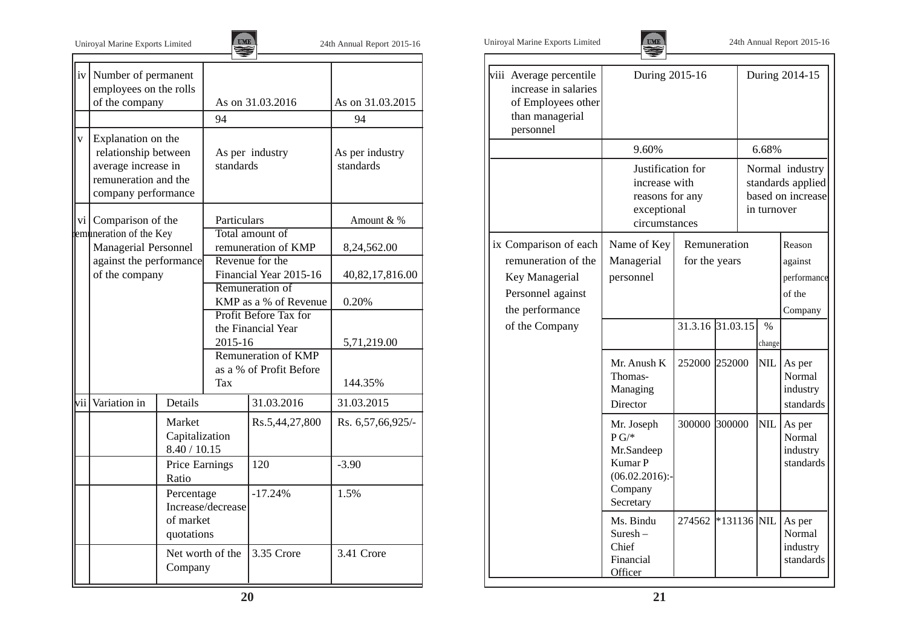| | | | |
|---|---|---|---|
| iv | Number of permanent employees on the rolls of the company | As on 31.03.2016 | As on 31.03.2015 |
| | | 94 | 94 |
| v | Explanation on the relationship between average increase in remuneration and the company performance | As per industry standards | As per industry standards |
| vi | Comparison of the remuneration of the Key Managerial Personnel against the performance of the company | Particulars | Amount & % |
| | | Total amount of remuneration of KMP | 8,24,562.00 |
| | | Revenue for the Financial Year 2015-16 | 40,82,17,816.00 |
| | | Remuneration of KMP as a % of Revenue | 0.20% |
| | | Profit Before Tax for the Financial Year 2015-16 | 5,71,219.00 |
| | | Remuneration of KMP as a % of Profit Before Tax | 144.35% |

| | | | | |
|---|---|---|---|---|
| vii | Variation in | Details | 31.03.2016 | 31.03.2015 |
| | | Market Capitalization 8.40 / 10.15 | Rs.5,44,27,800 | Rs. 6,57,66,925/- |
| | | Price Earnings Ratio | 120 | -3.90 |
| | | Percentage Increase/decrease of market quotations | -17.24% | 1.5% |
| | | Net worth of the Company | 3.35 Crore | 3.41 Crore |

| | | |
|---|---|---|
| viii Average percentile increase in salaries of Employees other than managerial personnel | During 2015-16 | During 2014-15 |
| | 9.60% | 6.68% |
| | Justification for increase with reasons for any exceptional circumstances | Normal industry standards applied based on increase in turnover |

| | | | | | |
|---|---|---|---|---|---|
| ix Comparison of each remuneration of the Key Managerial Personnel against the performance of the Company | Name of Key Managerial personnel | Remuneration for the years | | | Reason against performance of the Company |
| | | 31.3.16 | 31.03.15 | % change | |
| | Mr. Anush K Thomas- Managing Director | 252000 | 252000 | NIL | As per Normal industry standards |
| | Mr. Joseph P G/* Mr.Sandeep Kumar P (06.02.2016):- Company Secretary | 300000 | 300000 | NIL | As per Normal industry standards |
| | Ms. Bindu Suresh – Chief Financial Officer | 274562 | *131136 | NIL | As per Normal industry standards |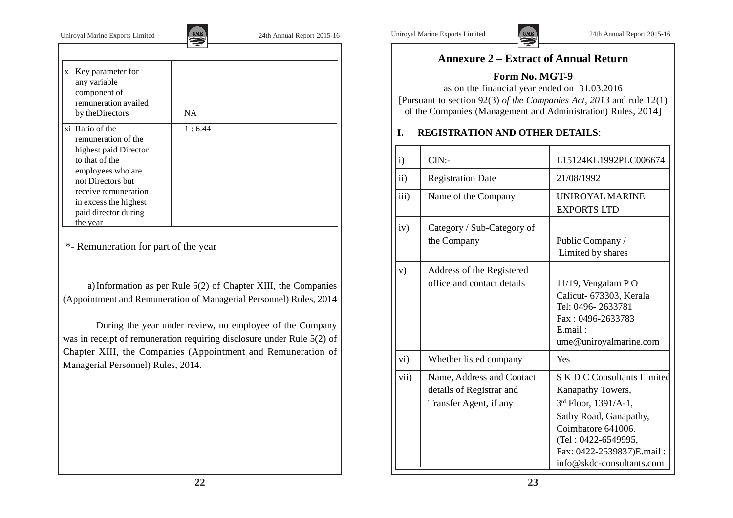| | |
|---|---|
| x Key parameter for any variable component of remuneration availed by theDirectors | NA |
| xi Ratio of the remuneration of the highest paid Director to that of the employees who are not Directors but receive remuneration in excess the highest paid director during the year | 1 : 6.44 |

*- Remuneration for part of the year

a) Information as per Rule 5(2) of Chapter XIII, the Companies (Appointment and Remuneration of Managerial Personnel) Rules, 2014

During the year under review, no employee of the Company was in receipt of remuneration requiring disclosure under Rule 5(2) of Chapter XIII, the Companies (Appointment and Remuneration of Managerial Personnel) Rules, 2014.

## Annexure 2 – Extract of Annual Return

### Form No. MGT-9

as on the financial year ended on 31.03.2016
[Pursuant to section 92(3) *of the Companies Act, 2013* and rule 12(1) of the Companies (Management and Administration) Rules, 2014]

**I. REGISTRATION AND OTHER DETAILS**:

| | | |
|---|---|---|
| i) | CIN:- | L15124KL1992PLC006674 |
| ii) | Registration Date | 21/08/1992 |
| iii) | Name of the Company | UNIROYAL MARINE EXPORTS LTD |
| iv) | Category / Sub-Category of the Company | Public Company / Limited by shares |
| v) | Address of the Registered office and contact details | 11/19, Vengalam P O Calicut- 673303, Kerala Tel: 0496- 2633781 Fax : 0496-2633783 E.mail : ume@uniroyalmarine.com |
| vi) | Whether listed company | Yes |
| vii) | Name, Address and Contact details of Registrar and Transfer Agent, if any | S K D C Consultants Limited Kanapathy Towers, 3rd Floor, 1391/A-1, Sathy Road, Ganapathy, Coimbatore 641006. (Tel : 0422-6549995, Fax: 0422-2539837)E.mail : info@skdc-consultants.com |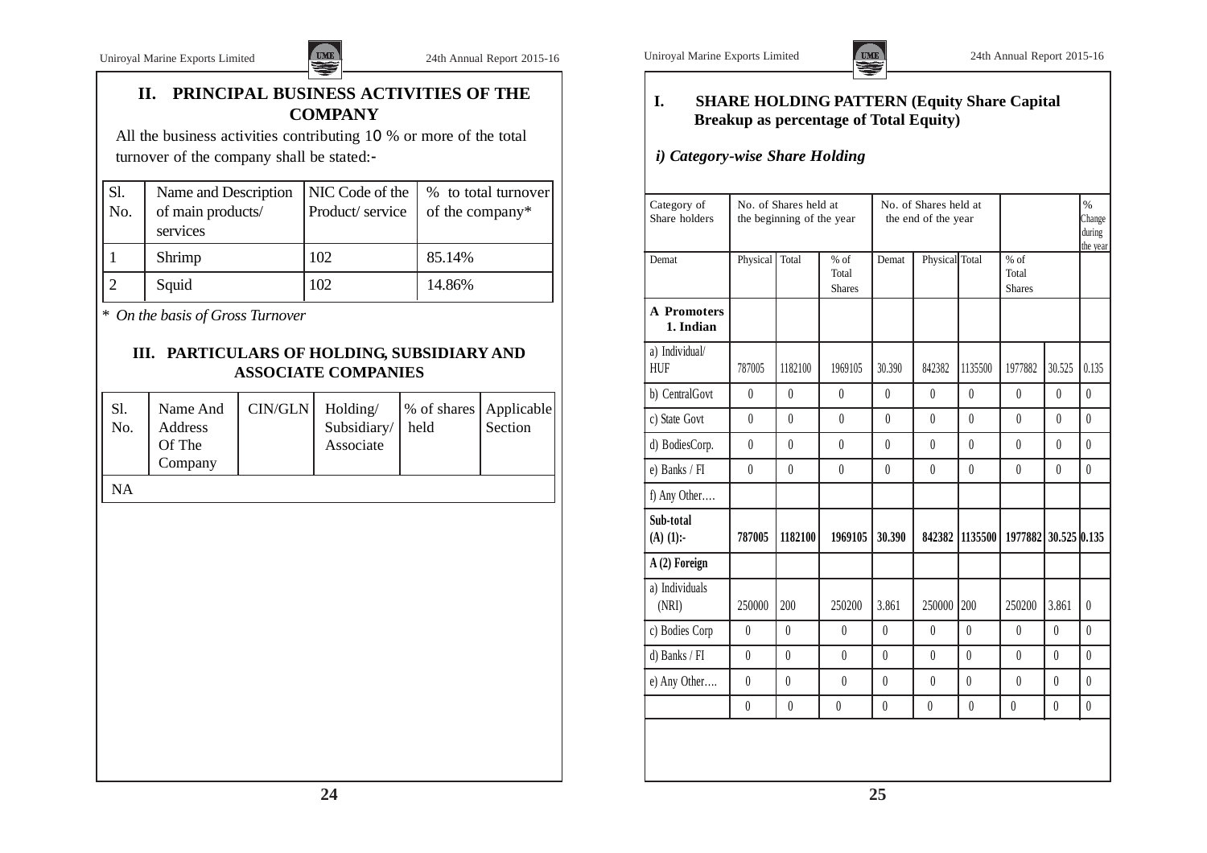## II. PRINCIPAL BUSINESS ACTIVITIES OF THE COMPANY

All the business activities contributing 10 % or more of the total turnover of the company shall be stated:-

| Sl. No. | Name and Description of main products/ services | NIC Code of the Product/ service | % to total turnover of the company* |
|---|---|---|---|
| 1 | Shrimp | 102 | 85.14% |
| 2 | Squid | 102 | 14.86% |

* *On the basis of Gross Turnover*

## III. PARTICULARS OF HOLDING, SUBSIDIARY AND ASSOCIATE COMPANIES

| Sl. No. | Name And Address Of The Company | CIN/GLN | Holding/ Subsidiary/ Associate | % of shares held | Applicable Section |
|---|---|---|---|---|---|
| NA | | | | | |

## I. SHARE HOLDING PATTERN (Equity Share Capital Breakup as percentage of Total Equity)

### *i) Category-wise Share Holding*

| Category of Share holders | No. of Shares held at the beginning of the year | | | No. of Shares held at the end of the year | | | | | % Change during the year |
|---|---|---|---|---|---|---|---|---|---|
| Demat | Physical | Total | % of Total Shares | Demat | Physical | Total | % of Total Shares | | |
| **A Promoters 1. Indian** | | | | | | | | | |
| a) Individual/ HUF | 787005 | 1182100 | 1969105 | 30.390 | 842382 | 1135500 | 1977882 | 30.525 | 0.135 |
| b) CentralGovt | 0 | 0 | 0 | 0 | 0 | 0 | 0 | 0 | 0 |
| c) State Govt | 0 | 0 | 0 | 0 | 0 | 0 | 0 | 0 | 0 |
| d) BodiesCorp. | 0 | 0 | 0 | 0 | 0 | 0 | 0 | 0 | 0 |
| e) Banks / FI | 0 | 0 | 0 | 0 | 0 | 0 | 0 | 0 | 0 |
| f) Any Other…. | | | | | | | | | |
| **Sub-total (A) (1):-** | **787005** | **1182100** | **1969105** | **30.390** | **842382** | **1135500** | **1977882** | **30.525** | **0.135** |
| **A (2) Foreign** | | | | | | | | | |
| a) Individuals (NRI) | 250000 | 200 | 250200 | 3.861 | 250000 | 200 | 250200 | 3.861 | 0 |
| c) Bodies Corp | 0 | 0 | 0 | 0 | 0 | 0 | 0 | 0 | 0 |
| d) Banks / FI | 0 | 0 | 0 | 0 | 0 | 0 | 0 | 0 | 0 |
| e) Any Other…. | 0 | 0 | 0 | 0 | 0 | 0 | 0 | 0 | 0 |
| | 0 | 0 | 0 | 0 | 0 | 0 | 0 | 0 | 0 |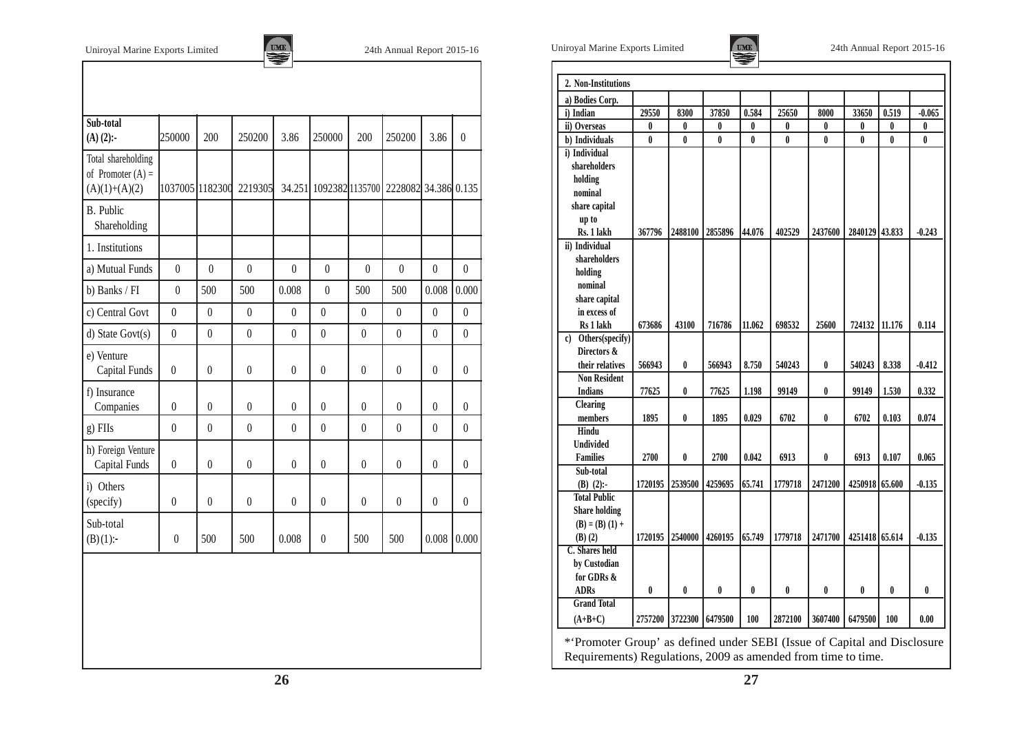| Sub-total (A) (2):- | 250000 | 200 | 250200 | 3.86 | 250000 | 200 | 250200 | 3.86 | 0 |
|---|---|---|---|---|---|---|---|---|---|
| Total shareholding of Promoter (A) = (A)(1)+(A)(2) | 1037005 | 1182300 | 2219305 | 34.251 | 1092382 | 1135700 | 2228082 | 34.386 | 0.135 |
| B. Public Shareholding | | | | | | | | | |
| 1. Institutions | | | | | | | | | |
| a) Mutual Funds | 0 | 0 | 0 | 0 | 0 | 0 | 0 | 0 | 0 |
| b) Banks / FI | 0 | 500 | 500 | 0.008 | 0 | 500 | 500 | 0.008 | 0.000 |
| c) Central Govt | 0 | 0 | 0 | 0 | 0 | 0 | 0 | 0 | 0 |
| d) State Govt(s) | 0 | 0 | 0 | 0 | 0 | 0 | 0 | 0 | 0 |
| e) Venture Capital Funds | 0 | 0 | 0 | 0 | 0 | 0 | 0 | 0 | 0 |
| f) Insurance Companies | 0 | 0 | 0 | 0 | 0 | 0 | 0 | 0 | 0 |
| g) FIIs | 0 | 0 | 0 | 0 | 0 | 0 | 0 | 0 | 0 |
| h) Foreign Venture Capital Funds | 0 | 0 | 0 | 0 | 0 | 0 | 0 | 0 | 0 |
| i) Others (specify) | 0 | 0 | 0 | 0 | 0 | 0 | 0 | 0 | 0 |
| Sub-total (B)(1):- | 0 | 500 | 500 | 0.008 | 0 | 500 | 500 | 0.008 | 0.000 |

| 2. Non-Institutions | | | | | | | | | |
|---|---|---|---|---|---|---|---|---|---|
| a) Bodies Corp. | | | | | | | | | |
| i) Indian | 29550 | 8300 | 37850 | 0.584 | 25650 | 8000 | 33650 | 0.519 | -0.065 |
| ii) Overseas | 0 | 0 | 0 | 0 | 0 | 0 | 0 | 0 | 0 |
| b) Individuals | 0 | 0 | 0 | 0 | 0 | 0 | 0 | 0 | 0 |
| i) Individual shareholders holding nominal share capital up to Rs. 1 lakh | 367796 | 2488100 | 2855896 | 44.076 | 402529 | 2437600 | 2840129 | 43.833 | -0.243 |
| ii) Individual shareholders holding nominal share capital in excess of Rs 1 lakh | 673686 | 43100 | 716786 | 11.062 | 698532 | 25600 | 724132 | 11.176 | 0.114 |
| c) Others(specify) Directors & their relatives | 566943 | 0 | 566943 | 8.750 | 540243 | 0 | 540243 | 8.338 | -0.412 |
| Non Resident Indians | 77625 | 0 | 77625 | 1.198 | 99149 | 0 | 99149 | 1.530 | 0.332 |
| Clearing members | 1895 | 0 | 1895 | 0.029 | 6702 | 0 | 6702 | 0.103 | 0.074 |
| Hindu Undivided Families | 2700 | 0 | 2700 | 0.042 | 6913 | 0 | 6913 | 0.107 | 0.065 |
| Sub-total (B) (2):- | 1720195 | 2539500 | 4259695 | 65.741 | 1779718 | 2471200 | 4250918 | 65.600 | -0.135 |
| Total Public Share holding (B) = (B) (1) + (B) (2) | 1720195 | 2540000 | 4260195 | 65.749 | 1779718 | 2471700 | 4251418 | 65.614 | -0.135 |
| C. Shares held by Custodian for GDRs & ADRs | 0 | 0 | 0 | 0 | 0 | 0 | 0 | 0 | 0 |
| Grand Total (A+B+C) | 2757200 | 3722300 | 6479500 | 100 | 2872100 | 3607400 | 6479500 | 100 | 0.00 |

*'Promoter Group' as defined under SEBI (Issue of Capital and Disclosure Requirements) Regulations, 2009 as amended from time to time.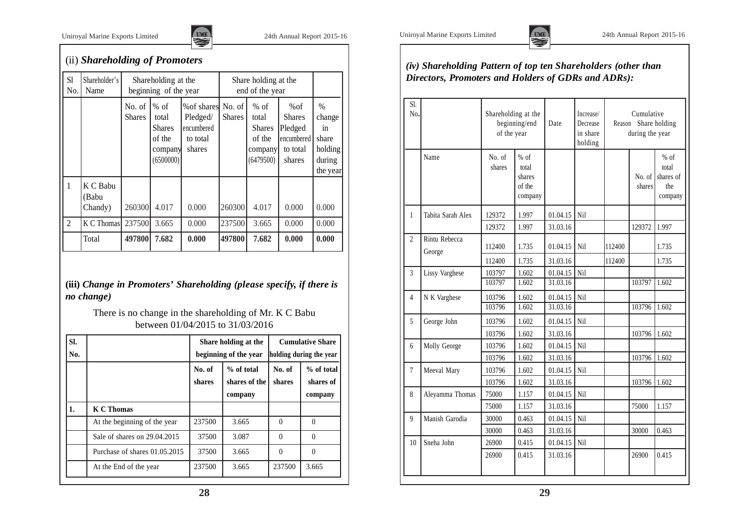## (ii) *Shareholding of Promoters*

| Sl No. | Shareholder's Name | Shareholding at the beginning of the year | | | Share holding at the end of the year | | | |
|---|---|---|---|---|---|---|---|---|
| | | No. of Shares | % of total Shares of the company (6500000) | %of shares Pledged/ encumbered to total shares | No. of Shares | % of total Shares of the company (6479500) | %of Shares Pledged encumbered to total shares | % change in share holding during the year |
| 1 | K C Babu (Babu Chandy) | 260300 | 4.017 | 0.000 | 260300 | 4.017 | 0.000 | 0.000 |
| 2 | K C Thomas | 237500 | 3.665 | 0.000 | 237500 | 3.665 | 0.000 | 0.000 |
| | Total | **497800** | **7.682** | **0.000** | **497800** | **7.682** | **0.000** | **0.000** |

**(iii)** ***Change in Promoters' Shareholding (please specify, if there is no change)***

There is no change in the shareholding of Mr. K C Babu between 01/04/2015 to 31/03/2016

| Sl. No. | | Share holding at the beginning of the year | | Cumulative Share holding during the year | |
|---|---|---|---|---|---|
| | | **No. of shares** | **% of total shares of the company** | **No. of shares** | **% of total shares of company** |
| **1.** | **K C Thomas** | | | | |
| | At the beginning of the year | 237500 | 3.665 | 0 | 0 |
| | Sale of shares on 29.04.2015 | 37500 | 3.087 | 0 | 0 |
| | Purchase of shares 01.05.2015 | 37500 | 3.665 | 0 | 0 |
| | At the End of the year | 237500 | 3.665 | 237500 | 3.665 |

### *(iv) Shareholding Pattern of top ten Shareholders (other than Directors, Promoters and Holders of GDRs and ADRs):*

| Sl. No. | | Shareholding at the beginning/end of the year | | Date | Increase/ Decrease in share holding | Reason | Cumulative Share holding during the year | |
|---|---|---|---|---|---|---|---|---|
| | Name | No. of shares | % of total shares of the company | | | | No. of shares | % of total shares of the company |
| 1 | Tabita Sarah Alex | 129372 | 1.997 | 01.04.15 | Nil | | | |
| | | 129372 | 1.997 | 31.03.16 | | | 129372 | 1.997 |
| 2 | Rintu Rebecca George | 112400 | 1.735 | 01.04.15 | Nil | 112400 | | 1.735 |
| | | 112400 | 1.735 | 31.03.16 | | 112400 | | 1.735 |
| 3 | Lissy Varghese | 103797 | 1.602 | 01.04.15 | Nil | | | |
| | | 103797 | 1.602 | 31.03.16 | | | 103797 | 1.602 |
| 4 | N K Varghese | 103796 | 1.602 | 01.04.15 | Nil | | | |
| | | 103796 | 1.602 | 31.03.16 | | | 103796 | 1.602 |
| 5 | George John | 103796 | 1.602 | 01.04.15 | Nil | | | |
| | | 103796 | 1.602 | 31.03.16 | | | 103796 | 1.602 |
| 6 | Molly George | 103796 | 1.602 | 01.04.15 | Nil | | | |
| | | 103796 | 1.602 | 31.03.16 | | | 103796 | 1.602 |
| 7 | Meeval Mary | 103796 | 1.602 | 01.04.15 | Nil | | | |
| | | 103796 | 1.602 | 31.03.16 | | | 103796 | 1.602 |
| 8 | Aleyamma Thomas | 75000 | 1.157 | 01.04.15 | Nil | | | |
| | | 75000 | 1.157 | 31.03.16 | | | 75000 | 1.157 |
| 9 | Manish Garodia | 30000 | 0.463 | 01.04.15 | Nil | | | |
| | | 30000 | 0.463 | 31.03.16 | | | 30000 | 0.463 |
| 10 | Sneha John | 26900 | 0.415 | 01.04.15 | Nil | | | |
| | | 26900 | 0.415 | 31.03.16 | | | 26900 | 0.415 |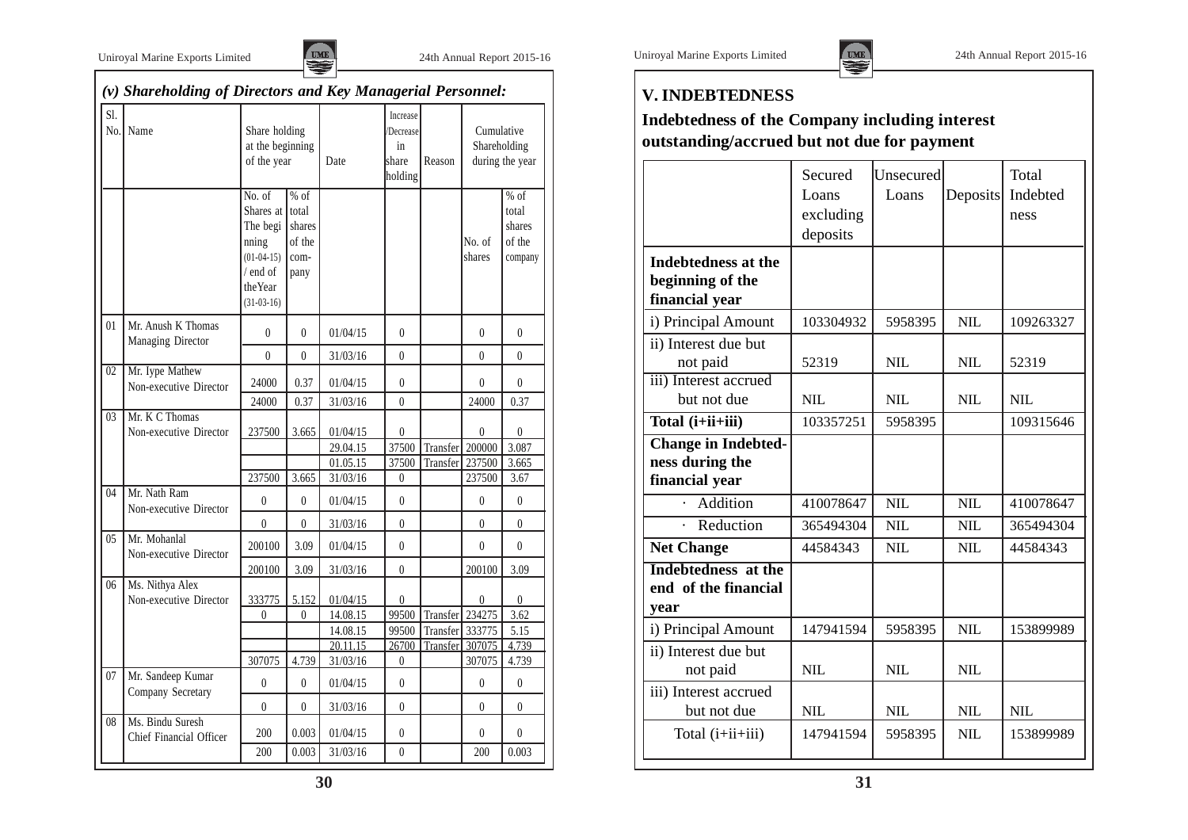### *(v) Shareholding of Directors and Key Managerial Personnel:*

| Sl. No. | Name | Share holding at the beginning of the year | | Date | Increase /Decrease in share holding | Reason | Cumulative Shareholding during the year | |
|---|---|---|---|---|---|---|---|---|
| | | No. of Shares at The beginning (01-04-15) / end of theYear (31-03-16) | % of total shares of the company | | | | No. of shares | % of total shares of the company |
| 01 | Mr. Anush K Thomas Managing Director | 0 | 0 | 01/04/15 | 0 | | 0 | 0 |
| | | 0 | 0 | 31/03/16 | 0 | | 0 | 0 |
| 02 | Mr. Iype Mathew Non-executive Director | 24000 | 0.37 | 01/04/15 | 0 | | 0 | 0 |
| | | 24000 | 0.37 | 31/03/16 | 0 | | 24000 | 0.37 |
| 03 | Mr. K C Thomas Non-executive Director | 237500 | 3.665 | 01/04/15 | 0 | | 0 | 0 |
| | | | | 29.04.15 | 37500 | Transfer | 200000 | 3.087 |
| | | | | 01.05.15 | 37500 | Transfer | 237500 | 3.665 |
| | | 237500 | 3.665 | 31/03/16 | 0 | | 237500 | 3.67 |
| 04 | Mr. Nath Ram Non-executive Director | 0 | 0 | 01/04/15 | 0 | | 0 | 0 |
| | | 0 | 0 | 31/03/16 | 0 | | 0 | 0 |
| 05 | Mr. Mohanlal Non-executive Director | 200100 | 3.09 | 01/04/15 | 0 | | 0 | 0 |
| | | 200100 | 3.09 | 31/03/16 | 0 | | 200100 | 3.09 |
| 06 | Ms. Nithya Alex Non-executive Director | 333775 | 5.152 | 01/04/15 | 0 | | 0 | 0 |
| | | 0 | 0 | 14.08.15 | 99500 | Transfer | 234275 | 3.62 |
| | | | | 14.08.15 | 99500 | Transfer | 333775 | 5.15 |
| | | | | 20.11.15 | 26700 | Transfer | 307075 | 4.739 |
| | | 307075 | 4.739 | 31/03/16 | 0 | | 307075 | 4.739 |
| 07 | Mr. Sandeep Kumar Company Secretary | 0 | 0 | 01/04/15 | 0 | | 0 | 0 |
| | | 0 | 0 | 31/03/16 | 0 | | 0 | 0 |
| 08 | Ms. Bindu Suresh Chief Financial Officer | 200 | 0.003 | 01/04/15 | 0 | | 0 | 0 |
| | | 200 | 0.003 | 31/03/16 | 0 | | 200 | 0.003 |

## V. INDEBTEDNESS

### Indebtedness of the Company including interest outstanding/accrued but not due for payment

| | Secured Loans excluding deposits | Unsecured Loans | Deposits | Total Indebtedness |
|---|---|---|---|---|
| **Indebtedness at the beginning of the financial year** | | | | |
| i) Principal Amount | 103304932 | 5958395 | NIL | 109263327 |
| ii) Interest due but not paid | 52319 | NIL | NIL | 52319 |
| iii) Interest accrued but not due | NIL | NIL | NIL | NIL |
| **Total (i+ii+iii)** | 103357251 | 5958395 | | 109315646 |
| **Change in Indebtedness during the financial year** | | | | |
| · Addition | 410078647 | NIL | NIL | 410078647 |
| · Reduction | 365494304 | NIL | NIL | 365494304 |
| **Net Change** | 44584343 | NIL | NIL | 44584343 |
| **Indebtedness at the end of the financial year** | | | | |
| i) Principal Amount | 147941594 | 5958395 | NIL | 153899989 |
| ii) Interest due but not paid | NIL | NIL | NIL | |
| iii) Interest accrued but not due | NIL | NIL | NIL | NIL |
| Total (i+ii+iii) | 147941594 | 5958395 | NIL | 153899989 |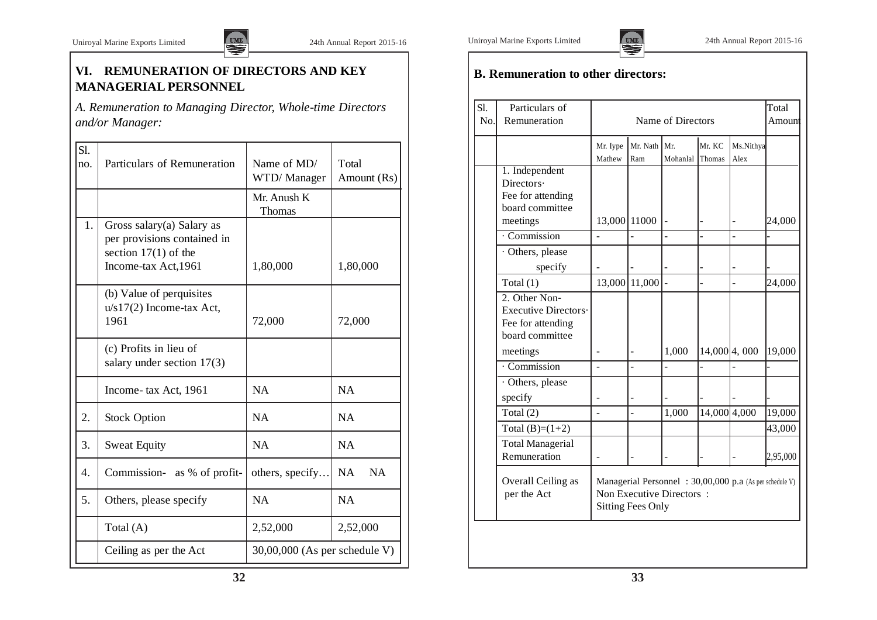## VI. REMUNERATION OF DIRECTORS AND KEY MANAGERIAL PERSONNEL

*A. Remuneration to Managing Director, Whole-time Directors and/or Manager:*

| Sl. no. | Particulars of Remuneration | Name of MD/ WTD/ Manager | Total Amount (Rs) |
|---|---|---|---|
| | | Mr. Anush K Thomas | |
| 1. | Gross salary(a) Salary as per provisions contained in section 17(1) of the Income-tax Act,1961 | 1,80,000 | 1,80,000 |
| | (b) Value of perquisites u/s17(2) Income-tax Act, 1961 | 72,000 | 72,000 |
| | (c) Profits in lieu of salary under section 17(3) | | |
| | Income- tax Act, 1961 | NA | NA |
| 2. | Stock Option | NA | NA |
| 3. | Sweat Equity | NA | NA |
| 4. | Commission- as % of profit- | others, specify… | NA NA |
| 5. | Others, please specify | NA | NA |
| | Total (A) | 2,52,000 | 2,52,000 |
| | Ceiling as per the Act | 30,00,000 (As per schedule V) | |

### B. Remuneration to other directors:

| Sl. No. | Particulars of Remuneration | Name of Directors | | | | | Total Amount |
|---|---|---|---|---|---|---|---|
| | | Mr. Iype Mathew | Mr. Nath Ram | Mr. Mohanlal | Mr. KC Thomas | Ms.Nithya Alex | |
| | 1. Independent Directors· Fee for attending board committee meetings | 13,000 | 11000 | - | - | - | 24,000 |
| | · Commission | - | - | - | - | - | - |
| | · Others, please specify | - | - | - | - | - | - |
| | Total (1) | 13,000 | 11,000 | - | - | - | 24,000 |
| | 2. Other Non-Executive Directors· Fee for attending board committee meetings | - | - | 1,000 | 14,000 | 4, 000 | 19,000 |
| | · Commission | - | - | - | - | - | - |
| | · Others, please specify | - | - | - | - | - | - |
| | Total (2) | - | - | 1,000 | 14,000 | 4,000 | 19,000 |
| | Total (B)=(1+2) | | | | | | 43,000 |
| | Total Managerial Remuneration | - | - | - | - | - | 2,95,000 |
| | Overall Ceiling as per the Act | Managerial Personnel : 30,00,000 p.a (As per schedule V) Non Executive Directors : Sitting Fees Only | | | | | |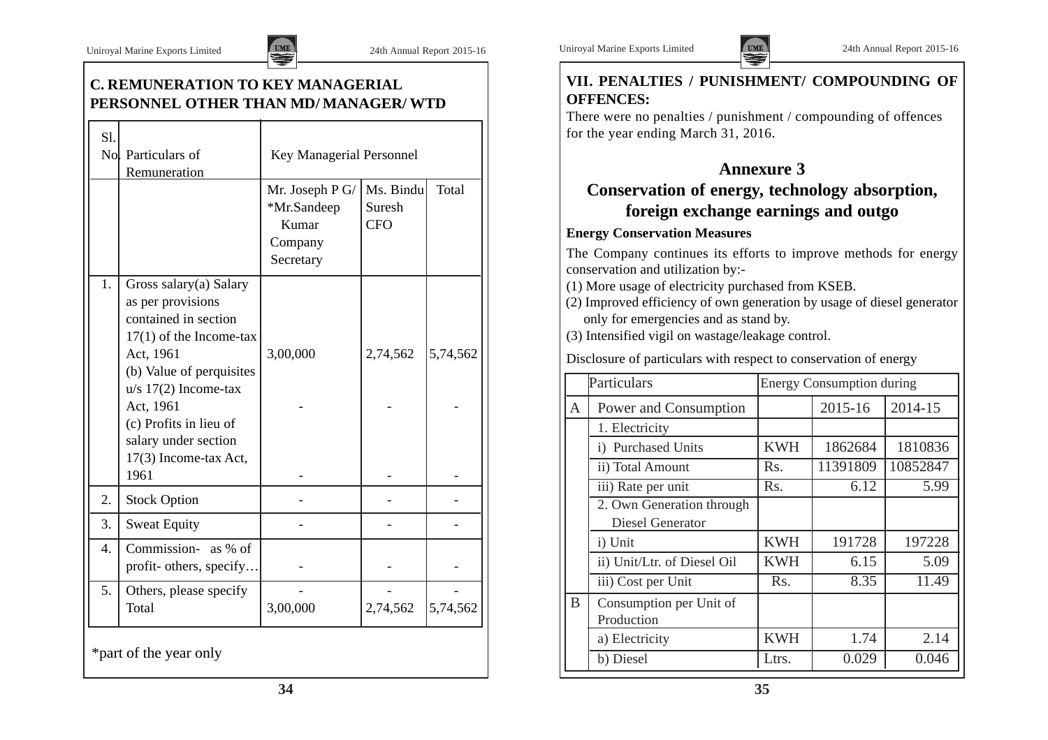## C. REMUNERATION TO KEY MANAGERIAL PERSONNEL OTHER THAN MD/ MANAGER/ WTD

| Sl. No. | Particulars of Remuneration | Key Managerial Personnel | | |
|---|---|---|---|---|
| | | Mr. Joseph P G/ *Mr.Sandeep Kumar Company Secretary | Ms. Bindu Suresh CFO | Total |
| 1. | Gross salary(a) Salary as per provisions contained in section 17(1) of the Income-tax Act, 1961 | 3,00,000 | 2,74,562 | 5,74,562 |
| | (b) Value of perquisites u/s 17(2) Income-tax Act, 1961 | - | - | - |
| | (c) Profits in lieu of salary under section 17(3) Income-tax Act, 1961 | - | - | - |
| 2. | Stock Option | - | - | - |
| 3. | Sweat Equity | - | - | - |
| 4. | Commission- as % of profit- others, specify… | - | - | - |
| 5. | Others, please specify | - | - | - |
| | Total | 3,00,000 | 2,74,562 | 5,74,562 |

*part of the year only

## VII. PENALTIES / PUNISHMENT/ COMPOUNDING OF OFFENCES:

There were no penalties / punishment / compounding of offences for the year ending March 31, 2016.

# Annexure 3

## Conservation of energy, technology absorption, foreign exchange earnings and outgo

**Energy Conservation Measures**

The Company continues its efforts to improve methods for energy conservation and utilization by:-

(1) More usage of electricity purchased from KSEB.
(2) Improved efficiency of own generation by usage of diesel generator only for emergencies and as stand by.
(3) Intensified vigil on wastage/leakage control.

Disclosure of particulars with respect to conservation of energy

| | Particulars | Energy Consumption during | | |
|---|---|---|---|---|
| A | Power and Consumption | | 2015-16 | 2014-15 |
| | 1. Electricity | | | |
| | i) Purchased Units | KWH | 1862684 | 1810836 |
| | ii) Total Amount | Rs. | 11391809 | 10852847 |
| | iii) Rate per unit | Rs. | 6.12 | 5.99 |
| | 2. Own Generation through Diesel Generator | | | |
| | i) Unit | KWH | 191728 | 197228 |
| | ii) Unit/Ltr. of Diesel Oil | KWH | 6.15 | 5.09 |
| | iii) Cost per Unit | Rs. | 8.35 | 11.49 |
| B | Consumption per Unit of Production | | | |
| | a) Electricity | KWH | 1.74 | 2.14 |
| | b) Diesel | Ltrs. | 0.029 | 0.046 |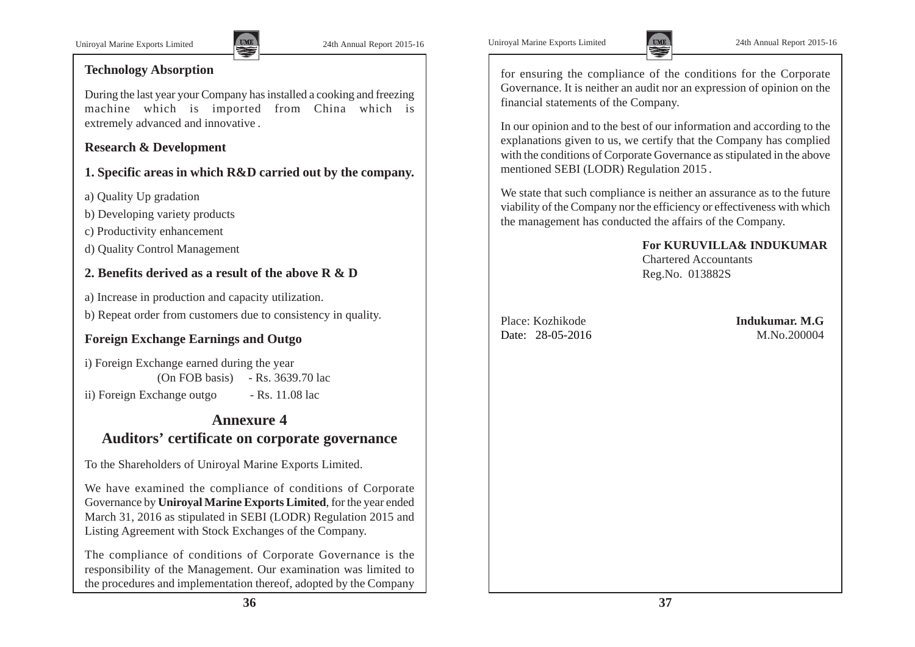### Technology Absorption

During the last year your Company has installed a cooking and freezing machine which is imported from China which is extremely advanced and innovative .

### Research & Development

### 1. Specific areas in which R&D carried out by the company.

a) Quality Up gradation

b) Developing variety products

c) Productivity enhancement

d) Quality Control Management

### 2. Benefits derived as a result of the above R & D

a) Increase in production and capacity utilization.

b) Repeat order from customers due to consistency in quality.

### Foreign Exchange Earnings and Outgo

i) Foreign Exchange earned during the year
(On FOB basis) - Rs. 3639.70 lac

ii) Foreign Exchange outgo - Rs. 11.08 lac

## Annexure 4

## Auditors' certificate on corporate governance

To the Shareholders of Uniroyal Marine Exports Limited.

We have examined the compliance of conditions of Corporate Governance by **Uniroyal Marine Exports Limited**, for the year ended March 31, 2016 as stipulated in SEBI (LODR) Regulation 2015 and Listing Agreement with Stock Exchanges of the Company.

The compliance of conditions of Corporate Governance is the responsibility of the Management. Our examination was limited to the procedures and implementation thereof, adopted by the Company for ensuring the compliance of the conditions for the Corporate Governance. It is neither an audit nor an expression of opinion on the financial statements of the Company.

In our opinion and to the best of our information and according to the explanations given to us, we certify that the Company has complied with the conditions of Corporate Governance as stipulated in the above mentioned SEBI (LODR) Regulation 2015 .

We state that such compliance is neither an assurance as to the future viability of the Company nor the efficiency or effectiveness with which the management has conducted the affairs of the Company.

**For KURUVILLA& INDUKUMAR**
Chartered Accountants
Reg.No. 013882S

Place: Kozhikode
Date: 28-05-2016

**Indukumar. M.G**
M.No.200004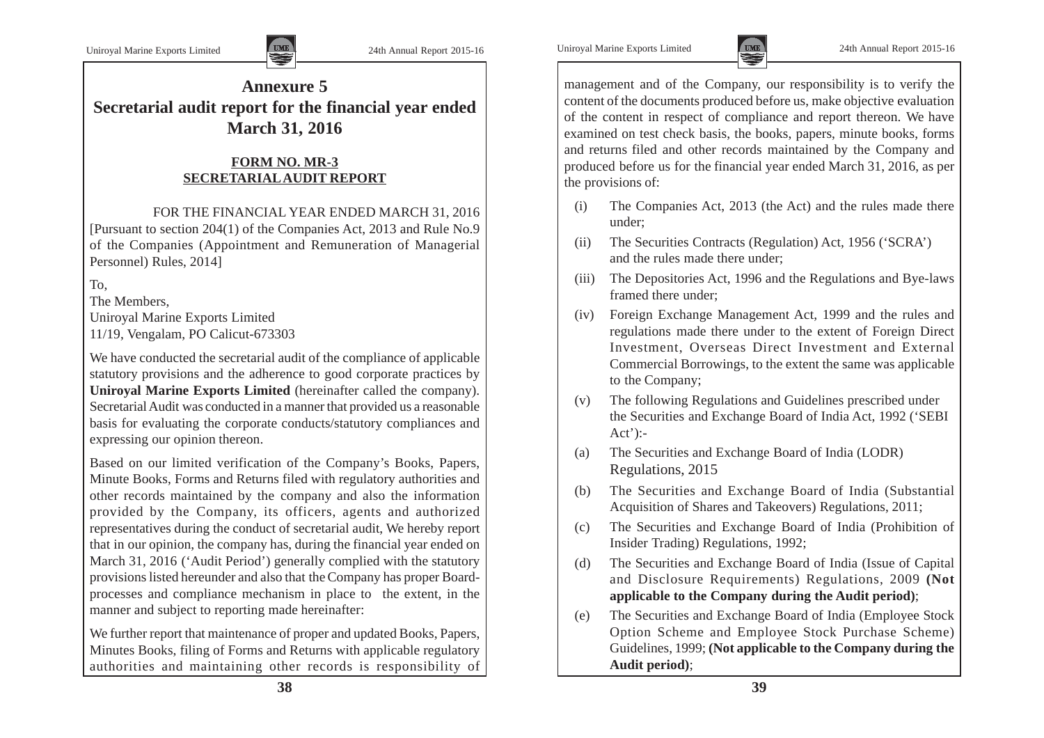# Annexure 5

# Secretarial audit report for the financial year ended March 31, 2016

**FORM NO. MR-3**
**SECRETARIAL AUDIT REPORT**

FOR THE FINANCIAL YEAR ENDED MARCH 31, 2016

[Pursuant to section 204(1) of the Companies Act, 2013 and Rule No.9 of the Companies (Appointment and Remuneration of Managerial Personnel) Rules, 2014]

To,
The Members,
Uniroyal Marine Exports Limited
11/19, Vengalam, PO Calicut-673303

We have conducted the secretarial audit of the compliance of applicable statutory provisions and the adherence to good corporate practices by **Uniroyal Marine Exports Limited** (hereinafter called the company). Secretarial Audit was conducted in a manner that provided us a reasonable basis for evaluating the corporate conducts/statutory compliances and expressing our opinion thereon.

Based on our limited verification of the Company's Books, Papers, Minute Books, Forms and Returns filed with regulatory authorities and other records maintained by the company and also the information provided by the Company, its officers, agents and authorized representatives during the conduct of secretarial audit, We hereby report that in our opinion, the company has, during the financial year ended on March 31, 2016 ('Audit Period') generally complied with the statutory provisions listed hereunder and also that the Company has proper Board-processes and compliance mechanism in place to the extent, in the manner and subject to reporting made hereinafter:

We further report that maintenance of proper and updated Books, Papers, Minutes Books, filing of Forms and Returns with applicable regulatory authorities and maintaining other records is responsibility of management and of the Company, our responsibility is to verify the content of the documents produced before us, make objective evaluation of the content in respect of compliance and report thereon. We have examined on test check basis, the books, papers, minute books, forms and returns filed and other records maintained by the Company and produced before us for the financial year ended March 31, 2016, as per the provisions of:

(i) The Companies Act, 2013 (the Act) and the rules made there under;

(ii) The Securities Contracts (Regulation) Act, 1956 ('SCRA') and the rules made there under;

(iii) The Depositories Act, 1996 and the Regulations and Bye-laws framed there under;

(iv) Foreign Exchange Management Act, 1999 and the rules and regulations made there under to the extent of Foreign Direct Investment, Overseas Direct Investment and External Commercial Borrowings, to the extent the same was applicable to the Company;

(v) The following Regulations and Guidelines prescribed under the Securities and Exchange Board of India Act, 1992 ('SEBI Act'):-

(a) The Securities and Exchange Board of India (LODR) Regulations, 2015

(b) The Securities and Exchange Board of India (Substantial Acquisition of Shares and Takeovers) Regulations, 2011;

(c) The Securities and Exchange Board of India (Prohibition of Insider Trading) Regulations, 1992;

(d) The Securities and Exchange Board of India (Issue of Capital and Disclosure Requirements) Regulations, 2009 **(Not applicable to the Company during the Audit period)**;

(e) The Securities and Exchange Board of India (Employee Stock Option Scheme and Employee Stock Purchase Scheme) Guidelines, 1999; **(Not applicable to the Company during the Audit period)**;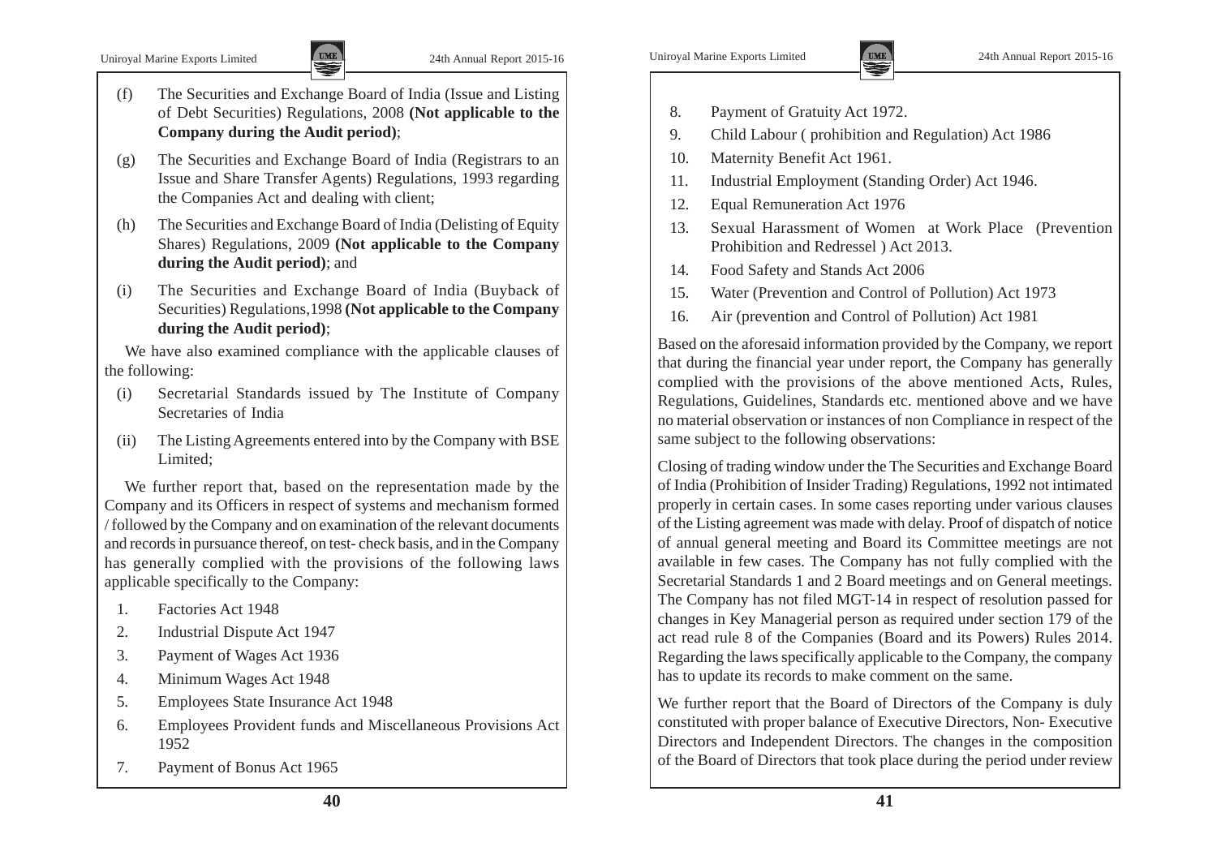(f) The Securities and Exchange Board of India (Issue and Listing of Debt Securities) Regulations, 2008 **(Not applicable to the Company during the Audit period)**;

(g) The Securities and Exchange Board of India (Registrars to an Issue and Share Transfer Agents) Regulations, 1993 regarding the Companies Act and dealing with client;

(h) The Securities and Exchange Board of India (Delisting of Equity Shares) Regulations, 2009 **(Not applicable to the Company during the Audit period)**; and

(i) The Securities and Exchange Board of India (Buyback of Securities) Regulations,1998 **(Not applicable to the Company during the Audit period)**;

We have also examined compliance with the applicable clauses of the following:

(i) Secretarial Standards issued by The Institute of Company Secretaries of India

(ii) The Listing Agreements entered into by the Company with BSE Limited;

We further report that, based on the representation made by the Company and its Officers in respect of systems and mechanism formed / followed by the Company and on examination of the relevant documents and records in pursuance thereof, on test- check basis, and in the Company has generally complied with the provisions of the following laws applicable specifically to the Company:

1. Factories Act 1948
2. Industrial Dispute Act 1947
3. Payment of Wages Act 1936
4. Minimum Wages Act 1948
5. Employees State Insurance Act 1948
6. Employees Provident funds and Miscellaneous Provisions Act 1952
7. Payment of Bonus Act 1965
8. Payment of Gratuity Act 1972.
9. Child Labour ( prohibition and Regulation) Act 1986
10. Maternity Benefit Act 1961.
11. Industrial Employment (Standing Order) Act 1946.
12. Equal Remuneration Act 1976
13. Sexual Harassment of Women at Work Place (Prevention Prohibition and Redressel ) Act 2013.
14. Food Safety and Stands Act 2006
15. Water (Prevention and Control of Pollution) Act 1973
16. Air (prevention and Control of Pollution) Act 1981

Based on the aforesaid information provided by the Company, we report that during the financial year under report, the Company has generally complied with the provisions of the above mentioned Acts, Rules, Regulations, Guidelines, Standards etc. mentioned above and we have no material observation or instances of non Compliance in respect of the same subject to the following observations:

Closing of trading window under the The Securities and Exchange Board of India (Prohibition of Insider Trading) Regulations, 1992 not intimated properly in certain cases. In some cases reporting under various clauses of the Listing agreement was made with delay. Proof of dispatch of notice of annual general meeting and Board its Committee meetings are not available in few cases. The Company has not fully complied with the Secretarial Standards 1 and 2 Board meetings and on General meetings. The Company has not filed MGT-14 in respect of resolution passed for changes in Key Managerial person as required under section 179 of the act read rule 8 of the Companies (Board and its Powers) Rules 2014. Regarding the laws specifically applicable to the Company, the company has to update its records to make comment on the same.

We further report that the Board of Directors of the Company is duly constituted with proper balance of Executive Directors, Non- Executive Directors and Independent Directors. The changes in the composition of the Board of Directors that took place during the period under review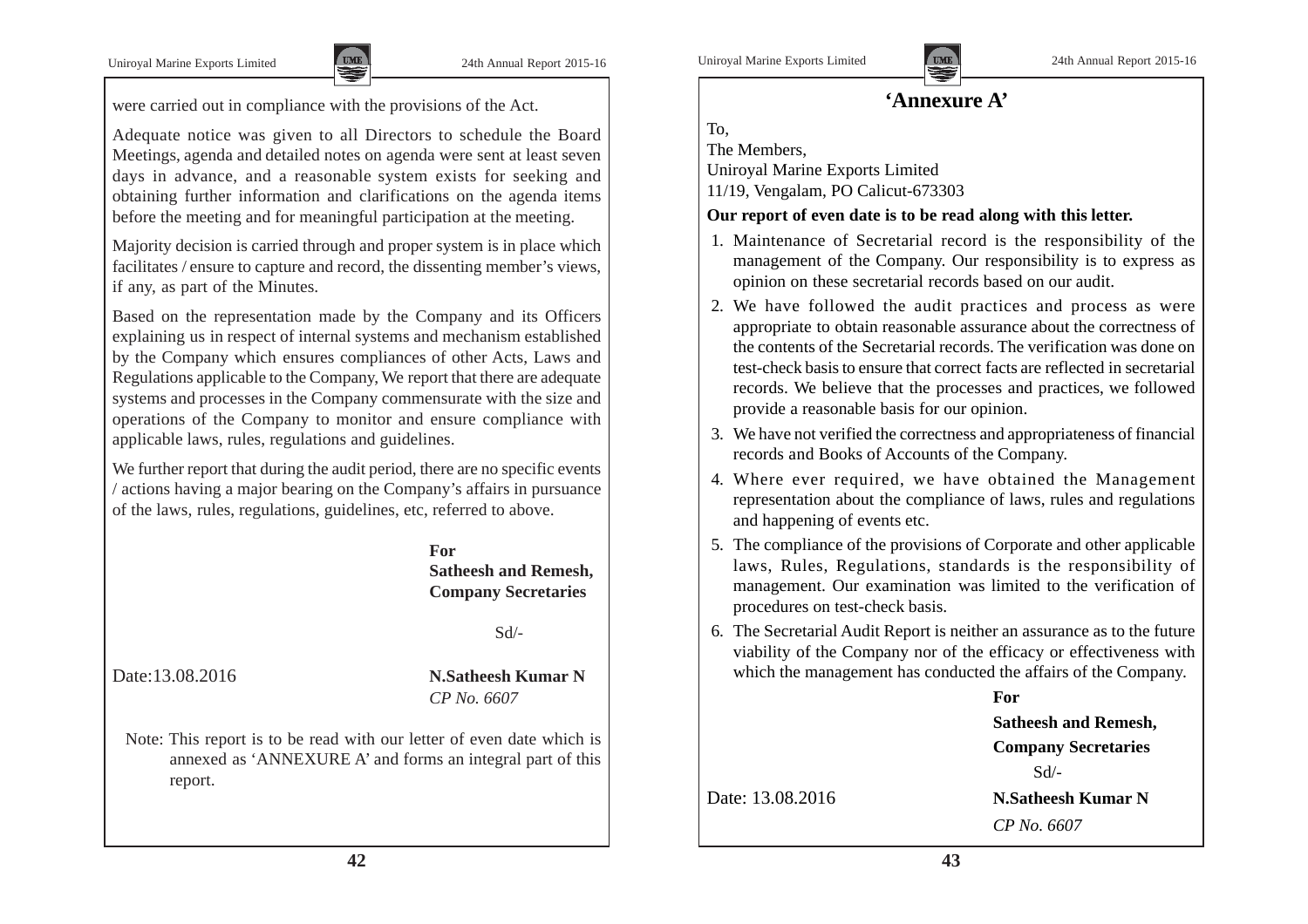were carried out in compliance with the provisions of the Act.

Adequate notice was given to all Directors to schedule the Board Meetings, agenda and detailed notes on agenda were sent at least seven days in advance, and a reasonable system exists for seeking and obtaining further information and clarifications on the agenda items before the meeting and for meaningful participation at the meeting.

Majority decision is carried through and proper system is in place which facilitates / ensure to capture and record, the dissenting member's views, if any, as part of the Minutes.

Based on the representation made by the Company and its Officers explaining us in respect of internal systems and mechanism established by the Company which ensures compliances of other Acts, Laws and Regulations applicable to the Company, We report that there are adequate systems and processes in the Company commensurate with the size and operations of the Company to monitor and ensure compliance with applicable laws, rules, regulations and guidelines.

We further report that during the audit period, there are no specific events / actions having a major bearing on the Company's affairs in pursuance of the laws, rules, regulations, guidelines, etc, referred to above.

**For**
**Satheesh and Remesh,**
**Company Secretaries**

Sd/-

Date:13.08.2016

**N.Satheesh Kumar N**
*CP No. 6607*

Note: This report is to be read with our letter of even date which is annexed as 'ANNEXURE A' and forms an integral part of this report.

## 'Annexure A'

To,
The Members,
Uniroyal Marine Exports Limited
11/19, Vengalam, PO Calicut-673303

**Our report of even date is to be read along with this letter.**

1. Maintenance of Secretarial record is the responsibility of the management of the Company. Our responsibility is to express as opinion on these secretarial records based on our audit.
2. We have followed the audit practices and process as were appropriate to obtain reasonable assurance about the correctness of the contents of the Secretarial records. The verification was done on test-check basis to ensure that correct facts are reflected in secretarial records. We believe that the processes and practices, we followed provide a reasonable basis for our opinion.
3. We have not verified the correctness and appropriateness of financial records and Books of Accounts of the Company.
4. Where ever required, we have obtained the Management representation about the compliance of laws, rules and regulations and happening of events etc.
5. The compliance of the provisions of Corporate and other applicable laws, Rules, Regulations, standards is the responsibility of management. Our examination was limited to the verification of procedures on test-check basis.
6. The Secretarial Audit Report is neither an assurance as to the future viability of the Company nor of the efficacy or effectiveness with which the management has conducted the affairs of the Company.

**For**
**Satheesh and Remesh,**
**Company Secretaries**

Sd/-

Date: 13.08.2016

**N.Satheesh Kumar N**
*CP No. 6607*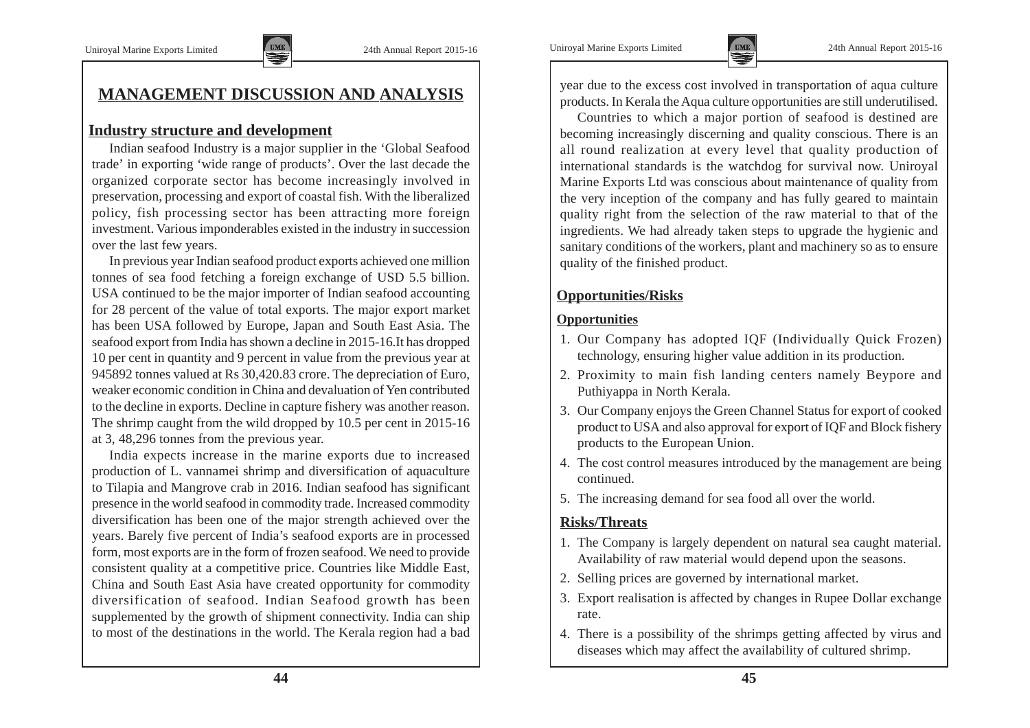# MANAGEMENT DISCUSSION AND ANALYSIS

## Industry structure and development

Indian seafood Industry is a major supplier in the 'Global Seafood trade' in exporting 'wide range of products'. Over the last decade the organized corporate sector has become increasingly involved in preservation, processing and export of coastal fish. With the liberalized policy, fish processing sector has been attracting more foreign investment. Various imponderables existed in the industry in succession over the last few years.

In previous year Indian seafood product exports achieved one million tonnes of sea food fetching a foreign exchange of USD 5.5 billion. USA continued to be the major importer of Indian seafood accounting for 28 percent of the value of total exports. The major export market has been USA followed by Europe, Japan and South East Asia. The seafood export from India has shown a decline in 2015-16.It has dropped 10 per cent in quantity and 9 percent in value from the previous year at 945892 tonnes valued at Rs 30,420.83 crore. The depreciation of Euro, weaker economic condition in China and devaluation of Yen contributed to the decline in exports. Decline in capture fishery was another reason. The shrimp caught from the wild dropped by 10.5 per cent in 2015-16 at 3, 48,296 tonnes from the previous year.

India expects increase in the marine exports due to increased production of L. vannamei shrimp and diversification of aquaculture to Tilapia and Mangrove crab in 2016. Indian seafood has significant presence in the world seafood in commodity trade. Increased commodity diversification has been one of the major strength achieved over the years. Barely five percent of India's seafood exports are in processed form, most exports are in the form of frozen seafood. We need to provide consistent quality at a competitive price. Countries like Middle East, China and South East Asia have created opportunity for commodity diversification of seafood. Indian Seafood growth has been supplemented by the growth of shipment connectivity. India can ship to most of the destinations in the world. The Kerala region had a bad year due to the excess cost involved in transportation of aqua culture products. In Kerala the Aqua culture opportunities are still underutilised.

Countries to which a major portion of seafood is destined are becoming increasingly discerning and quality conscious. There is an all round realization at every level that quality production of international standards is the watchdog for survival now. Uniroyal Marine Exports Ltd was conscious about maintenance of quality from the very inception of the company and has fully geared to maintain quality right from the selection of the raw material to that of the ingredients. We had already taken steps to upgrade the hygienic and sanitary conditions of the workers, plant and machinery so as to ensure quality of the finished product.

## Opportunities/Risks

### Opportunities

1. Our Company has adopted IQF (Individually Quick Frozen) technology, ensuring higher value addition in its production.
2. Proximity to main fish landing centers namely Beypore and Puthiyappa in North Kerala.
3. Our Company enjoys the Green Channel Status for export of cooked product to USA and also approval for export of IQF and Block fishery products to the European Union.
4. The cost control measures introduced by the management are being continued.
5. The increasing demand for sea food all over the world.

### Risks/Threats

1. The Company is largely dependent on natural sea caught material. Availability of raw material would depend upon the seasons.
2. Selling prices are governed by international market.
3. Export realisation is affected by changes in Rupee Dollar exchange rate.
4. There is a possibility of the shrimps getting affected by virus and diseases which may affect the availability of cultured shrimp.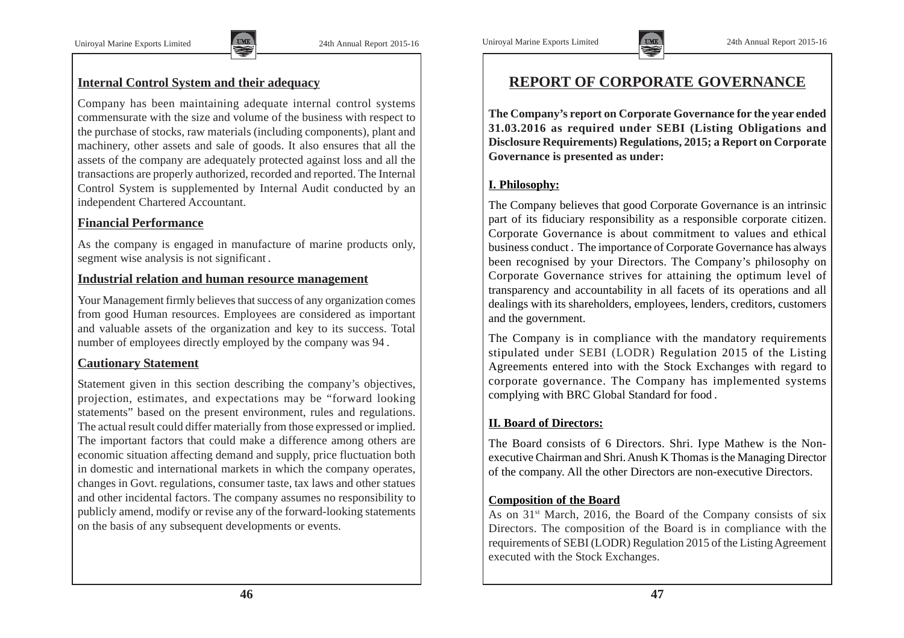## Internal Control System and their adequacy

Company has been maintaining adequate internal control systems commensurate with the size and volume of the business with respect to the purchase of stocks, raw materials (including components), plant and machinery, other assets and sale of goods. It also ensures that all the assets of the company are adequately protected against loss and all the transactions are properly authorized, recorded and reported. The Internal Control System is supplemented by Internal Audit conducted by an independent Chartered Accountant.

## Financial Performance

As the company is engaged in manufacture of marine products only, segment wise analysis is not significant .

## Industrial relation and human resource management

Your Management firmly believes that success of any organization comes from good Human resources. Employees are considered as important and valuable assets of the organization and key to its success. Total number of employees directly employed by the company was 94 .

## Cautionary Statement

Statement given in this section describing the company's objectives, projection, estimates, and expectations may be "forward looking statements" based on the present environment, rules and regulations. The actual result could differ materially from those expressed or implied. The important factors that could make a difference among others are economic situation affecting demand and supply, price fluctuation both in domestic and international markets in which the company operates, changes in Govt. regulations, consumer taste, tax laws and other statues and other incidental factors. The company assumes no responsibility to publicly amend, modify or revise any of the forward-looking statements on the basis of any subsequent developments or events.

# REPORT OF CORPORATE GOVERNANCE

**The Company's report on Corporate Governance for the year ended 31.03.2016 as required under SEBI (Listing Obligations and Disclosure Requirements) Regulations, 2015; a Report on Corporate Governance is presented as under:**

## I. Philosophy:

The Company believes that good Corporate Governance is an intrinsic part of its fiduciary responsibility as a responsible corporate citizen. Corporate Governance is about commitment to values and ethical business conduct . The importance of Corporate Governance has always been recognised by your Directors. The Company's philosophy on Corporate Governance strives for attaining the optimum level of transparency and accountability in all facets of its operations and all dealings with its shareholders, employees, lenders, creditors, customers and the government.

The Company is in compliance with the mandatory requirements stipulated under SEBI (LODR) Regulation 2015 of the Listing Agreements entered into with the Stock Exchanges with regard to corporate governance. The Company has implemented systems complying with BRC Global Standard for food .

## II. Board of Directors:

The Board consists of 6 Directors. Shri. Iype Mathew is the Non-executive Chairman and Shri. Anush K Thomas is the Managing Director of the company. All the other Directors are non-executive Directors.

### Composition of the Board

As on 31st March, 2016, the Board of the Company consists of six Directors. The composition of the Board is in compliance with the requirements of SEBI (LODR) Regulation 2015 of the Listing Agreement executed with the Stock Exchanges.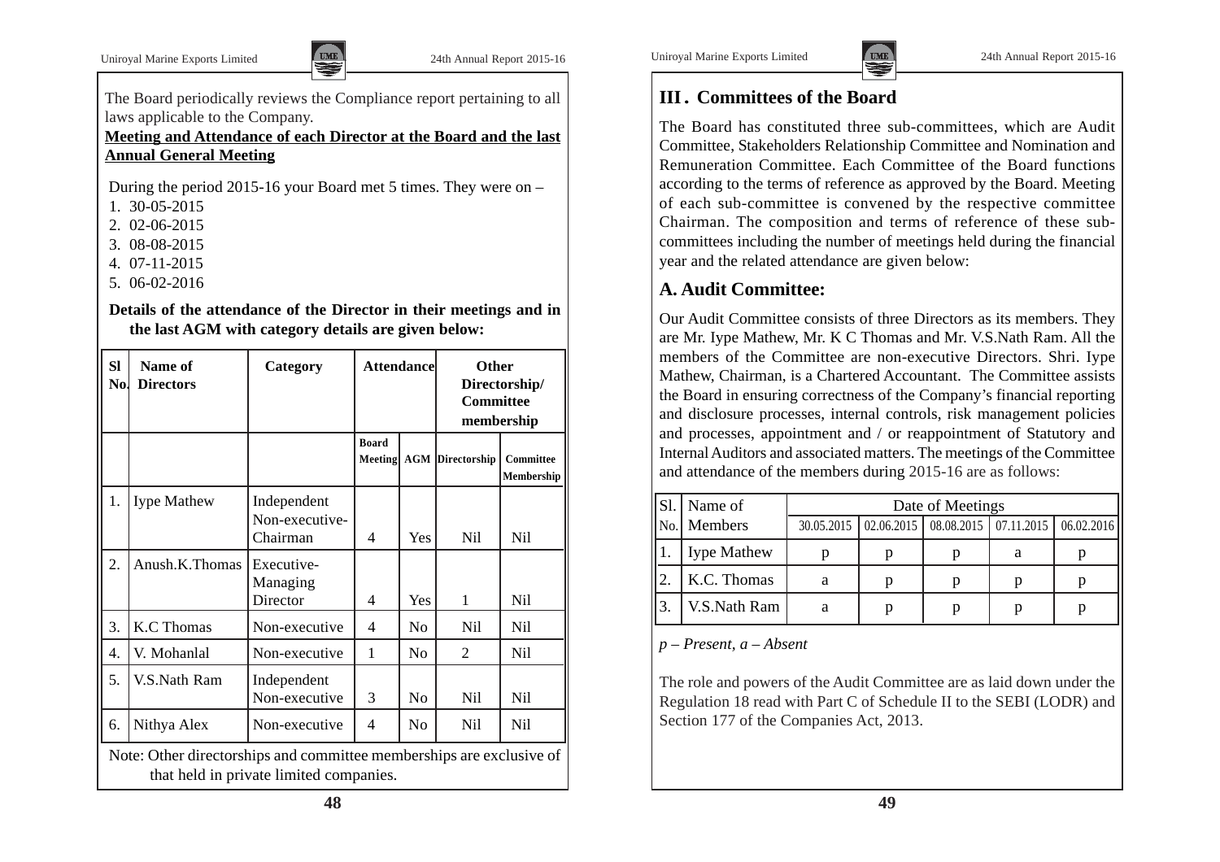The Board periodically reviews the Compliance report pertaining to all laws applicable to the Company.

**Meeting and Attendance of each Director at the Board and the last Annual General Meeting**

During the period 2015-16 your Board met 5 times. They were on –

1. 30-05-2015
2. 02-06-2015
3. 08-08-2015
4. 07-11-2015
5. 06-02-2016

**Details of the attendance of the Director in their meetings and in the last AGM with category details are given below:**

| Sl No. | Name of Directors | Category | Attendance | | Other Directorship/ Committee membership | |
|---|---|---|---|---|---|---|
| | | | Board Meeting | AGM | Directorship | Committee Membership |
| 1. | Iype Mathew | Independent Non-executive-Chairman | 4 | Yes | Nil | Nil |
| 2. | Anush.K.Thomas | Executive-Managing Director | 4 | Yes | 1 | Nil |
| 3. | K.C Thomas | Non-executive | 4 | No | Nil | Nil |
| 4. | V. Mohanlal | Non-executive | 1 | No | 2 | Nil |
| 5. | V.S.Nath Ram | Independent Non-executive | 3 | No | Nil | Nil |
| 6. | Nithya Alex | Non-executive | 4 | No | Nil | Nil |

Note: Other directorships and committee memberships are exclusive of that held in private limited companies.

## III. Committees of the Board

The Board has constituted three sub-committees, which are Audit Committee, Stakeholders Relationship Committee and Nomination and Remuneration Committee. Each Committee of the Board functions according to the terms of reference as approved by the Board. Meeting of each sub-committee is convened by the respective committee Chairman. The composition and terms of reference of these sub-committees including the number of meetings held during the financial year and the related attendance are given below:

### A. Audit Committee:

Our Audit Committee consists of three Directors as its members. They are Mr. Iype Mathew, Mr. K C Thomas and Mr. V.S.Nath Ram. All the members of the Committee are non-executive Directors. Shri. Iype Mathew, Chairman, is a Chartered Accountant. The Committee assists the Board in ensuring correctness of the Company's financial reporting and disclosure processes, internal controls, risk management policies and processes, appointment and / or reappointment of Statutory and Internal Auditors and associated matters. The meetings of the Committee and attendance of the members during 2015-16 are as follows:

| Sl. No. | Name of Members | Date of Meetings | | | | |
|---|---|---|---|---|---|---|
| | | 30.05.2015 | 02.06.2015 | 08.08.2015 | 07.11.2015 | 06.02.2016 |
| 1. | Iype Mathew | p | p | p | a | p |
| 2. | K.C. Thomas | a | p | p | p | p |
| 3. | V.S.Nath Ram | a | p | p | p | p |

*p – Present, a – Absent*

The role and powers of the Audit Committee are as laid down under the Regulation 18 read with Part C of Schedule II to the SEBI (LODR) and Section 177 of the Companies Act, 2013.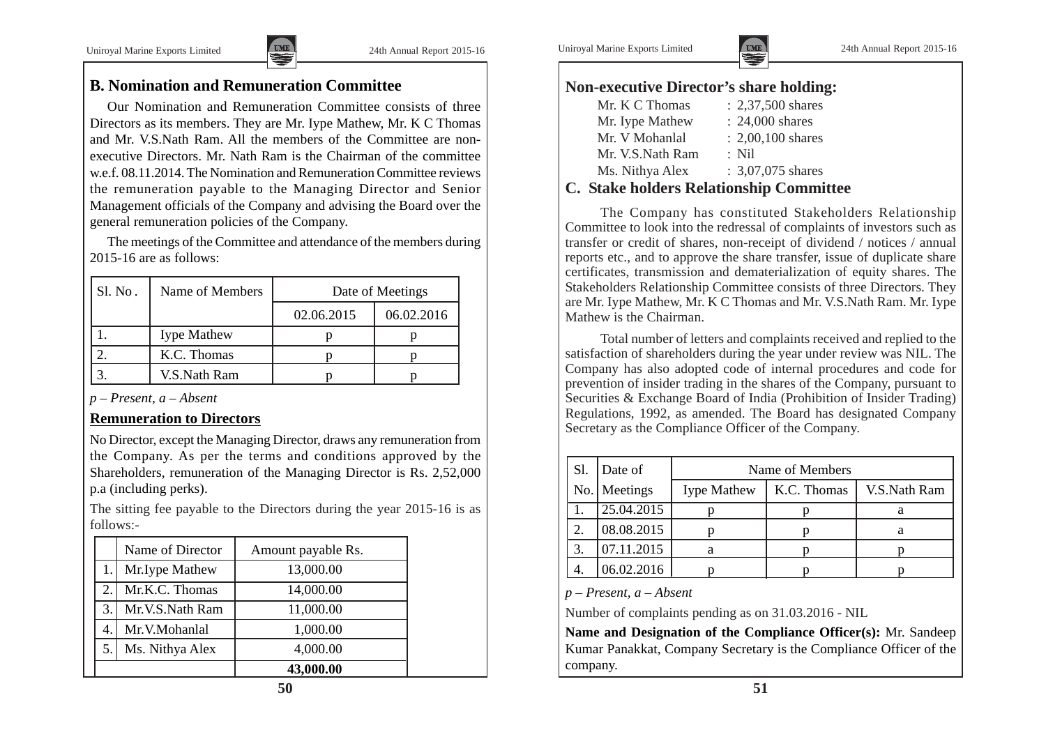## B. Nomination and Remuneration Committee

Our Nomination and Remuneration Committee consists of three Directors as its members. They are Mr. Iype Mathew, Mr. K C Thomas and Mr. V.S.Nath Ram. All the members of the Committee are non-executive Directors. Mr. Nath Ram is the Chairman of the committee w.e.f. 08.11.2014. The Nomination and Remuneration Committee reviews the remuneration payable to the Managing Director and Senior Management officials of the Company and advising the Board over the general remuneration policies of the Company.

The meetings of the Committee and attendance of the members during 2015-16 are as follows:

| Sl. No. | Name of Members | Date of Meetings | |
|---|---|---|---|
| | | 02.06.2015 | 06.02.2016 |
| 1. | Iype Mathew | p | p |
| 2. | K.C. Thomas | p | p |
| 3. | V.S.Nath Ram | p | p |

*p – Present, a – Absent*

**Remuneration to Directors**

No Director, except the Managing Director, draws any remuneration from the Company. As per the terms and conditions approved by the Shareholders, remuneration of the Managing Director is Rs. 2,52,000 p.a (including perks).

The sitting fee payable to the Directors during the year 2015-16 is as follows:-

| | Name of Director | Amount payable Rs. |
|---|---|---|
| 1. | Mr.Iype Mathew | 13,000.00 |
| 2. | Mr.K.C. Thomas | 14,000.00 |
| 3. | Mr.V.S.Nath Ram | 11,000.00 |
| 4. | Mr.V.Mohanlal | 1,000.00 |
| 5. | Ms. Nithya Alex | 4,000.00 |
| | | **43,000.00** |

## Non-executive Director's share holding:

- Mr. K C Thomas : 2,37,500 shares
- Mr. Iype Mathew : 24,000 shares
- Mr. V Mohanlal : 2,00,100 shares
- Mr. V.S.Nath Ram : Nil
- Ms. Nithya Alex : 3,07,075 shares

## C. Stake holders Relationship Committee

The Company has constituted Stakeholders Relationship Committee to look into the redressal of complaints of investors such as transfer or credit of shares, non-receipt of dividend / notices / annual reports etc., and to approve the share transfer, issue of duplicate share certificates, transmission and dematerialization of equity shares. The Stakeholders Relationship Committee consists of three Directors. They are Mr. Iype Mathew, Mr. K C Thomas and Mr. V.S.Nath Ram. Mr. Iype Mathew is the Chairman.

Total number of letters and complaints received and replied to the satisfaction of shareholders during the year under review was NIL. The Company has also adopted code of internal procedures and code for prevention of insider trading in the shares of the Company, pursuant to Securities & Exchange Board of India (Prohibition of Insider Trading) Regulations, 1992, as amended. The Board has designated Company Secretary as the Compliance Officer of the Company.

| Sl. No. | Date of Meetings | Name of Members | | |
|---|---|---|---|---|
| | | Iype Mathew | K.C. Thomas | V.S.Nath Ram |
| 1. | 25.04.2015 | p | p | a |
| 2. | 08.08.2015 | p | p | a |
| 3. | 07.11.2015 | a | p | p |
| 4. | 06.02.2016 | p | p | p |

*p – Present, a – Absent*

Number of complaints pending as on 31.03.2016 - NIL

**Name and Designation of the Compliance Officer(s):** Mr. Sandeep Kumar Panakkat, Company Secretary is the Compliance Officer of the company.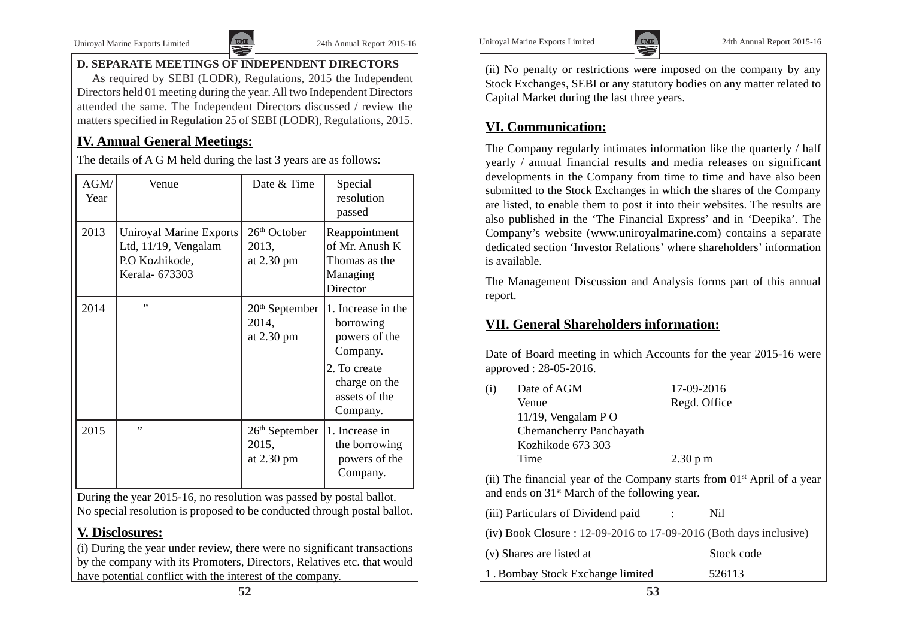**D. SEPARATE MEETINGS OF INDEPENDENT DIRECTORS**

As required by SEBI (LODR), Regulations, 2015 the Independent Directors held 01 meeting during the year. All two Independent Directors attended the same. The Independent Directors discussed / review the matters specified in Regulation 25 of SEBI (LODR), Regulations, 2015.

## IV. Annual General Meetings:

The details of A G M held during the last 3 years are as follows:

| AGM/ Year | Venue | Date & Time | Special resolution passed |
|---|---|---|---|
| 2013 | Uniroyal Marine Exports Ltd, 11/19, Vengalam P.O Kozhikode, Kerala- 673303 | 26th October 2013, at 2.30 pm | Reappointment of Mr. Anush K Thomas as the Managing Director |
| 2014 | " | 20th September 2014, at 2.30 pm | 1. Increase in the borrowing powers of the Company. 2. To create charge on the assets of the Company. |
| 2015 | " | 26th September 2015, at 2.30 pm | 1. Increase in the borrowing powers of the Company. |

During the year 2015-16, no resolution was passed by postal ballot.
No special resolution is proposed to be conducted through postal ballot.

## V. Disclosures:

(i) During the year under review, there were no significant transactions by the company with its Promoters, Directors, Relatives etc. that would have potential conflict with the interest of the company.

(ii) No penalty or restrictions were imposed on the company by any Stock Exchanges, SEBI or any statutory bodies on any matter related to Capital Market during the last three years.

## VI. Communication:

The Company regularly intimates information like the quarterly / half yearly / annual financial results and media releases on significant developments in the Company from time to time and have also been submitted to the Stock Exchanges in which the shares of the Company are listed, to enable them to post it into their websites. The results are also published in the 'The Financial Express' and in 'Deepika'. The Company's website (www.uniroyalmarine.com) contains a separate dedicated section 'Investor Relations' where shareholders' information is available.

The Management Discussion and Analysis forms part of this annual report.

## VII. General Shareholders information:

Date of Board meeting in which Accounts for the year 2015-16 were approved : 28-05-2016.

(i) Date of AGM: 17-09-2016
Venue: Regd. Office
11/19, Vengalam P O
Chemancherry Panchayath
Kozhikode 673 303
Time: 2.30 p m

(ii) The financial year of the Company starts from 01st April of a year and ends on 31st March of the following year.

(iii) Particulars of Dividend paid : Nil

(iv) Book Closure : 12-09-2016 to 17-09-2016 (Both days inclusive)

| (v) Shares are listed at | Stock code |
|---|---|
| 1. Bombay Stock Exchange limited | 526113 |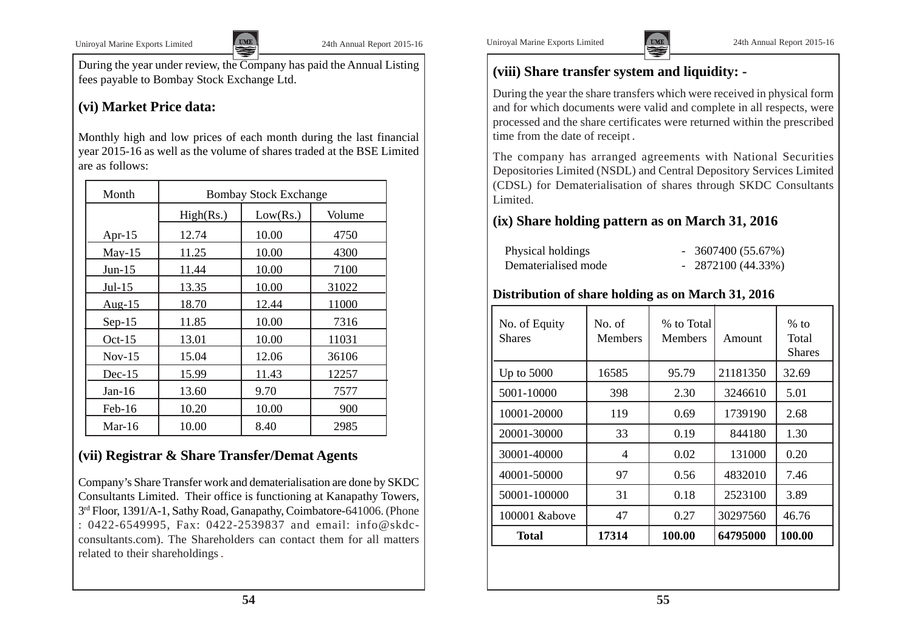During the year under review, the Company has paid the Annual Listing fees payable to Bombay Stock Exchange Ltd.

## (vi) Market Price data:

Monthly high and low prices of each month during the last financial year 2015-16 as well as the volume of shares traded at the BSE Limited are as follows:

| Month | Bombay Stock Exchange | | |
|---|---|---|---|
| | High(Rs.) | Low(Rs.) | Volume |
| Apr-15 | 12.74 | 10.00 | 4750 |
| May-15 | 11.25 | 10.00 | 4300 |
| Jun-15 | 11.44 | 10.00 | 7100 |
| Jul-15 | 13.35 | 10.00 | 31022 |
| Aug-15 | 18.70 | 12.44 | 11000 |
| Sep-15 | 11.85 | 10.00 | 7316 |
| Oct-15 | 13.01 | 10.00 | 11031 |
| Nov-15 | 15.04 | 12.06 | 36106 |
| Dec-15 | 15.99 | 11.43 | 12257 |
| Jan-16 | 13.60 | 9.70 | 7577 |
| Feb-16 | 10.20 | 10.00 | 900 |
| Mar-16 | 10.00 | 8.40 | 2985 |

## (vii) Registrar & Share Transfer/Demat Agents

Company's Share Transfer work and dematerialisation are done by SKDC Consultants Limited. Their office is functioning at Kanapathy Towers, 3rd Floor, 1391/A-1, Sathy Road, Ganapathy, Coimbatore-641006. (Phone : 0422-6549995, Fax: 0422-2539837 and email: info@skdc-consultants.com). The Shareholders can contact them for all matters related to their shareholdings.

## (viii) Share transfer system and liquidity: -

During the year the share transfers which were received in physical form and for which documents were valid and complete in all respects, were processed and the share certificates were returned within the prescribed time from the date of receipt.

The company has arranged agreements with National Securities Depositories Limited (NSDL) and Central Depository Services Limited (CDSL) for Dematerialisation of shares through SKDC Consultants Limited.

## (ix) Share holding pattern as on March 31, 2016

| | |
|---|---|
| Physical holdings | - 3607400 (55.67%) |
| Dematerialised mode | - 2872100 (44.33%) |

**Distribution of share holding as on March 31, 2016**

| No. of Equity Shares | No. of Members | % to Total Members | Amount | % to Total Shares |
|---|---|---|---|---|
| Up to 5000 | 16585 | 95.79 | 21181350 | 32.69 |
| 5001-10000 | 398 | 2.30 | 3246610 | 5.01 |
| 10001-20000 | 119 | 0.69 | 1739190 | 2.68 |
| 20001-30000 | 33 | 0.19 | 844180 | 1.30 |
| 30001-40000 | 4 | 0.02 | 131000 | 0.20 |
| 40001-50000 | 97 | 0.56 | 4832010 | 7.46 |
| 50001-100000 | 31 | 0.18 | 2523100 | 3.89 |
| 100001 &above | 47 | 0.27 | 30297560 | 46.76 |
| **Total** | **17314** | **100.00** | **64795000** | **100.00** |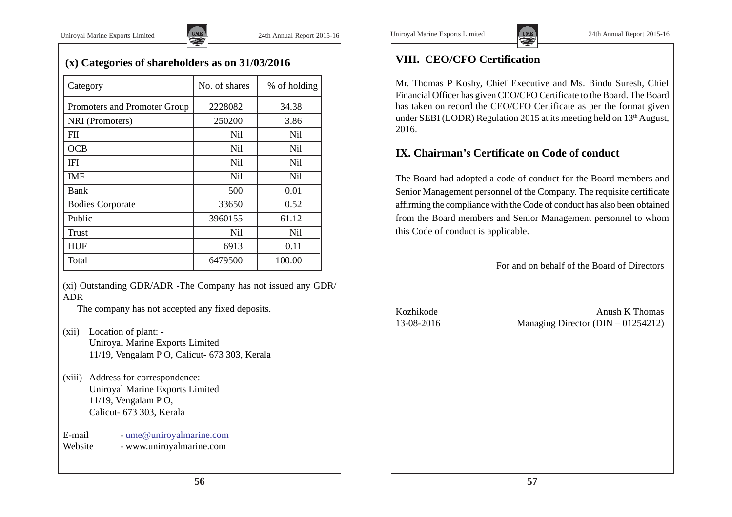## (x) Categories of shareholders as on 31/03/2016

| Category | No. of shares | % of holding |
|---|---|---|
| Promoters and Promoter Group | 2228082 | 34.38 |
| NRI (Promoters) | 250200 | 3.86 |
| FII | Nil | Nil |
| OCB | Nil | Nil |
| IFI | Nil | Nil |
| IMF | Nil | Nil |
| Bank | 500 | 0.01 |
| Bodies Corporate | 33650 | 0.52 |
| Public | 3960155 | 61.12 |
| Trust | Nil | Nil |
| HUF | 6913 | 0.11 |
| Total | 6479500 | 100.00 |

(xi) Outstanding GDR/ADR -The Company has not issued any GDR/ ADR

The company has not accepted any fixed deposits.

(xii) Location of plant: -
Uniroyal Marine Exports Limited
11/19, Vengalam P O, Calicut- 673 303, Kerala

(xiii) Address for correspondence: –
Uniroyal Marine Exports Limited
11/19, Vengalam P O,
Calicut- 673 303, Kerala

E-mail - ume@uniroyalmarine.com
Website - www.uniroyalmarine.com

## VIII. CEO/CFO Certification

Mr. Thomas P Koshy, Chief Executive and Ms. Bindu Suresh, Chief Financial Officer has given CEO/CFO Certificate to the Board. The Board has taken on record the CEO/CFO Certificate as per the format given under SEBI (LODR) Regulation 2015 at its meeting held on 13th August, 2016.

## IX. Chairman's Certificate on Code of conduct

The Board had adopted a code of conduct for the Board members and Senior Management personnel of the Company. The requisite certificate affirming the compliance with the Code of conduct has also been obtained from the Board members and Senior Management personnel to whom this Code of conduct is applicable.

For and on behalf of the Board of Directors

Kozhikode
13-08-2016

Anush K Thomas
Managing Director (DIN – 01254212)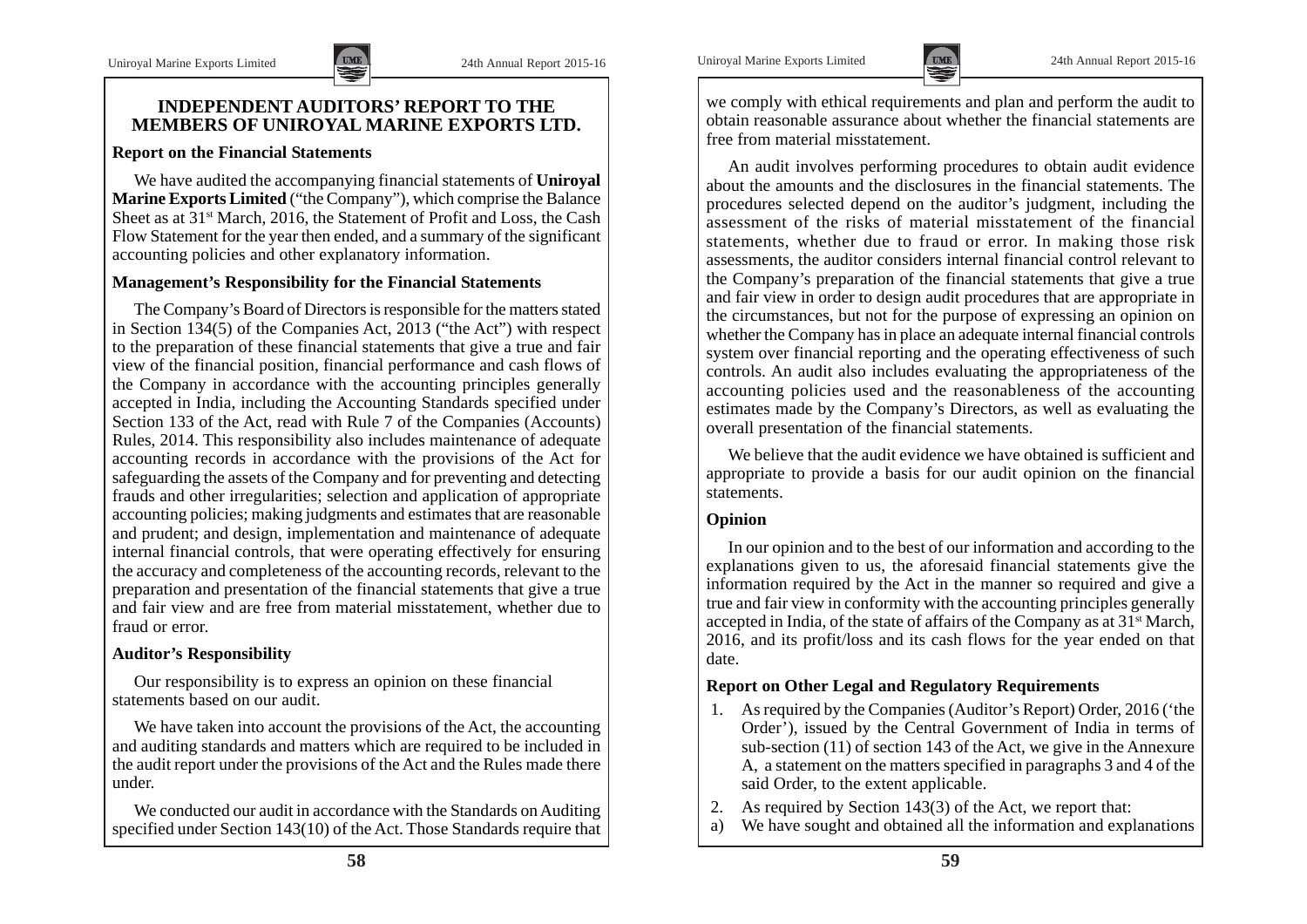## INDEPENDENT AUDITORS' REPORT TO THE MEMBERS OF UNIROYAL MARINE EXPORTS LTD.

**Report on the Financial Statements**

We have audited the accompanying financial statements of **Uniroyal Marine Exports Limited** ("the Company"), which comprise the Balance Sheet as at 31st March, 2016, the Statement of Profit and Loss, the Cash Flow Statement for the year then ended, and a summary of the significant accounting policies and other explanatory information.

**Management's Responsibility for the Financial Statements**

The Company's Board of Directors is responsible for the matters stated in Section 134(5) of the Companies Act, 2013 ("the Act") with respect to the preparation of these financial statements that give a true and fair view of the financial position, financial performance and cash flows of the Company in accordance with the accounting principles generally accepted in India, including the Accounting Standards specified under Section 133 of the Act, read with Rule 7 of the Companies (Accounts) Rules, 2014. This responsibility also includes maintenance of adequate accounting records in accordance with the provisions of the Act for safeguarding the assets of the Company and for preventing and detecting frauds and other irregularities; selection and application of appropriate accounting policies; making judgments and estimates that are reasonable and prudent; and design, implementation and maintenance of adequate internal financial controls, that were operating effectively for ensuring the accuracy and completeness of the accounting records, relevant to the preparation and presentation of the financial statements that give a true and fair view and are free from material misstatement, whether due to fraud or error.

**Auditor's Responsibility**

Our responsibility is to express an opinion on these financial statements based on our audit.

We have taken into account the provisions of the Act, the accounting and auditing standards and matters which are required to be included in the audit report under the provisions of the Act and the Rules made there under.

We conducted our audit in accordance with the Standards on Auditing specified under Section 143(10) of the Act. Those Standards require that we comply with ethical requirements and plan and perform the audit to obtain reasonable assurance about whether the financial statements are free from material misstatement.

An audit involves performing procedures to obtain audit evidence about the amounts and the disclosures in the financial statements. The procedures selected depend on the auditor's judgment, including the assessment of the risks of material misstatement of the financial statements, whether due to fraud or error. In making those risk assessments, the auditor considers internal financial control relevant to the Company's preparation of the financial statements that give a true and fair view in order to design audit procedures that are appropriate in the circumstances, but not for the purpose of expressing an opinion on whether the Company has in place an adequate internal financial controls system over financial reporting and the operating effectiveness of such controls. An audit also includes evaluating the appropriateness of the accounting policies used and the reasonableness of the accounting estimates made by the Company's Directors, as well as evaluating the overall presentation of the financial statements.

We believe that the audit evidence we have obtained is sufficient and appropriate to provide a basis for our audit opinion on the financial statements.

**Opinion**

In our opinion and to the best of our information and according to the explanations given to us, the aforesaid financial statements give the information required by the Act in the manner so required and give a true and fair view in conformity with the accounting principles generally accepted in India, of the state of affairs of the Company as at 31st March, 2016, and its profit/loss and its cash flows for the year ended on that date.

**Report on Other Legal and Regulatory Requirements**

1. As required by the Companies (Auditor's Report) Order, 2016 ('the Order'), issued by the Central Government of India in terms of sub-section (11) of section 143 of the Act, we give in the Annexure A, a statement on the matters specified in paragraphs 3 and 4 of the said Order, to the extent applicable.
2. As required by Section 143(3) of the Act, we report that:

a) We have sought and obtained all the information and explanations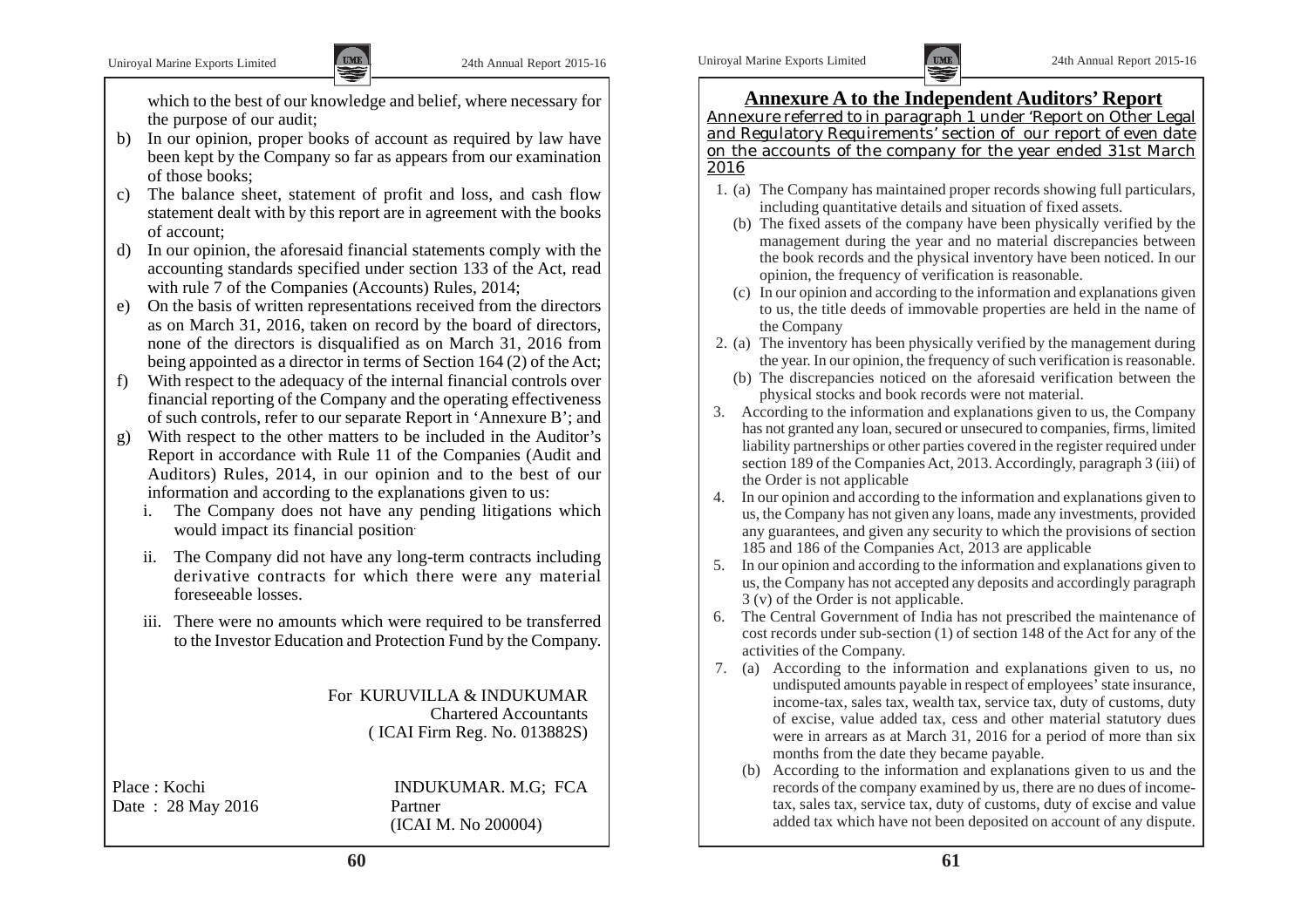which to the best of our knowledge and belief, where necessary for the purpose of our audit;

b) In our opinion, proper books of account as required by law have been kept by the Company so far as appears from our examination of those books;

c) The balance sheet, statement of profit and loss, and cash flow statement dealt with by this report are in agreement with the books of account;

d) In our opinion, the aforesaid financial statements comply with the accounting standards specified under section 133 of the Act, read with rule 7 of the Companies (Accounts) Rules, 2014;

e) On the basis of written representations received from the directors as on March 31, 2016, taken on record by the board of directors, none of the directors is disqualified as on March 31, 2016 from being appointed as a director in terms of Section 164 (2) of the Act;

f) With respect to the adequacy of the internal financial controls over financial reporting of the Company and the operating effectiveness of such controls, refer to our separate Report in 'Annexure B'; and

g) With respect to the other matters to be included in the Auditor's Report in accordance with Rule 11 of the Companies (Audit and Auditors) Rules, 2014, in our opinion and to the best of our information and according to the explanations given to us:

   i. The Company does not have any pending litigations which would impact its financial position.

   ii. The Company did not have any long-term contracts including derivative contracts for which there were any material foreseeable losses.

   iii. There were no amounts which were required to be transferred to the Investor Education and Protection Fund by the Company.

For KURUVILLA & INDUKUMAR
Chartered Accountants
( ICAI Firm Reg. No. 013882S)

Place : Kochi
Date : 28 May 2016

INDUKUMAR. M.G; FCA
Partner
(ICAI M. No 200004)

## Annexure A to the Independent Auditors' Report

Annexure referred to in paragraph 1 under 'Report on Other Legal and Regulatory Requirements' section of our report of even date on the accounts of the company for the year ended 31st March 2016

1. (a) The Company has maintained proper records showing full particulars, including quantitative details and situation of fixed assets.

   (b) The fixed assets of the company have been physically verified by the management during the year and no material discrepancies between the book records and the physical inventory have been noticed. In our opinion, the frequency of verification is reasonable.

   (c) In our opinion and according to the information and explanations given to us, the title deeds of immovable properties are held in the name of the Company

2. (a) The inventory has been physically verified by the management during the year. In our opinion, the frequency of such verification is reasonable.

   (b) The discrepancies noticed on the aforesaid verification between the physical stocks and book records were not material.

3. According to the information and explanations given to us, the Company has not granted any loan, secured or unsecured to companies, firms, limited liability partnerships or other parties covered in the register required under section 189 of the Companies Act, 2013. Accordingly, paragraph 3 (iii) of the Order is not applicable

4. In our opinion and according to the information and explanations given to us, the Company has not given any loans, made any investments, provided any guarantees, and given any security to which the provisions of section 185 and 186 of the Companies Act, 2013 are applicable

5. In our opinion and according to the information and explanations given to us, the Company has not accepted any deposits and accordingly paragraph 3 (v) of the Order is not applicable.

6. The Central Government of India has not prescribed the maintenance of cost records under sub-section (1) of section 148 of the Act for any of the activities of the Company.

7. (a) According to the information and explanations given to us, no undisputed amounts payable in respect of employees' state insurance, income-tax, sales tax, wealth tax, service tax, duty of customs, duty of excise, value added tax, cess and other material statutory dues were in arrears as at March 31, 2016 for a period of more than six months from the date they became payable.

   (b) According to the information and explanations given to us and the records of the company examined by us, there are no dues of income-tax, sales tax, service tax, duty of customs, duty of excise and value added tax which have not been deposited on account of any dispute.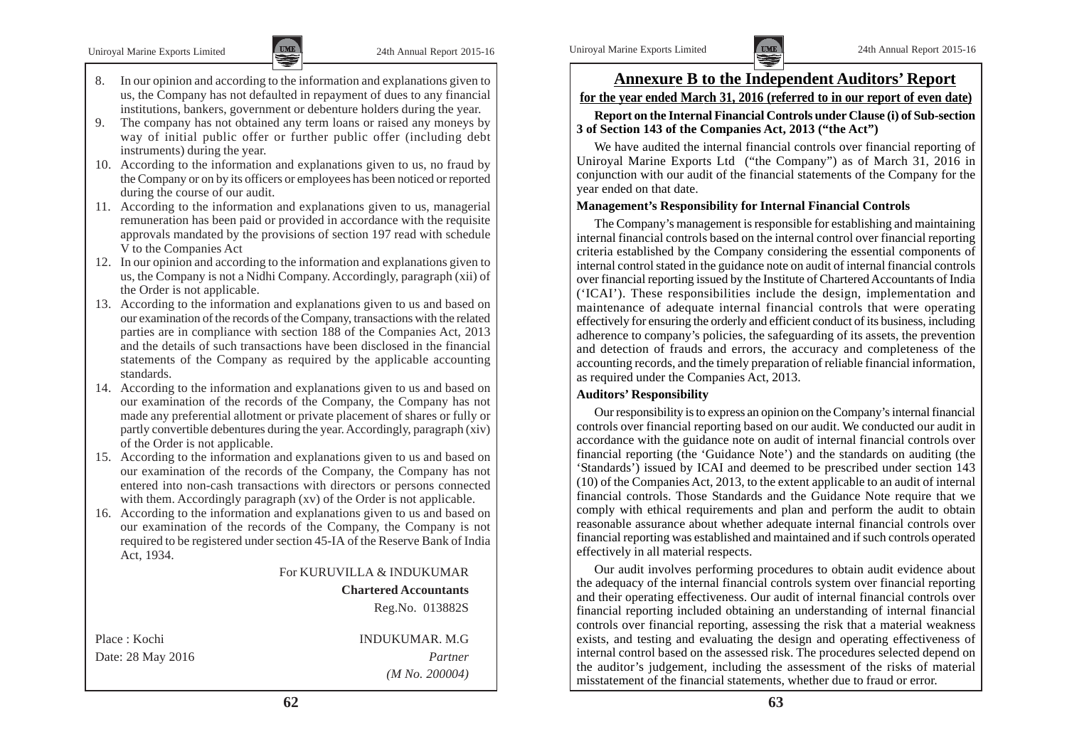8. In our opinion and according to the information and explanations given to us, the Company has not defaulted in repayment of dues to any financial institutions, bankers, government or debenture holders during the year.
9. The company has not obtained any term loans or raised any moneys by way of initial public offer or further public offer (including debt instruments) during the year.
10. According to the information and explanations given to us, no fraud by the Company or on by its officers or employees has been noticed or reported during the course of our audit.
11. According to the information and explanations given to us, managerial remuneration has been paid or provided in accordance with the requisite approvals mandated by the provisions of section 197 read with schedule V to the Companies Act
12. In our opinion and according to the information and explanations given to us, the Company is not a Nidhi Company. Accordingly, paragraph (xii) of the Order is not applicable.
13. According to the information and explanations given to us and based on our examination of the records of the Company, transactions with the related parties are in compliance with section 188 of the Companies Act, 2013 and the details of such transactions have been disclosed in the financial statements of the Company as required by the applicable accounting standards.
14. According to the information and explanations given to us and based on our examination of the records of the Company, the Company has not made any preferential allotment or private placement of shares or fully or partly convertible debentures during the year. Accordingly, paragraph (xiv) of the Order is not applicable.
15. According to the information and explanations given to us and based on our examination of the records of the Company, the Company has not entered into non-cash transactions with directors or persons connected with them. Accordingly paragraph (xv) of the Order is not applicable.
16. According to the information and explanations given to us and based on our examination of the records of the Company, the Company is not required to be registered under section 45-IA of the Reserve Bank of India Act, 1934.

For KURUVILLA & INDUKUMAR

**Chartered Accountants**

Reg.No. 013882S

Place : Kochi

Date: 28 May 2016

INDUKUMAR. M.G

*Partner*

*(M No. 200004)*

## Annexure B to the Independent Auditors' Report

**for the year ended March 31, 2016 (referred to in our report of even date)**

**Report on the Internal Financial Controls under Clause (i) of Sub-section 3 of Section 143 of the Companies Act, 2013 ("the Act")**

We have audited the internal financial controls over financial reporting of Uniroyal Marine Exports Ltd ("the Company") as of March 31, 2016 in conjunction with our audit of the financial statements of the Company for the year ended on that date.

### Management's Responsibility for Internal Financial Controls

The Company's management is responsible for establishing and maintaining internal financial controls based on the internal control over financial reporting criteria established by the Company considering the essential components of internal control stated in the guidance note on audit of internal financial controls over financial reporting issued by the Institute of Chartered Accountants of India ('ICAI'). These responsibilities include the design, implementation and maintenance of adequate internal financial controls that were operating effectively for ensuring the orderly and efficient conduct of its business, including adherence to company's policies, the safeguarding of its assets, the prevention and detection of frauds and errors, the accuracy and completeness of the accounting records, and the timely preparation of reliable financial information, as required under the Companies Act, 2013.

### Auditors' Responsibility

Our responsibility is to express an opinion on the Company's internal financial controls over financial reporting based on our audit. We conducted our audit in accordance with the guidance note on audit of internal financial controls over financial reporting (the 'Guidance Note') and the standards on auditing (the 'Standards') issued by ICAI and deemed to be prescribed under section 143 (10) of the Companies Act, 2013, to the extent applicable to an audit of internal financial controls. Those Standards and the Guidance Note require that we comply with ethical requirements and plan and perform the audit to obtain reasonable assurance about whether adequate internal financial controls over financial reporting was established and maintained and if such controls operated effectively in all material respects.

Our audit involves performing procedures to obtain audit evidence about the adequacy of the internal financial controls system over financial reporting and their operating effectiveness. Our audit of internal financial controls over financial reporting included obtaining an understanding of internal financial controls over financial reporting, assessing the risk that a material weakness exists, and testing and evaluating the design and operating effectiveness of internal control based on the assessed risk. The procedures selected depend on the auditor's judgement, including the assessment of the risks of material misstatement of the financial statements, whether due to fraud or error.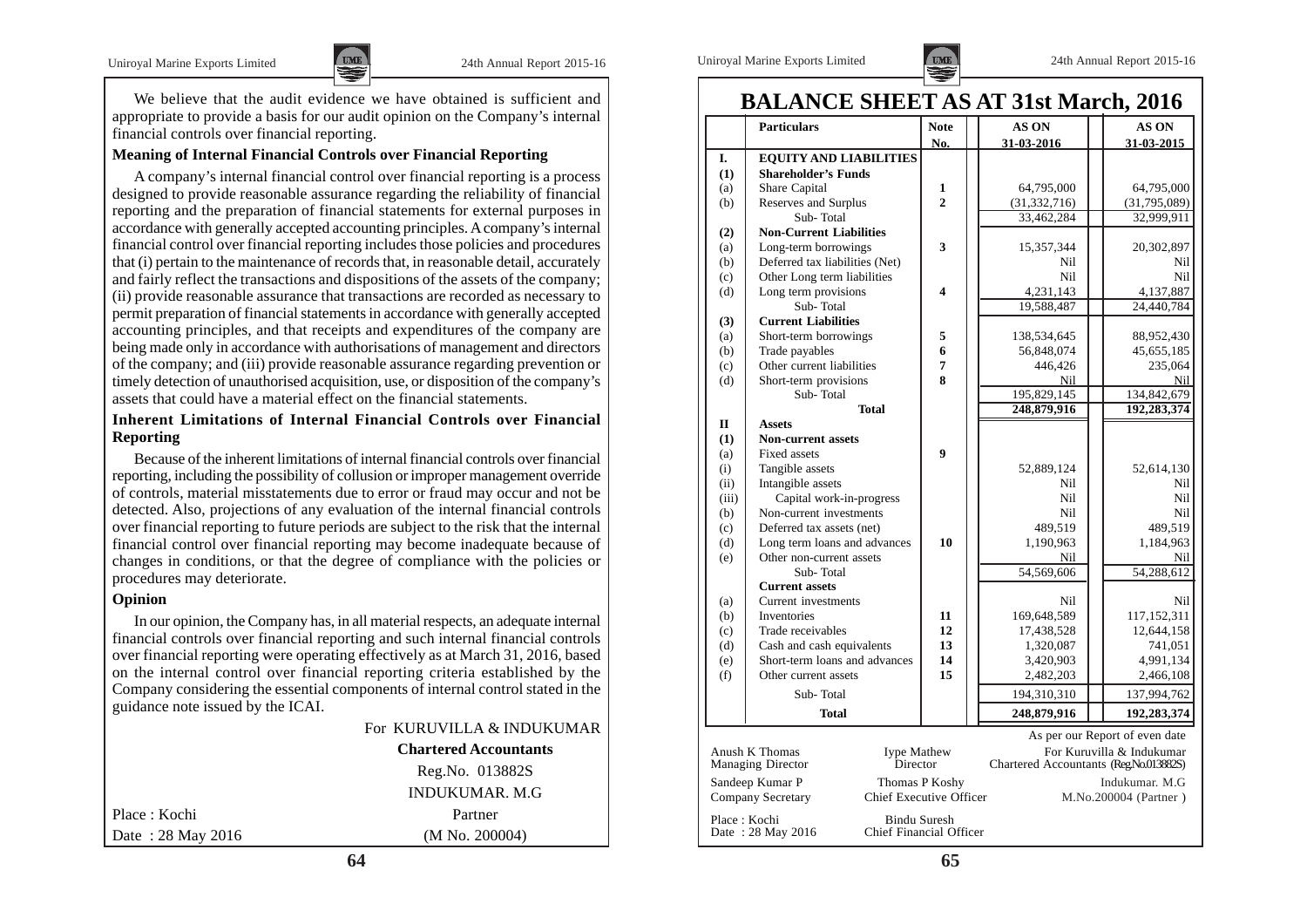We believe that the audit evidence we have obtained is sufficient and appropriate to provide a basis for our audit opinion on the Company's internal financial controls over financial reporting.

**Meaning of Internal Financial Controls over Financial Reporting**

A company's internal financial control over financial reporting is a process designed to provide reasonable assurance regarding the reliability of financial reporting and the preparation of financial statements for external purposes in accordance with generally accepted accounting principles. A company's internal financial control over financial reporting includes those policies and procedures that (i) pertain to the maintenance of records that, in reasonable detail, accurately and fairly reflect the transactions and dispositions of the assets of the company; (ii) provide reasonable assurance that transactions are recorded as necessary to permit preparation of financial statements in accordance with generally accepted accounting principles, and that receipts and expenditures of the company are being made only in accordance with authorisations of management and directors of the company; and (iii) provide reasonable assurance regarding prevention or timely detection of unauthorised acquisition, use, or disposition of the company's assets that could have a material effect on the financial statements.

**Inherent Limitations of Internal Financial Controls over Financial Reporting**

Because of the inherent limitations of internal financial controls over financial reporting, including the possibility of collusion or improper management override of controls, material misstatements due to error or fraud may occur and not be detected. Also, projections of any evaluation of the internal financial controls over financial reporting to future periods are subject to the risk that the internal financial control over financial reporting may become inadequate because of changes in conditions, or that the degree of compliance with the policies or procedures may deteriorate.

**Opinion**

In our opinion, the Company has, in all material respects, an adequate internal financial controls over financial reporting and such internal financial controls over financial reporting were operating effectively as at March 31, 2016, based on the internal control over financial reporting criteria established by the Company considering the essential components of internal control stated in the guidance note issued by the ICAI.

For KURUVILLA & INDUKUMAR
**Chartered Accountants**
Reg.No. 013882S
INDUKUMAR. M.G
Partner
(M No. 200004)

Place : Kochi
Date : 28 May 2016

# BALANCE SHEET AS AT 31st March, 2016

| | Particulars | Note No. | AS ON 31-03-2016 | AS ON 31-03-2015 |
|---|---|---|---|---|
| **I.** | **EQUITY AND LIABILITIES** | | | |
| **(1)** | **Shareholder's Funds** | | | |
| (a) | Share Capital | **1** | 64,795,000 | 64,795,000 |
| (b) | Reserves and Surplus | **2** | (31,332,716) | (31,795,089) |
| | Sub- Total | | 33,462,284 | 32,999,911 |
| **(2)** | **Non-Current Liabilities** | | | |
| (a) | Long-term borrowings | **3** | 15,357,344 | 20,302,897 |
| (b) | Deferred tax liabilities (Net) | | Nil | Nil |
| (c) | Other Long term liabilities | | Nil | Nil |
| (d) | Long term provisions | **4** | 4,231,143 | 4,137,887 |
| | Sub- Total | | 19,588,487 | 24,440,784 |
| **(3)** | **Current Liabilities** | | | |
| (a) | Short-term borrowings | **5** | 138,534,645 | 88,952,430 |
| (b) | Trade payables | **6** | 56,848,074 | 45,655,185 |
| (c) | Other current liabilities | **7** | 446,426 | 235,064 |
| (d) | Short-term provisions | **8** | Nil | Nil |
| | Sub- Total | | 195,829,145 | 134,842,679 |
| | **Total** | | **248,879,916** | **192,283,374** |
| **II** | **Assets** | | | |
| **(1)** | **Non-current assets** | | | |
| (a) | Fixed assets | **9** | | |
| (i) | Tangible assets | | 52,889,124 | 52,614,130 |
| (ii) | Intangible assets | | Nil | Nil |
| (iii) | Capital work-in-progress | | Nil | Nil |
| (b) | Non-current investments | | Nil | Nil |
| (c) | Deferred tax assets (net) | | 489,519 | 489,519 |
| (d) | Long term loans and advances | **10** | 1,190,963 | 1,184,963 |
| (e) | Other non-current assets | | Nil | Nil |
| | Sub- Total | | 54,569,606 | 54,288,612 |
| | **Current assets** | | | |
| (a) | Current investments | | Nil | Nil |
| (b) | Inventories | **11** | 169,648,589 | 117,152,311 |
| (c) | Trade receivables | **12** | 17,438,528 | 12,644,158 |
| (d) | Cash and cash equivalents | **13** | 1,320,087 | 741,051 |
| (e) | Short-term loans and advances | **14** | 3,420,903 | 4,991,134 |
| (f) | Other current assets | **15** | 2,482,203 | 2,466,108 |
| | Sub- Total | | 194,310,310 | 137,994,762 |
| | **Total** | | **248,879,916** | **192,283,374** |

As per our Report of even date

| | | |
|---|---|---|
| Anush K Thomas<br>Managing Director | Iype Mathew<br>Director | For Kuruvilla & Indukumar<br>Chartered Accountants (Reg.No.013882S) |
| Sandeep Kumar P<br>Company Secretary | Thomas P Koshy<br>Chief Executive Officer | Indukumar. M.G<br>M.No.200004 (Partner ) |
| Place : Kochi<br>Date : 28 May 2016 | Bindu Suresh<br>Chief Financial Officer | |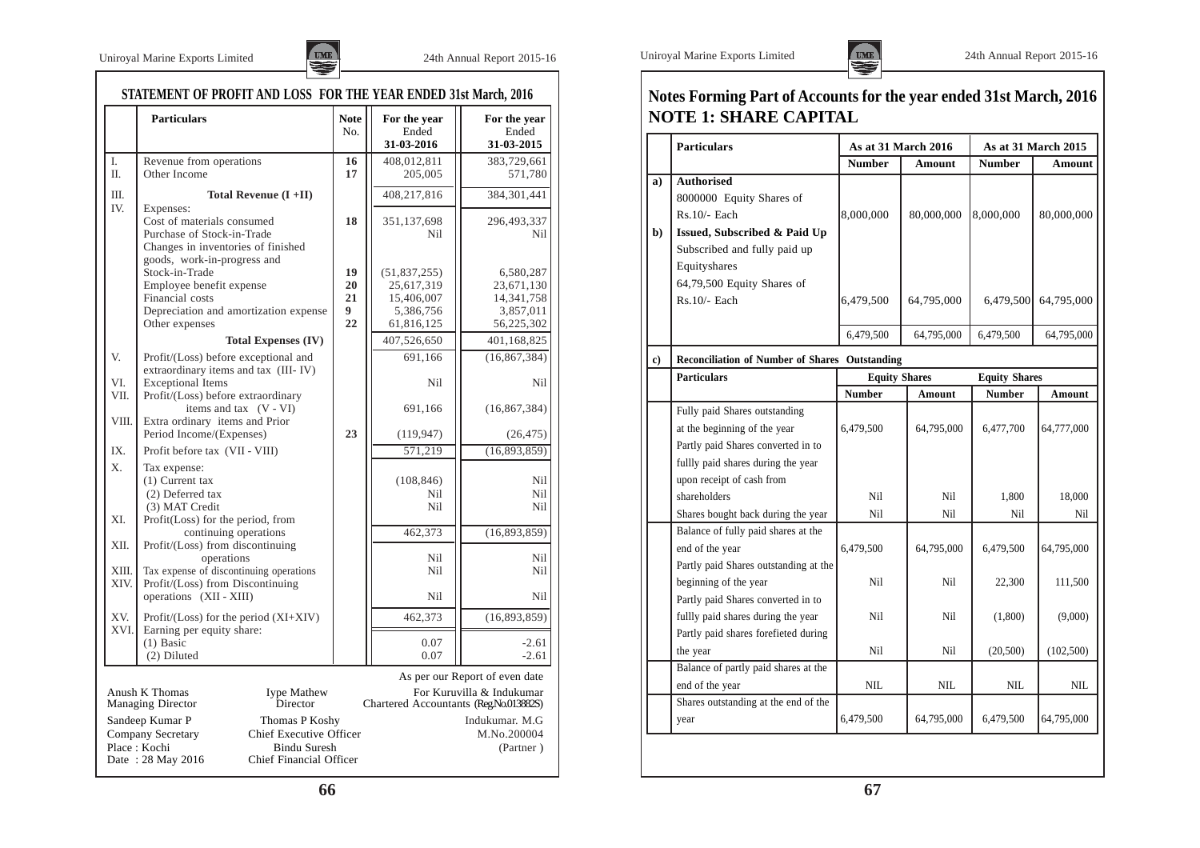## STATEMENT OF PROFIT AND LOSS FOR THE YEAR ENDED 31st March, 2016

| | Particulars | Note No. | For the year Ended 31-03-2016 | For the year Ended 31-03-2015 |
|---|---|---|---|---|
| I. | Revenue from operations | 16 | 408,012,811 | 383,729,661 |
| II. | Other Income | 17 | 205,005 | 571,780 |
| III. | **Total Revenue (I +II)** | | 408,217,816 | 384,301,441 |
| IV. | Expenses: | | | |
| | Cost of materials consumed | 18 | 351,137,698 | 296,493,337 |
| | Purchase of Stock-in-Trade | | Nil | Nil |
| | Changes in inventories of finished goods, work-in-progress and Stock-in-Trade | 19 | (51,837,255) | 6,580,287 |
| | Employee benefit expense | 20 | 25,617,319 | 23,671,130 |
| | Financial costs | 21 | 15,406,007 | 14,341,758 |
| | Depreciation and amortization expense | 9 | 5,386,756 | 3,857,011 |
| | Other expenses | 22 | 61,816,125 | 56,225,302 |
| | **Total Expenses (IV)** | | 407,526,650 | 401,168,825 |
| V. | Profit/(Loss) before exceptional and extraordinary items and tax (III- IV) | | 691,166 | (16,867,384) |
| VI. | Exceptional Items | | Nil | Nil |
| VII. | Profit/(Loss) before extraordinary items and tax (V - VI) | | 691,166 | (16,867,384) |
| VIII. | Extra ordinary items and Prior Period Income/(Expenses) | 23 | (119,947) | (26,475) |
| IX. | Profit before tax (VII - VIII) | | 571,219 | (16,893,859) |
| X. | Tax expense: | | | |
| | (1) Current tax | | (108,846) | Nil |
| | (2) Deferred tax | | Nil | Nil |
| | (3) MAT Credit | | Nil | Nil |
| XI. | Profit(Loss) for the period, from continuing operations | | 462,373 | (16,893,859) |
| XII. | Profit/(Loss) from discontinuing operations | | Nil | Nil |
| XIII. | Tax expense of discontinuing operations | | Nil | Nil |
| XIV. | Profit/(Loss) from Discontinuing operations (XII - XIII) | | Nil | Nil |
| XV. | Profit/(Loss) for the period (XI+XIV) | | 462,373 | (16,893,859) |
| XVI. | Earning per equity share: | | | |
| | (1) Basic | | 0.07 | -2.61 |
| | (2) Diluted | | 0.07 | -2.61 |

As per our Report of even date

Anush K Thomas, Managing Director
Iype Mathew, Director
For Kuruvilla & Indukumar, Chartered Accountants (Reg.No.013882S)

Sandeep Kumar P, Company Secretary
Thomas P Koshy, Chief Executive Officer
Bindu Suresh, Chief Financial Officer
Indukumar. M.G, M.No.200004 (Partner)

Place : Kochi
Date : 28 May 2016

## Notes Forming Part of Accounts for the year ended 31st March, 2016

## NOTE 1: SHARE CAPITAL

| | Particulars | As at 31 March 2016 | | As at 31 March 2015 | |
|---|---|---|---|---|---|
| | | Number | Amount | Number | Amount |
| a) | **Authorised** 8000000 Equity Shares of Rs.10/- Each | 8,000,000 | 80,000,000 | 8,000,000 | 80,000,000 |
| b) | **Issued, Subscribed & Paid Up** Subscribed and fully paid up Equityshares 64,79,500 Equity Shares of Rs.10/- Each | 6,479,500 | 64,795,000 | 6,479,500 | 64,795,000 |
| | | 6,479,500 | 64,795,000 | 6,479,500 | 64,795,000 |

| | **c) Reconciliation of Number of Shares Outstanding** | | | | |
|---|---|---|---|---|---|
| | Particulars | Equity Shares | | Equity Shares | |
| | | Number | Amount | Number | Amount |
| | Fully paid Shares outstanding at the beginning of the year | 6,479,500 | 64,795,000 | 6,477,700 | 64,777,000 |
| | Partly paid Shares converted in to fullly paid shares during the year upon receipt of cash from shareholders | Nil | Nil | 1,800 | 18,000 |
| | Shares bought back during the year | Nil | Nil | Nil | Nil |
| | Balance of fully paid shares at the end of the year | 6,479,500 | 64,795,000 | 6,479,500 | 64,795,000 |
| | Partly paid Shares outstanding at the beginning of the year | Nil | Nil | 22,300 | 111,500 |
| | Partly paid Shares converted in to fullly paid shares during the year | Nil | Nil | (1,800) | (9,000) |
| | Partly paid shares forefieted during the year | Nil | Nil | (20,500) | (102,500) |
| | Balance of partly paid shares at the end of the year | NIL | NIL | NIL | NIL |
| | Shares outstanding at the end of the year | 6,479,500 | 64,795,000 | 6,479,500 | 64,795,000 |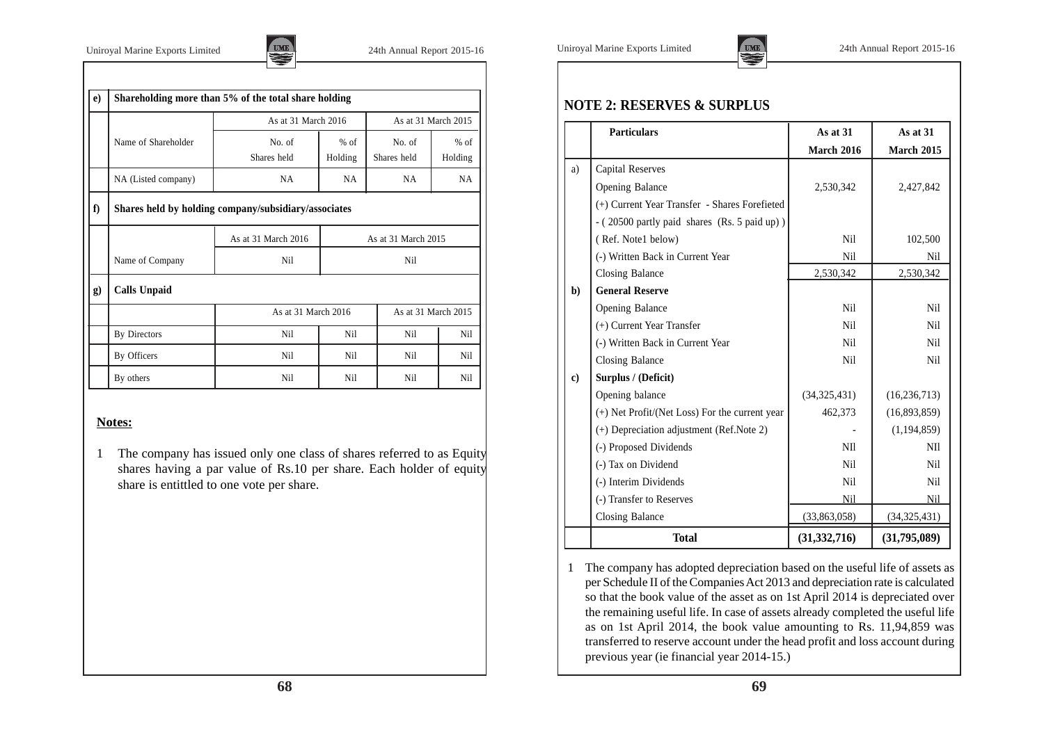| e) | Shareholding more than 5% of the total share holding | | | | |
|---|---|---|---|---|---|
| | | As at 31 March 2016 | | As at 31 March 2015 | |
| | Name of Shareholder | No. of Shares held | % of Holding | No. of Shares held | % of Holding |
| | NA (Listed company) | NA | NA | NA | NA |

| f) | Shares held by holding company/subsidiary/associates | | |
|---|---|---|---|
| | | As at 31 March 2016 | As at 31 March 2015 |
| | Name of Company | Nil | Nil |

| g) | Calls Unpaid | | | | |
|---|---|---|---|---|---|
| | | As at 31 March 2016 | | As at 31 March 2015 | |
| | By Directors | Nil | Nil | Nil | Nil |
| | By Officers | Nil | Nil | Nil | Nil |
| | By others | Nil | Nil | Nil | Nil |

**Notes:**

1 The company has issued only one class of shares referred to as Equity shares having a par value of Rs.10 per share. Each holder of equity share is entittled to one vote per share.

## NOTE 2: RESERVES & SURPLUS

| | Particulars | As at 31 March 2016 | As at 31 March 2015 |
|---|---|---|---|
| a) | Capital Reserves | | |
| | Opening Balance | 2,530,342 | 2,427,842 |
| | (+) Current Year Transfer - Shares Forefieted - ( 20500 partly paid shares (Rs. 5 paid up) ) ( Ref. Note1 below) | Nil | 102,500 |
| | (-) Written Back in Current Year | Nil | Nil |
| | Closing Balance | 2,530,342 | 2,530,342 |
| **b)** | **General Reserve** | | |
| | Opening Balance | Nil | Nil |
| | (+) Current Year Transfer | Nil | Nil |
| | (-) Written Back in Current Year | Nil | Nil |
| | Closing Balance | Nil | Nil |
| **c)** | **Surplus / (Deficit)** | | |
| | Opening balance | (34,325,431) | (16,236,713) |
| | (+) Net Profit/(Net Loss) For the current year | 462,373 | (16,893,859) |
| | (+) Depreciation adjustment (Ref.Note 2) | - | (1,194,859) |
| | (-) Proposed Dividends | NIl | NIl |
| | (-) Tax on Dividend | Nil | Nil |
| | (-) Interim Dividends | Nil | Nil |
| | (-) Transfer to Reserves | Nil | Nil |
| | Closing Balance | (33,863,058) | (34,325,431) |
| | **Total** | **(31,332,716)** | **(31,795,089)** |

1 The company has adopted depreciation based on the useful life of assets as per Schedule II of the Companies Act 2013 and depreciation rate is calculated so that the book value of the asset as on 1st April 2014 is depreciated over the remaining useful life. In case of assets already completed the useful life as on 1st April 2014, the book value amounting to Rs. 11,94,859 was transferred to reserve account under the head profit and loss account during previous year (ie financial year 2014-15.)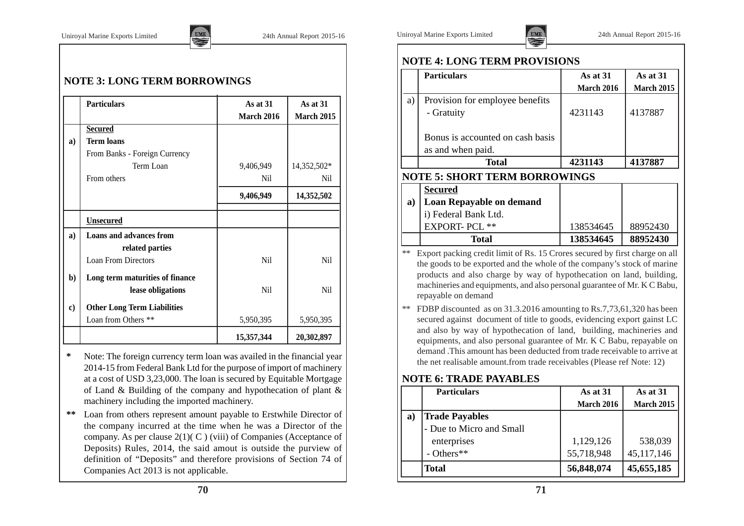## NOTE 3: LONG TERM BORROWINGS

| | Particulars | As at 31 March 2016 | As at 31 March 2015 |
|---|---|---|---|
| | **Secured** | | |
| **a)** | **Term loans** | | |
| | From Banks - Foreign Currency | | |
| | Term Loan | 9,406,949 | 14,352,502* |
| | From others | Nil | Nil |
| | | **9,406,949** | **14,352,502** |
| | **Unsecured** | | |
| **a)** | **Loans and advances from related parties** | | |
| | Loan From Directors | Nil | Nil |
| **b)** | **Long term maturities of finance lease obligations** | Nil | Nil |
| **c)** | **Other Long Term Liabilities** | | |
| | Loan from Others ** | 5,950,395 | 5,950,395 |
| | | **15,357,344** | **20,302,897** |

**\*** Note: The foreign currency term loan was availed in the financial year 2014-15 from Federal Bank Ltd for the purpose of import of machinery at a cost of USD 3,23,000. The loan is secured by Equitable Mortgage of Land & Building of the company and hypothecation of plant & machinery including the imported machinery.

**\*\*** Loan from others represent amount payable to Erstwhile Director of the company incurred at the time when he was a Director of the company. As per clause 2(1)( C ) (viii) of Companies (Acceptance of Deposits) Rules, 2014, the said amount is outside the purview of definition of "Deposits" and therefore provisions of Section 74 of Companies Act 2013 is not applicable.

## NOTE 4: LONG TERM PROVISIONS

| | Particulars | As at 31 March 2016 | As at 31 March 2015 |
|---|---|---|---|
| a) | Provision for employee benefits | | |
| | - Gratuity | 4231143 | 4137887 |
| | Bonus is accounted on cash basis as and when paid. | | |
| | **Total** | **4231143** | **4137887** |

## NOTE 5: SHORT TERM BORROWINGS

| | Particulars | As at 31 March 2016 | As at 31 March 2015 |
|---|---|---|---|
| | **Secured** | | |
| **a)** | **Loan Repayable on demand** | | |
| | i) Federal Bank Ltd. | | |
| | EXPORT- PCL ** | 138534645 | 88952430 |
| | **Total** | **138534645** | **88952430** |

\*\* Export packing credit limit of Rs. 15 Crores secured by first charge on all the goods to be exported and the whole of the company's stock of marine products and also charge by way of hypothecation on land, building, machineries and equipments, and also personal guarantee of Mr. K C Babu, repayable on demand

\*\* FDBP discounted as on 31.3.2016 amounting to Rs.7,73,61,320 has been secured against document of title to goods, evidencing export gainst LC and also by way of hypothecation of land, building, machineries and equipments, and also personal guarantee of Mr. K C Babu, repayable on demand .This amount has been deducted from trade receivable to arrive at the net realisable amount.from trade receivables (Please ref Note: 12)

## NOTE 6: TRADE PAYABLES

| | Particulars | As at 31 March 2016 | As at 31 March 2015 |
|---|---|---|---|
| **a)** | **Trade Payables** | | |
| | - Due to Micro and Small enterprises | 1,129,126 | 538,039 |
| | - Others** | 55,718,948 | 45,117,146 |
| | **Total** | **56,848,074** | **45,655,185** |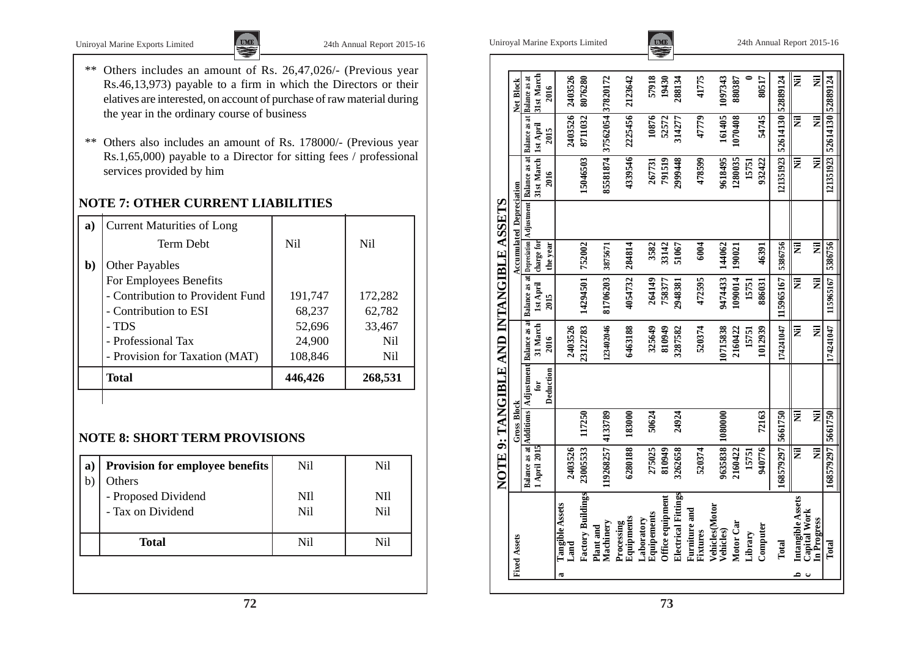** Others includes an amount of Rs. 26,47,026/- (Previous year Rs.46,13,973) payable to a firm in which the Directors or their elatives are interested, on account of purchase of raw material during the year in the ordinary course of business

** Others also includes an amount of Rs. 178000/- (Previous year Rs.1,65,000) payable to a Director for sitting fees / professional services provided by him

## NOTE 7: OTHER CURRENT LIABILITIES

| | | | |
|---|---|---|---|
| **a)** | Current Maturities of Long Term Debt | Nil | Nil |
| **b)** | Other Payables | | |
| | For Employees Benefits | | |
| | - Contribution to Provident Fund | 191,747 | 172,282 |
| | - Contribution to ESI | 68,237 | 62,782 |
| | - TDS | 52,696 | 33,467 |
| | - Professional Tax | 24,900 | Nil |
| | - Provision for Taxation (MAT) | 108,846 | Nil |
| | **Total** | **446,426** | **268,531** |

## NOTE 8: SHORT TERM PROVISIONS

| | | | |
|---|---|---|---|
| **a)** | **Provision for employee benefits** | Nil | Nil |
| b) | Others | | |
| | - Proposed Dividend | NIl | NIl |
| | - Tax on Dividend | Nil | Nil |
| | **Total** | Nil | Nil |

## NOTE 9: TANGIBLE AND INTANGIBLE ASSETS

| | Fixed Assets | Gross Block | | | | Accumulated Depreciation | | | | Net Block | |
|---|---|---|---|---|---|---|---|---|---|---|---|
| | | Balance as at 1 April 2015 | Additions | Adjustment for Deduction | Balance as at 31 March 2016 | Balance as at 1st April 2015 | Depreciation charge for the year | Adjustment | Balance as at 31st March 2016 | Balance as at 1st April 2015 | Balance as at 31st March 2016 |
| a | **Tangible Assets** | | | | | | | | | | |
| | Land | 2403526 | | | 2403526 | | | | | 2403526 | 2403526 |
| | Factory Buildings | 23005533 | 117250 | | 23122783 | 14294501 | 752002 | | 15046503 | 8711032 | 8076280 |
| | Plant and Machinery | 119268257 | 4133789 | | 123402046 | 81706203 | 3875671 | | 85581874 | 37562054 | 37820172 |
| | Processing Equipments | 6280188 | 183000 | | 6463188 | 4054732 | 284814 | | 4339546 | 2225456 | 2123642 |
| | Laboratory Equipements | 275025 | 50624 | | 325649 | 264149 | 3582 | | 267731 | 10876 | 57918 |
| | Office equipment | 810949 | | | 810949 | 758377 | 33142 | | 791519 | 52572 | 19430 |
| | Electrical Fittings | 3262658 | 24924 | | 3287582 | 2948381 | 51067 | | 2999448 | 314277 | 288134 |
| | Furniture and Fixtures | 520374 | | | 520374 | 472595 | 6004 | | 478599 | 47779 | 41775 |
| | Vehicles(Motor Vehicles) | 9635838 | 1080000 | | 10715838 | 9474433 | 144062 | | 9618495 | 161405 | 1097343 |
| | Motor Car | 2160422 | | | 2160422 | 1090014 | 190021 | | 1280035 | 1070408 | 880387 |
| | Library | 15751 | | | 15751 | 15751 | | | 15751 | | 0 |
| | Computer | 940776 | 72163 | | 1012939 | 886031 | 46391 | | 932422 | 54745 | 80517 |
| | **Total** | 168579297 | 5661750 | | 174241047 | 115965167 | 5386756 | | 121351923 | 52614130 | 52889124 |
| b | **Intangible Assets** | Nil | Nil | | Nil | Nil | Nil | | Nil | Nil | Nil |
| c | **Capital Work In Progress** | Nil | Nil | | Nil | Nil | Nil | | Nil | Nil | Nil |
| | **Total** | 168579297 | 5661750 | | 174241047 | 115965167 | 5386756 | | 121351923 | 52614130 | 52889124 |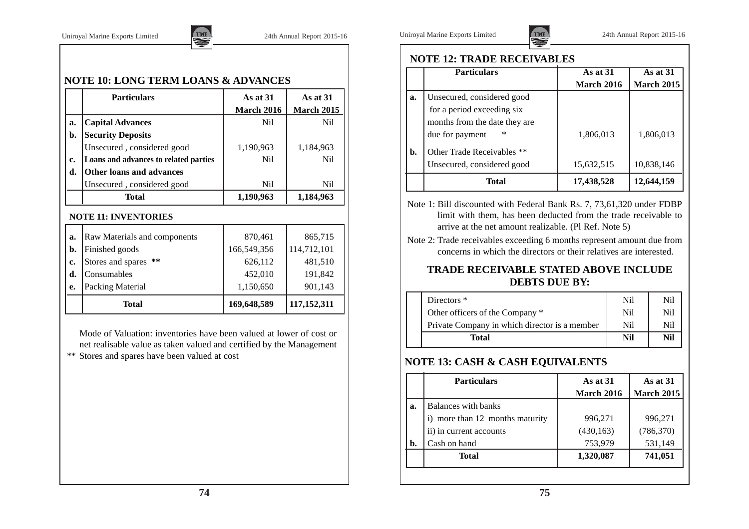## NOTE 10: LONG TERM LOANS & ADVANCES

| | Particulars | As at 31 March 2016 | As at 31 March 2015 |
|---|---|---|---|
| a. | **Capital Advances** | Nil | Nil |
| b. | **Security Deposits** | | |
| | Unsecured , considered good | 1,190,963 | 1,184,963 |
| c. | **Loans and advances to related parties** | Nil | Nil |
| d. | **Other loans and advances** | | |
| | Unsecured , considered good | Nil | Nil |
| | **Total** | **1,190,963** | **1,184,963** |

### NOTE 11: INVENTORIES

| | Particulars | As at 31 March 2016 | As at 31 March 2015 |
|---|---|---|---|
| a. | Raw Materials and components | 870,461 | 865,715 |
| b. | Finished goods | 166,549,356 | 114,712,101 |
| c. | Stores and spares ** | 626,112 | 481,510 |
| d. | Consumables | 452,010 | 191,842 |
| e. | Packing Material | 1,150,650 | 901,143 |
| | **Total** | **169,648,589** | **117,152,311** |

Mode of Valuation: inventories have been valued at lower of cost or net realisable value as taken valued and certified by the Management

** Stores and spares have been valued at cost

## NOTE 12: TRADE RECEIVABLES

| | Particulars | As at 31 March 2016 | As at 31 March 2015 |
|---|---|---|---|
| a. | Unsecured, considered good for a period exceeding six months from the date they are due for payment * | 1,806,013 | 1,806,013 |
| b. | Other Trade Receivables ** | | |
| | Unsecured, considered good | 15,632,515 | 10,838,146 |
| | **Total** | **17,438,528** | **12,644,159** |

Note 1: Bill discounted with Federal Bank Rs. 7, 73,61,320 under FDBP limit with them, has been deducted from the trade receivable to arrive at the net amount realizable. (Pl Ref. Note 5)

Note 2: Trade receivables exceeding 6 months represent amount due from concerns in which the directors or their relatives are interested.

### TRADE RECEIVABLE STATED ABOVE INCLUDE DEBTS DUE BY:

| Particulars | As at 31 March 2016 | As at 31 March 2015 |
|---|---|---|
| Directors * | Nil | Nil |
| Other officers of the Company * | Nil | Nil |
| Private Company in which director is a member | Nil | Nil |
| **Total** | **Nil** | **Nil** |

## NOTE 13: CASH & CASH EQUIVALENTS

| | Particulars | As at 31 March 2016 | As at 31 March 2015 |
|---|---|---|---|
| a. | Balances with banks | | |
| | i) more than 12 months maturity | 996,271 | 996,271 |
| | ii) in current accounts | (430,163) | (786,370) |
| b. | Cash on hand | 753,979 | 531,149 |
| | **Total** | **1,320,087** | **741,051** |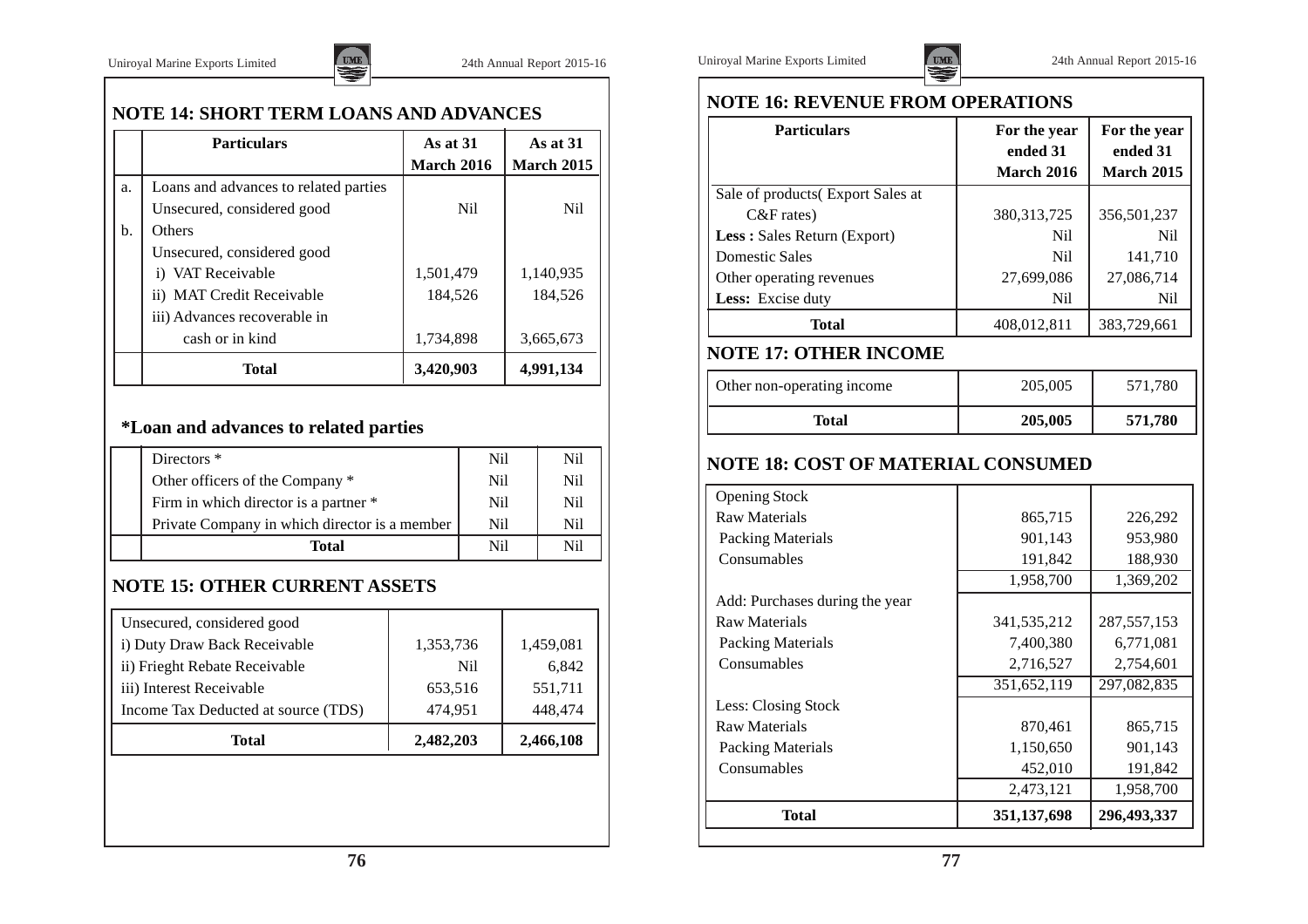## NOTE 14: SHORT TERM LOANS AND ADVANCES

| | Particulars | As at 31 March 2016 | As at 31 March 2015 |
|---|---|---|---|
| a. | Loans and advances to related parties | | |
| | Unsecured, considered good | Nil | Nil |
| b. | Others | | |
| | Unsecured, considered good | | |
| | i) VAT Receivable | 1,501,479 | 1,140,935 |
| | ii) MAT Credit Receivable | 184,526 | 184,526 |
| | iii) Advances recoverable in cash or in kind | 1,734,898 | 3,665,673 |
| | **Total** | **3,420,903** | **4,991,134** |

### *Loan and advances to related parties

| | | | |
|---|---|---|---|
| | Directors * | Nil | Nil |
| | Other officers of the Company * | Nil | Nil |
| | Firm in which director is a partner * | Nil | Nil |
| | Private Company in which director is a member | Nil | Nil |
| | **Total** | Nil | Nil |

## NOTE 15: OTHER CURRENT ASSETS

| | | |
|---|---|---|
| Unsecured, considered good | | |
| i) Duty Draw Back Receivable | 1,353,736 | 1,459,081 |
| ii) Frieght Rebate Receivable | Nil | 6,842 |
| iii) Interest Receivable | 653,516 | 551,711 |
| Income Tax Deducted at source (TDS) | 474,951 | 448,474 |
| **Total** | **2,482,203** | **2,466,108** |

## NOTE 16: REVENUE FROM OPERATIONS

| Particulars | For the year ended 31 March 2016 | For the year ended 31 March 2015 |
|---|---|---|
| Sale of products( Export Sales at C&F rates) | 380,313,725 | 356,501,237 |
| **Less :** Sales Return (Export) | Nil | Nil |
| Domestic Sales | Nil | 141,710 |
| Other operating revenues | 27,699,086 | 27,086,714 |
| **Less:** Excise duty | Nil | Nil |
| **Total** | 408,012,811 | 383,729,661 |

## NOTE 17: OTHER INCOME

| | | |
|---|---|---|
| Other non-operating income | 205,005 | 571,780 |
| **Total** | **205,005** | **571,780** |

## NOTE 18: COST OF MATERIAL CONSUMED

| | | |
|---|---|---|
| Opening Stock | | |
| Raw Materials | 865,715 | 226,292 |
| Packing Materials | 901,143 | 953,980 |
| Consumables | 191,842 | 188,930 |
| | 1,958,700 | 1,369,202 |
| Add: Purchases during the year | | |
| Raw Materials | 341,535,212 | 287,557,153 |
| Packing Materials | 7,400,380 | 6,771,081 |
| Consumables | 2,716,527 | 2,754,601 |
| | 351,652,119 | 297,082,835 |
| Less: Closing Stock | | |
| Raw Materials | 870,461 | 865,715 |
| Packing Materials | 1,150,650 | 901,143 |
| Consumables | 452,010 | 191,842 |
| | 2,473,121 | 1,958,700 |
| **Total** | **351,137,698** | **296,493,337** |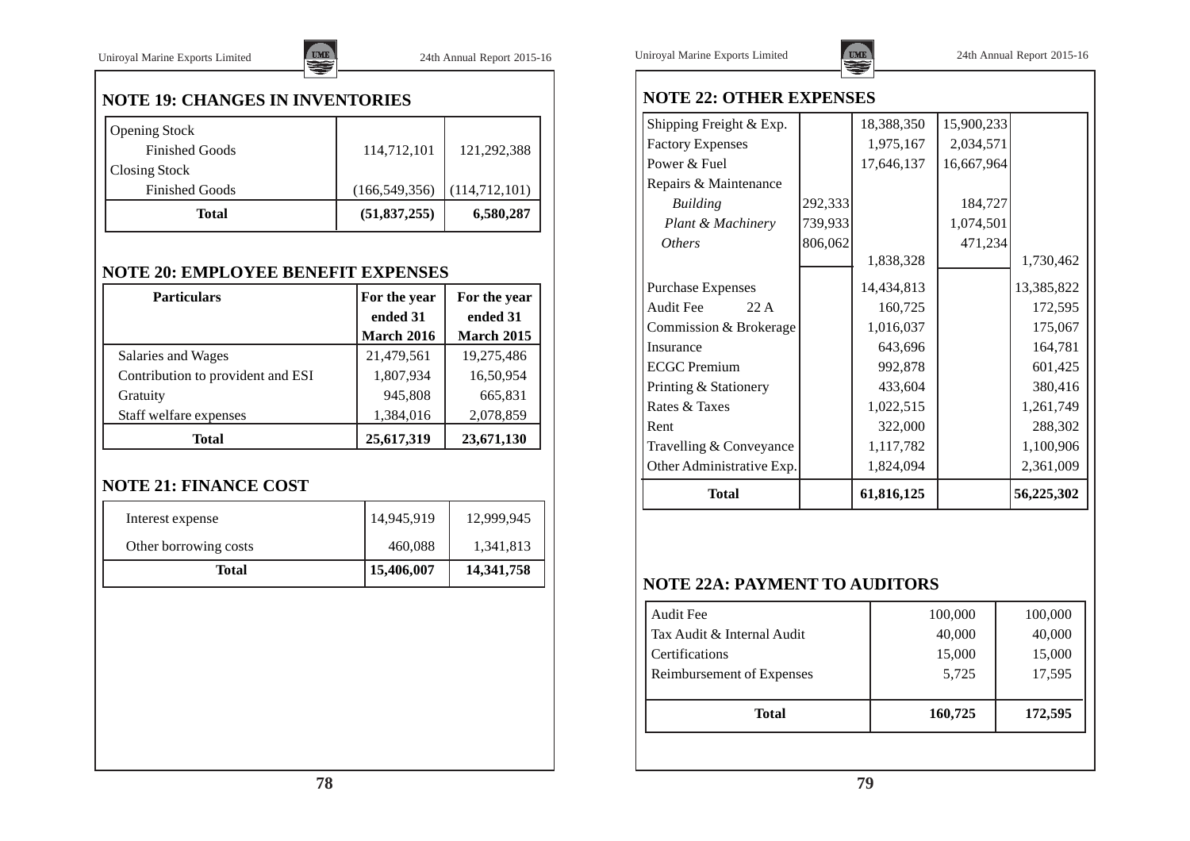## NOTE 19: CHANGES IN INVENTORIES

| | | |
|---|---|---|
| Opening Stock | | |
| Finished Goods | 114,712,101 | 121,292,388 |
| Closing Stock | | |
| Finished Goods | (166,549,356) | (114,712,101) |
| **Total** | **(51,837,255)** | **6,580,287** |

## NOTE 20: EMPLOYEE BENEFIT EXPENSES

| Particulars | For the year ended 31 March 2016 | For the year ended 31 March 2015 |
|---|---|---|
| Salaries and Wages | 21,479,561 | 19,275,486 |
| Contribution to provident and ESI | 1,807,934 | 16,50,954 |
| Gratuity | 945,808 | 665,831 |
| Staff welfare expenses | 1,384,016 | 2,078,859 |
| **Total** | **25,617,319** | **23,671,130** |

## NOTE 21: FINANCE COST

| | | |
|---|---|---|
| Interest expense | 14,945,919 | 12,999,945 |
| Other borrowing costs | 460,088 | 1,341,813 |
| **Total** | **15,406,007** | **14,341,758** |

## NOTE 22: OTHER EXPENSES

| | | | | |
|---|---|---|---|---|
| Shipping Freight & Exp. | | 18,388,350 | 15,900,233 | |
| Factory Expenses | | 1,975,167 | 2,034,571 | |
| Power & Fuel | | 17,646,137 | 16,667,964 | |
| Repairs & Maintenance | | | | |
| *Building* | 292,333 | | 184,727 | |
| *Plant & Machinery* | 739,933 | | 1,074,501 | |
| *Others* | 806,062 | | 471,234 | |
| | | 1,838,328 | | 1,730,462 |
| Purchase Expenses | | 14,434,813 | | 13,385,822 |
| Audit Fee 22 A | | 160,725 | | 172,595 |
| Commission & Brokerage | | 1,016,037 | | 175,067 |
| Insurance | | 643,696 | | 164,781 |
| ECGC Premium | | 992,878 | | 601,425 |
| Printing & Stationery | | 433,604 | | 380,416 |
| Rates & Taxes | | 1,022,515 | | 1,261,749 |
| Rent | | 322,000 | | 288,302 |
| Travelling & Conveyance | | 1,117,782 | | 1,100,906 |
| Other Administrative Exp. | | 1,824,094 | | 2,361,009 |
| **Total** | | **61,816,125** | | **56,225,302** |

## NOTE 22A: PAYMENT TO AUDITORS

| | | |
|---|---|---|
| Audit Fee | 100,000 | 100,000 |
| Tax Audit & Internal Audit | 40,000 | 40,000 |
| Certifications | 15,000 | 15,000 |
| Reimbursement of Expenses | 5,725 | 17,595 |
| **Total** | **160,725** | **172,595** |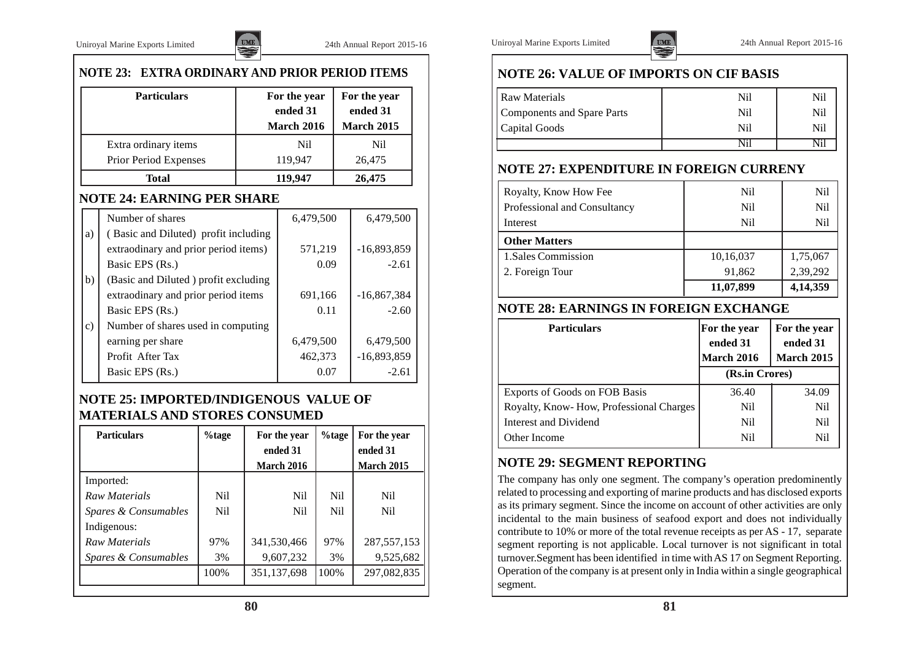## NOTE 23: EXTRA ORDINARY AND PRIOR PERIOD ITEMS

| Particulars | For the year ended 31 March 2016 | For the year ended 31 March 2015 |
|---|---|---|
| Extra ordinary items | Nil | Nil |
| Prior Period Expenses | 119,947 | 26,475 |
| **Total** | **119,947** | **26,475** |

## NOTE 24: EARNING PER SHARE

| | | | |
|---|---|---|---|
| | Number of shares | 6,479,500 | 6,479,500 |
| a) | ( Basic and Diluted) profit including extraodinary and prior period items) | 571,219 | -16,893,859 |
| | Basic EPS (Rs.) | 0.09 | -2.61 |
| b) | (Basic and Diluted ) profit excluding extraodinary and prior period items | 691,166 | -16,867,384 |
| | Basic EPS (Rs.) | 0.11 | -2.60 |
| c) | Number of shares used in computing earning per share | 6,479,500 | 6,479,500 |
| | Profit After Tax | 462,373 | -16,893,859 |
| | Basic EPS (Rs.) | 0.07 | -2.61 |

## NOTE 25: IMPORTED/INDIGENOUS VALUE OF MATERIALS AND STORES CONSUMED

| Particulars | %tage | For the year ended 31 March 2016 | %tage | For the year ended 31 March 2015 |
|---|---|---|---|---|
| Imported: | | | | |
| *Raw Materials* | Nil | Nil | Nil | Nil |
| *Spares & Consumables* | Nil | Nil | Nil | Nil |
| Indigenous: | | | | |
| *Raw Materials* | 97% | 341,530,466 | 97% | 287,557,153 |
| *Spares & Consumables* | 3% | 9,607,232 | 3% | 9,525,682 |
| | 100% | 351,137,698 | 100% | 297,082,835 |

## NOTE 26: VALUE OF IMPORTS ON CIF BASIS

| | | |
|---|---|---|
| Raw Materials | Nil | Nil |
| Components and Spare Parts | Nil | Nil |
| Capital Goods | Nil | Nil |
| | Nil | Nil |

## NOTE 27: EXPENDITURE IN FOREIGN CURRENY

| | | |
|---|---|---|
| Royalty, Know How Fee | Nil | Nil |
| Professional and Consultancy | Nil | Nil |
| Interest | Nil | Nil |
| **Other Matters** | | |
| 1.Sales Commission | 10,16,037 | 1,75,067 |
| 2. Foreign Tour | 91,862 | 2,39,292 |
| | **11,07,899** | **4,14,359** |

## NOTE 28: EARNINGS IN FOREIGN EXCHANGE

| Particulars | For the year ended 31 March 2016 | For the year ended 31 March 2015 |
|---|---|---|
| | (Rs.in Crores) | |
| Exports of Goods on FOB Basis | 36.40 | 34.09 |
| Royalty, Know- How, Professional Charges | Nil | Nil |
| Interest and Dividend | Nil | Nil |
| Other Income | Nil | Nil |

## NOTE 29: SEGMENT REPORTING

The company has only one segment. The company's operation predominently related to processing and exporting of marine products and has disclosed exports as its primary segment. Since the income on account of other activities are only incidental to the main business of seafood export and does not individually contribute to 10% or more of the total revenue receipts as per AS - 17, separate segment reporting is not applicable. Local turnover is not significant in total turnover.Segment has been identified in time with AS 17 on Segment Reporting. Operation of the company is at present only in India within a single geographical segment.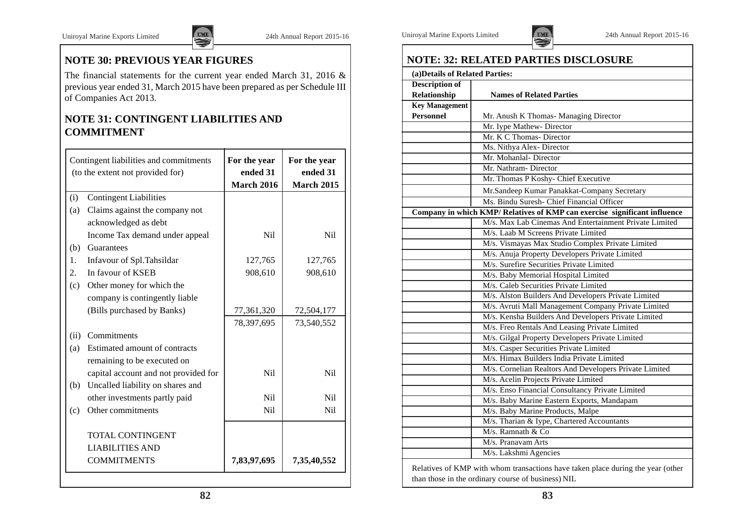## NOTE 30: PREVIOUS YEAR FIGURES

The financial statements for the current year ended March 31, 2016 & previous year ended 31, March 2015 have been prepared as per Schedule III of Companies Act 2013.

## NOTE 31: CONTINGENT LIABILITIES AND COMMITMENT

| | Contingent liabilities and commitments (to the extent not provided for) | For the year ended 31 March 2016 | For the year ended 31 March 2015 |
|---|---|---|---|
| (i) | Contingent Liabilities | | |
| (a) | Claims against the company not acknowledged as debt | | |
| | Income Tax demand under appeal | Nil | Nil |
| (b) | Guarantees | | |
| 1. | Infavour of Spl.Tahsildar | 127,765 | 127,765 |
| 2. | In favour of KSEB | 908,610 | 908,610 |
| (c) | Other money for which the company is contingently liable | | |
| | (Bills purchased by Banks) | 77,361,320 | 72,504,177 |
| | | 78,397,695 | 73,540,552 |
| (ii) | Commitments | | |
| (a) | Estimated amount of contracts remaining to be executed on capital account and not provided for | Nil | Nil |
| (b) | Uncalled liability on shares and other investments partly paid | Nil | Nil |
| (c) | Other commitments | Nil | Nil |
| | TOTAL CONTINGENT LIABILITIES AND COMMITMENTS | **7,83,97,695** | **7,35,40,552** |

## NOTE: 32: RELATED PARTIES DISCLOSURE

**(a)Details of Related Parties:**

| Description of Relationship | Names of Related Parties |
|---|---|
| **Key Management Personnel** | Mr. Anush K Thomas- Managing Director |
| | Mr. Iype Mathew- Director |
| | Mr. K C Thomas- Director |
| | Ms. Nithya Alex- Director |
| | Mr. Mohanlal- Director |
| | Mr. Nathram- Director |
| | Mr. Thomas P Koshy- Chief Executive |
| | Mr.Sandeep Kumar Panakkat-Company Secretary |
| | Ms. Bindu Suresh- Chief Financial Officer |
| **Company in which KMP/ Relatives of KMP can exercise significant influence** | |
| | M/s. Max Lab Cinemas And Entertainment Private Limited |
| | M/s. Laab M Screens Private Limited |
| | M/s. Vismayas Max Studio Complex Private Limited |
| | M/s. Anuja Property Developers Private Limited |
| | M/s. Surefire Securities Private Limited |
| | M/s. Baby Memorial Hospital Limited |
| | M/s. Caleb Securities Private Limited |
| | M/s. Alston Builders And Developers Private Limited |
| | M/s. Avruti Mall Management Company Private Limited |
| | M/s. Kensha Builders And Developers Private Limited |
| | M/s. Freo Rentals And Leasing Private Limited |
| | M/s. Gilgal Property Developers Private Limited |
| | M/s. Casper Securities Private Limited |
| | M/s. Himax Builders India Private Limited |
| | M/s. Cornelian Realtors And Developers Private Limited |
| | M/s. Acelin Projects Private Limited |
| | M/s. Enso Financial Consultancy Private Limited |
| | M/s. Baby Marine Eastern Exports, Mandapam |
| | M/s. Baby Marine Products, Malpe |
| | M/s. Tharian & Iype, Chartered Accountants |
| | M/s. Ramnath & Co |
| | M/s. Pranavam Arts |
| | M/s. Lakshmi Agencies |

Relatives of KMP with whom transactions have taken place during the year (other than those in the ordinary course of business) NIL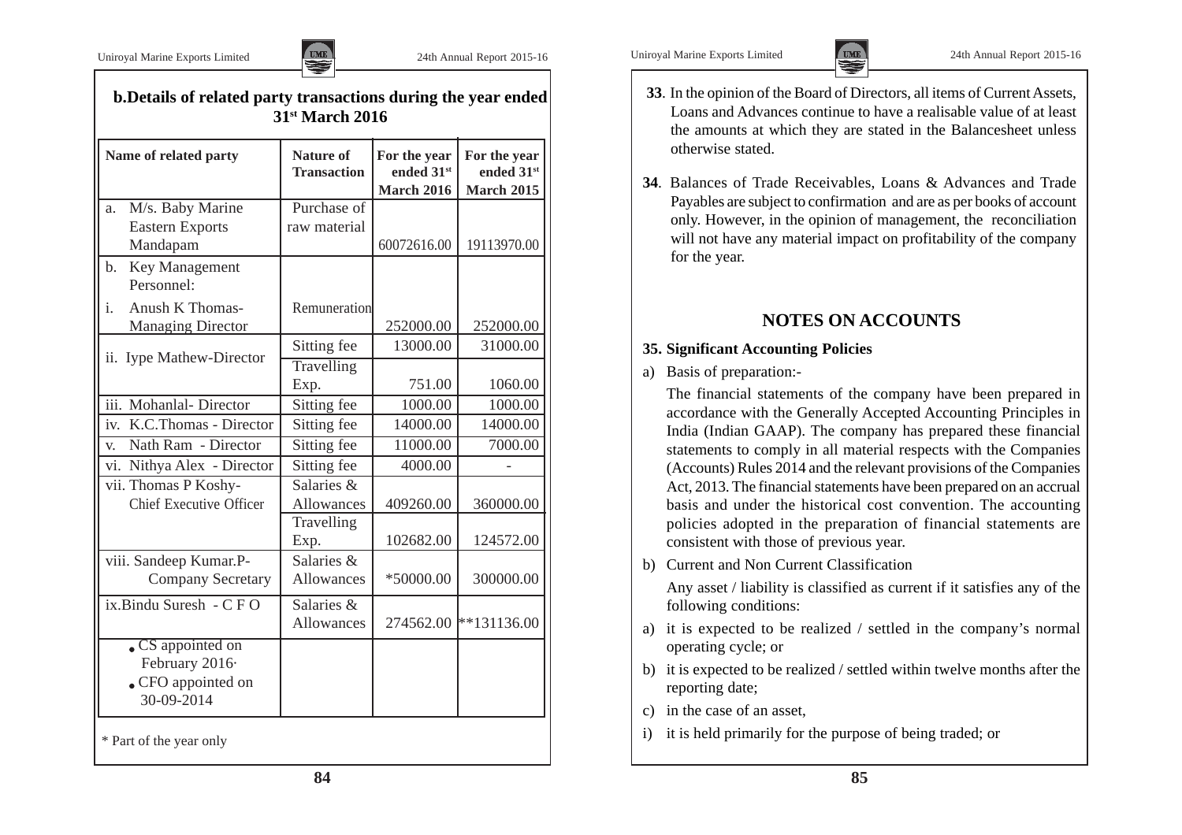## b.Details of related party transactions during the year ended 31st March 2016

| Name of related party | Nature of Transaction | For the year ended 31st March 2016 | For the year ended 31st March 2015 |
|---|---|---|---|
| a. M/s. Baby Marine Eastern Exports Mandapam | Purchase of raw material | 60072616.00 | 19113970.00 |
| b. Key Management Personnel: | | | |
| i. Anush K Thomas- Managing Director | Remuneration | 252000.00 | 252000.00 |
| ii. Iype Mathew-Director | Sitting fee | 13000.00 | 31000.00 |
| | Travelling Exp. | 751.00 | 1060.00 |
| iii. Mohanlal- Director | Sitting fee | 1000.00 | 1000.00 |
| iv. K.C.Thomas - Director | Sitting fee | 14000.00 | 14000.00 |
| v. Nath Ram - Director | Sitting fee | 11000.00 | 7000.00 |
| vi. Nithya Alex - Director | Sitting fee | 4000.00 | - |
| vii. Thomas P Koshy- Chief Executive Officer | Salaries & Allowances | 409260.00 | 360000.00 |
| | Travelling Exp. | 102682.00 | 124572.00 |
| viii. Sandeep Kumar.P- Company Secretary | Salaries & Allowances | *50000.00 | 300000.00 |
| ix.Bindu Suresh - C F O | Salaries & Allowances | 274562.00 | **131136.00 |
| • CS appointed on February 2016· • CFO appointed on 30-09-2014 | | | |

\* Part of the year only

**33**. In the opinion of the Board of Directors, all items of Current Assets, Loans and Advances continue to have a realisable value of at least the amounts at which they are stated in the Balancesheet unless otherwise stated.

**34**. Balances of Trade Receivables, Loans & Advances and Trade Payables are subject to confirmation and are as per books of account only. However, in the opinion of management, the reconciliation will not have any material impact on profitability of the company for the year.

## NOTES ON ACCOUNTS

### 35. Significant Accounting Policies

a) Basis of preparation:-

The financial statements of the company have been prepared in accordance with the Generally Accepted Accounting Principles in India (Indian GAAP). The company has prepared these financial statements to comply in all material respects with the Companies (Accounts) Rules 2014 and the relevant provisions of the Companies Act, 2013. The financial statements have been prepared on an accrual basis and under the historical cost convention. The accounting policies adopted in the preparation of financial statements are consistent with those of previous year.

b) Current and Non Current Classification

Any asset / liability is classified as current if it satisfies any of the following conditions:

a) it is expected to be realized / settled in the company's normal operating cycle; or

b) it is expected to be realized / settled within twelve months after the reporting date;

c) in the case of an asset,

i) it is held primarily for the purpose of being traded; or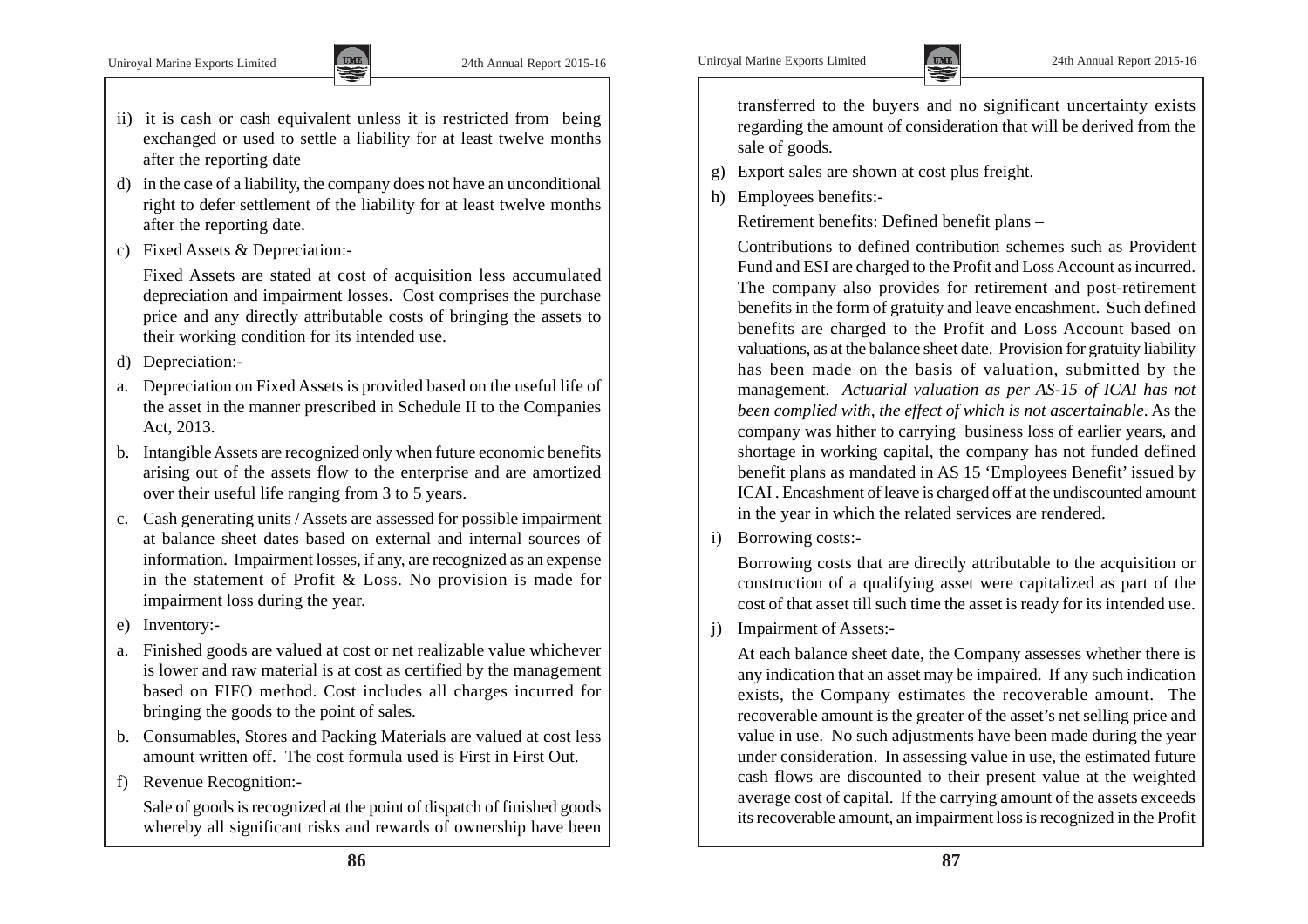ii) it is cash or cash equivalent unless it is restricted from being exchanged or used to settle a liability for at least twelve months after the reporting date

d) in the case of a liability, the company does not have an unconditional right to defer settlement of the liability for at least twelve months after the reporting date.

c) Fixed Assets & Depreciation:-

Fixed Assets are stated at cost of acquisition less accumulated depreciation and impairment losses. Cost comprises the purchase price and any directly attributable costs of bringing the assets to their working condition for its intended use.

d) Depreciation:-

a. Depreciation on Fixed Assets is provided based on the useful life of the asset in the manner prescribed in Schedule II to the Companies Act, 2013.

b. Intangible Assets are recognized only when future economic benefits arising out of the assets flow to the enterprise and are amortized over their useful life ranging from 3 to 5 years.

c. Cash generating units / Assets are assessed for possible impairment at balance sheet dates based on external and internal sources of information. Impairment losses, if any, are recognized as an expense in the statement of Profit & Loss. No provision is made for impairment loss during the year.

e) Inventory:-

a. Finished goods are valued at cost or net realizable value whichever is lower and raw material is at cost as certified by the management based on FIFO method. Cost includes all charges incurred for bringing the goods to the point of sales.

b. Consumables, Stores and Packing Materials are valued at cost less amount written off. The cost formula used is First in First Out.

f) Revenue Recognition:-

Sale of goods is recognized at the point of dispatch of finished goods whereby all significant risks and rewards of ownership have been transferred to the buyers and no significant uncertainty exists regarding the amount of consideration that will be derived from the sale of goods.

g) Export sales are shown at cost plus freight.

h) Employees benefits:-

Retirement benefits: Defined benefit plans –

Contributions to defined contribution schemes such as Provident Fund and ESI are charged to the Profit and Loss Account as incurred. The company also provides for retirement and post-retirement benefits in the form of gratuity and leave encashment. Such defined benefits are charged to the Profit and Loss Account based on valuations, as at the balance sheet date. Provision for gratuity liability has been made on the basis of valuation, submitted by the management. *Actuarial valuation as per AS-15 of ICAI has not been complied with, the effect of which is not ascertainable*. As the company was hither to carrying business loss of earlier years, and shortage in working capital, the company has not funded defined benefit plans as mandated in AS 15 'Employees Benefit' issued by ICAI . Encashment of leave is charged off at the undiscounted amount in the year in which the related services are rendered.

i) Borrowing costs:-

Borrowing costs that are directly attributable to the acquisition or construction of a qualifying asset were capitalized as part of the cost of that asset till such time the asset is ready for its intended use.

j) Impairment of Assets:-

At each balance sheet date, the Company assesses whether there is any indication that an asset may be impaired. If any such indication exists, the Company estimates the recoverable amount. The recoverable amount is the greater of the asset's net selling price and value in use. No such adjustments have been made during the year under consideration. In assessing value in use, the estimated future cash flows are discounted to their present value at the weighted average cost of capital. If the carrying amount of the assets exceeds its recoverable amount, an impairment loss is recognized in the Profit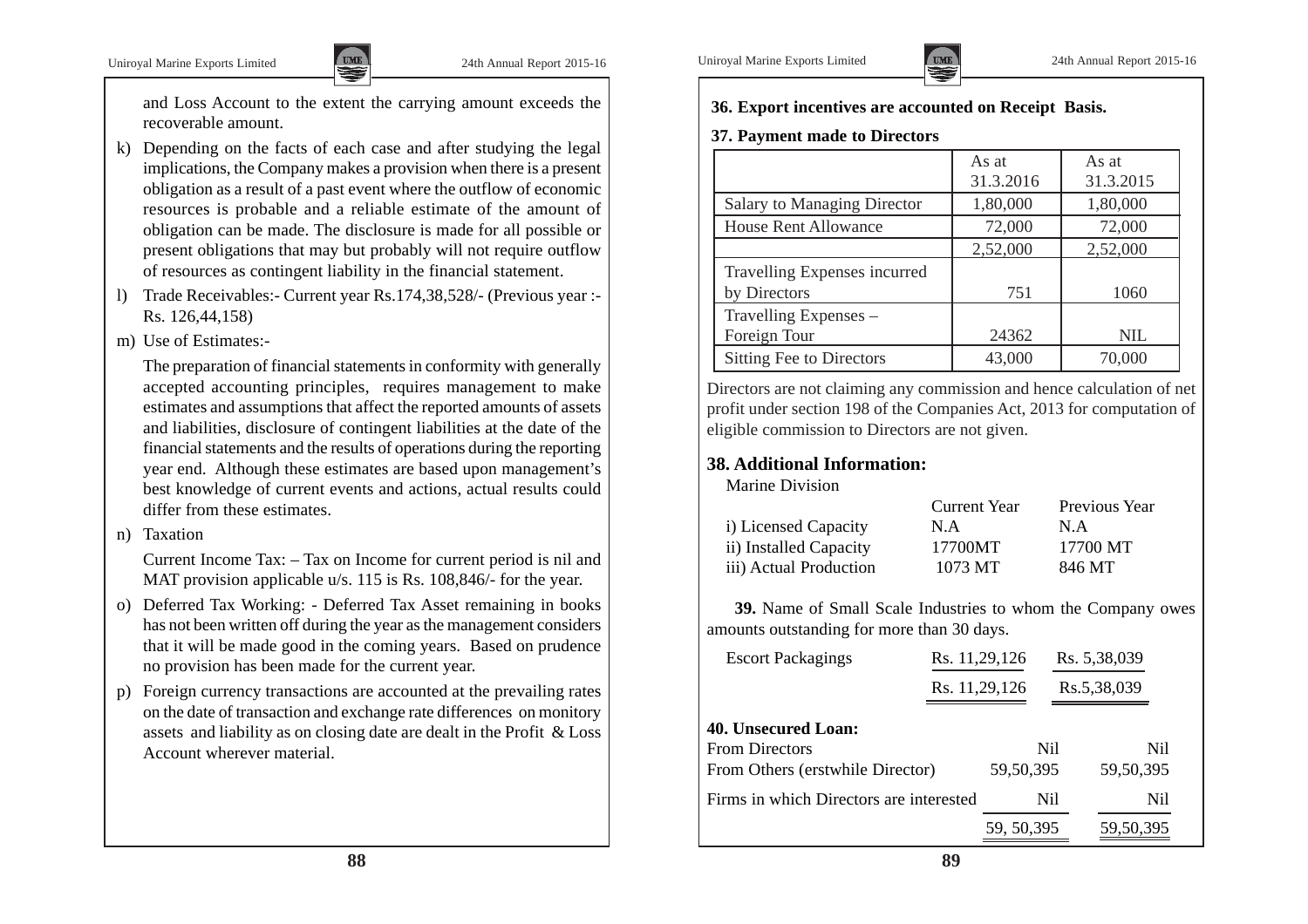and Loss Account to the extent the carrying amount exceeds the recoverable amount.

k) Depending on the facts of each case and after studying the legal implications, the Company makes a provision when there is a present obligation as a result of a past event where the outflow of economic resources is probable and a reliable estimate of the amount of obligation can be made. The disclosure is made for all possible or present obligations that may but probably will not require outflow of resources as contingent liability in the financial statement.

l) Trade Receivables:- Current year Rs.174,38,528/- (Previous year :- Rs. 126,44,158)

m) Use of Estimates:-

The preparation of financial statements in conformity with generally accepted accounting principles, requires management to make estimates and assumptions that affect the reported amounts of assets and liabilities, disclosure of contingent liabilities at the date of the financial statements and the results of operations during the reporting year end. Although these estimates are based upon management's best knowledge of current events and actions, actual results could differ from these estimates.

n) Taxation

Current Income Tax: – Tax on Income for current period is nil and MAT provision applicable u/s. 115 is Rs. 108,846/- for the year.

o) Deferred Tax Working: - Deferred Tax Asset remaining in books has not been written off during the year as the management considers that it will be made good in the coming years. Based on prudence no provision has been made for the current year.

p) Foreign currency transactions are accounted at the prevailing rates on the date of transaction and exchange rate differences on monitory assets and liability as on closing date are dealt in the Profit & Loss Account wherever material.

**36. Export incentives are accounted on Receipt Basis.**

**37. Payment made to Directors**

| | As at 31.3.2016 | As at 31.3.2015 |
|---|---|---|
| Salary to Managing Director | 1,80,000 | 1,80,000 |
| House Rent Allowance | 72,000 | 72,000 |
| | 2,52,000 | 2,52,000 |
| Travelling Expenses incurred by Directors | 751 | 1060 |
| Travelling Expenses – Foreign Tour | 24362 | NIL |
| Sitting Fee to Directors | 43,000 | 70,000 |

Directors are not claiming any commission and hence calculation of net profit under section 198 of the Companies Act, 2013 for computation of eligible commission to Directors are not given.

## 38. Additional Information:

Marine Division

| | Current Year | Previous Year |
|---|---|---|
| i) Licensed Capacity | N.A | N.A |
| ii) Installed Capacity | 17700MT | 17700 MT |
| iii) Actual Production | 1073 MT | 846 MT |

**39.** Name of Small Scale Industries to whom the Company owes amounts outstanding for more than 30 days.

| | | |
|---|---|---|
| Escort Packagings | Rs. 11,29,126 | Rs. 5,38,039 |
| | Rs. 11,29,126 | Rs.5,38,039 |

**40. Unsecured Loan:**

| | | |
|---|---|---|
| From Directors | Nil | Nil |
| From Others (erstwhile Director) | 59,50,395 | 59,50,395 |
| Firms in which Directors are interested | Nil | Nil |
| | 59, 50,395 | 59,50,395 |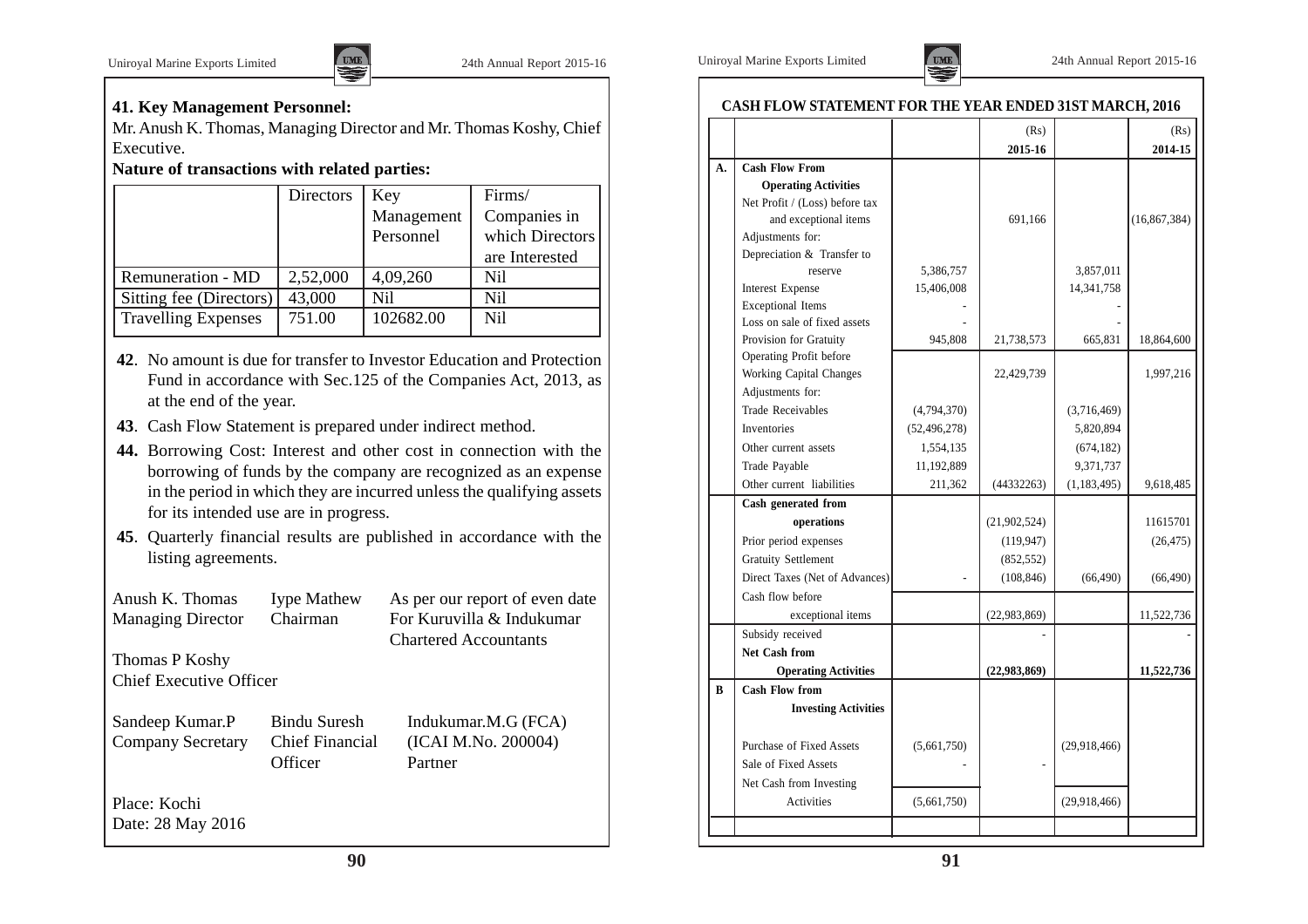## 41. Key Management Personnel:

Mr. Anush K. Thomas, Managing Director and Mr. Thomas Koshy, Chief Executive.

**Nature of transactions with related parties:**

| | Directors | Key Management Personnel | Firms/ Companies in which Directors are Interested |
|---|---|---|---|
| Remuneration - MD | 2,52,000 | 4,09,260 | Nil |
| Sitting fee (Directors) | 43,000 | Nil | Nil |
| Travelling Expenses | 751.00 | 102682.00 | Nil |

**42**. No amount is due for transfer to Investor Education and Protection Fund in accordance with Sec.125 of the Companies Act, 2013, as at the end of the year.

**43**. Cash Flow Statement is prepared under indirect method.

**44.** Borrowing Cost: Interest and other cost in connection with the borrowing of funds by the company are recognized as an expense in the period in which they are incurred unless the qualifying assets for its intended use are in progress.

**45**. Quarterly financial results are published in accordance with the listing agreements.

Anush K. Thomas
Managing Director

Iype Mathew
Chairman

As per our report of even date
For Kuruvilla & Indukumar
Chartered Accountants

Thomas P Koshy
Chief Executive Officer

Sandeep Kumar.P
Company Secretary

Bindu Suresh
Chief Financial Officer

Indukumar.M.G (FCA)
(ICAI M.No. 200004)
Partner

Place: Kochi
Date: 28 May 2016

## CASH FLOW STATEMENT FOR THE YEAR ENDED 31ST MARCH, 2016

| | | | (Rs) 2015-16 | | (Rs) 2014-15 |
|---|---|---|---|---|---|
| A. | **Cash Flow From Operating Activities** | | | | |
| | Net Profit / (Loss) before tax and exceptional items | | 691,166 | | (16,867,384) |
| | Adjustments for: | | | | |
| | Depreciation & Transfer to reserve | 5,386,757 | | 3,857,011 | |
| | Interest Expense | 15,406,008 | | 14,341,758 | |
| | Exceptional Items | - | | - | |
| | Loss on sale of fixed assets | - | | - | |
| | Provision for Gratuity | 945,808 | 21,738,573 | 665,831 | 18,864,600 |
| | Operating Profit before Working Capital Changes | | 22,429,739 | | 1,997,216 |
| | Adjustments for: | | | | |
| | Trade Receivables | (4,794,370) | | (3,716,469) | |
| | Inventories | (52,496,278) | | 5,820,894 | |
| | Other current assets | 1,554,135 | | (674,182) | |
| | Trade Payable | 11,192,889 | | 9,371,737 | |
| | Other current liabilities | 211,362 | (44332263) | (1,183,495) | 9,618,485 |
| | **Cash generated from operations** | | (21,902,524) | | 11615701 |
| | Prior period expenses | | (119,947) | | (26,475) |
| | Gratuity Settlement | | (852,552) | | |
| | Direct Taxes (Net of Advances) | - | (108,846) | (66,490) | (66,490) |
| | Cash flow before exceptional items | | (22,983,869) | | 11,522,736 |
| | Subsidy received | | - | | - |
| | **Net Cash from Operating Activities** | | **(22,983,869)** | | **11,522,736** |
| B | **Cash Flow from Investing Activities** | | | | |
| | Purchase of Fixed Assets | (5,661,750) | | (29,918,466) | |
| | Sale of Fixed Assets | - | - | | |
| | Net Cash from Investing Activities | (5,661,750) | | (29,918,466) | |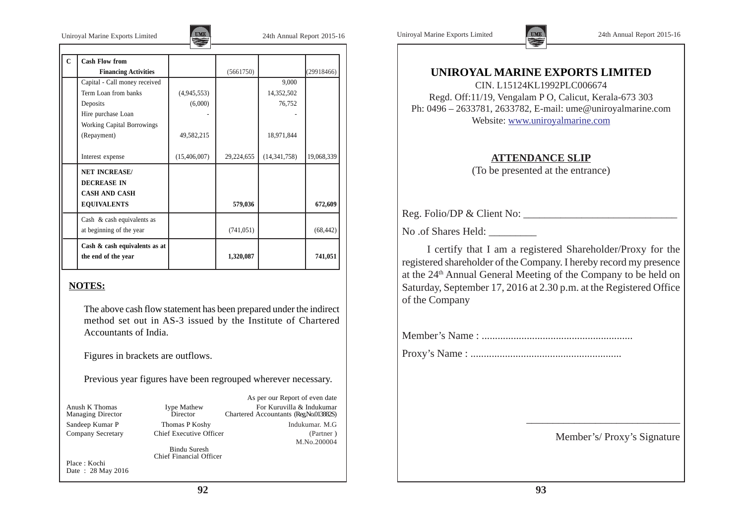| C | Cash Flow from Financing Activities | | (5661750) | | (29918466) |
|---|---|---|---|---|---|
| | Capital - Call money received | | | 9,000 | |
| | Term Loan from banks | (4,945,553) | | 14,352,502 | |
| | Deposits | (6,000) | | 76,752 | |
| | Hire purchase Loan | - | | - | |
| | Working Capital Borrowings (Repayment) | 49,582,215 | | 18,971,844 | |
| | Interest expense | (15,406,007) | 29,224,655 | (14,341,758) | 19,068,339 |
| | **NET INCREASE/ DECREASE IN CASH AND CASH EQUIVALENTS** | | **579,036** | | **672,609** |
| | Cash & cash equivalents as at beginning of the year | | (741,051) | | (68,442) |
| | **Cash & cash equivalents as at the end of the year** | | **1,320,087** | | **741,051** |

**NOTES:**

The above cash flow statement has been prepared under the indirect method set out in AS-3 issued by the Institute of Chartered Accountants of India.

Figures in brackets are outflows.

Previous year figures have been regrouped wherever necessary.

As per our Report of even date

| | | |
|---|---|---|
| Anush K Thomas<br>Managing Director | Iype Mathew<br>Director | For Kuruvilla & Indukumar<br>Chartered Accountants (Reg.No.013882S) |
| Sandeep Kumar P<br>Company Secretary | Thomas P Koshy<br>Chief Executive Officer | Indukumar. M.G<br>(Partner )<br>M.No.200004 |
| | Bindu Suresh<br>Chief Financial Officer | |

Place : Kochi
Date : 28 May 2016

# UNIROYAL MARINE EXPORTS LIMITED

CIN. L15124KL1992PLC006674
Regd. Off:11/19, Vengalam P O, Calicut, Kerala-673 303
Ph: 0496 – 2633781, 2633782, E-mail: ume@uniroyalmarine.com
Website: www.uniroyalmarine.com

## ATTENDANCE SLIP

(To be presented at the entrance)

Reg. Folio/DP & Client No: ____________________________

No .of Shares Held: _________

I certify that I am a registered Shareholder/Proxy for the registered shareholder of the Company. I hereby record my presence at the 24th Annual General Meeting of the Company to be held on Saturday, September 17, 2016 at 2.30 p.m. at the Registered Office of the Company

Member's Name : .........................................................

Proxy's Name : .........................................................

______________________________

Member's/ Proxy's Signature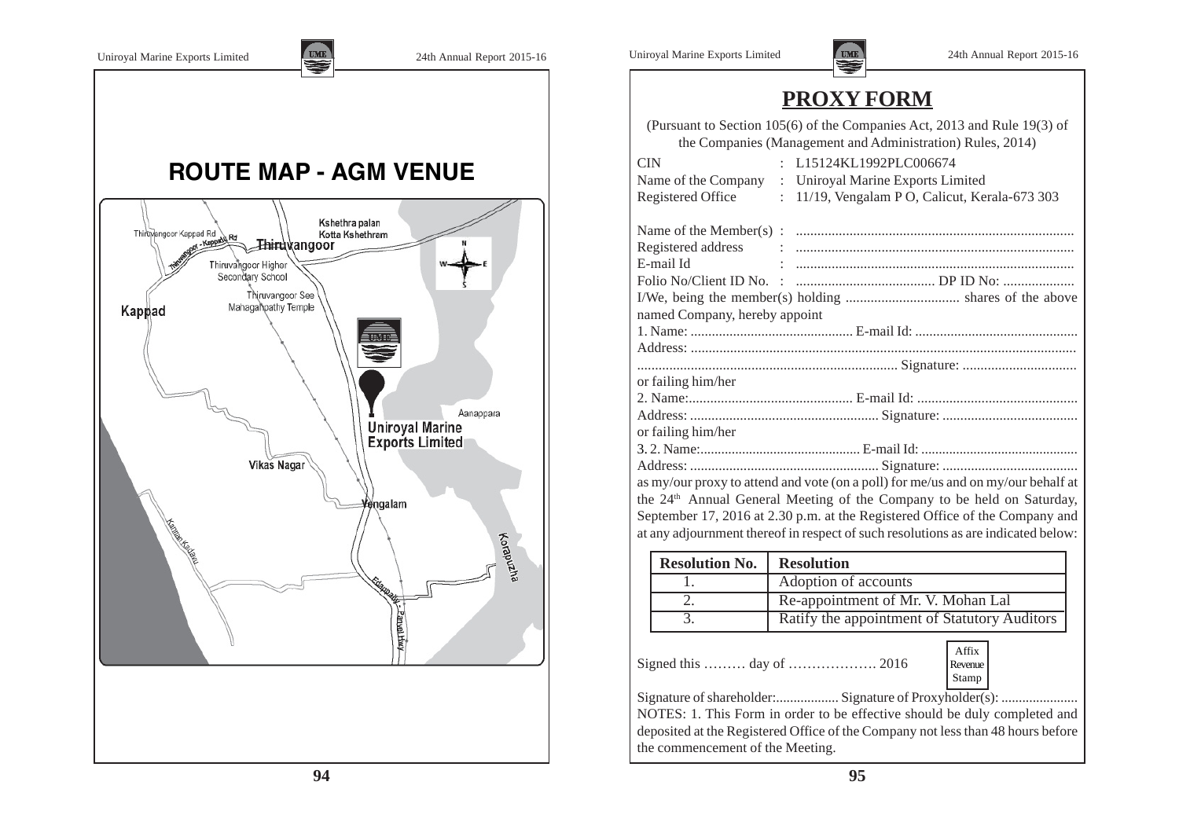# ROUTE MAP - AGM VENUE

Thiruvangoor Kappad Rd
Thiruvangoor - Kappad Rd
Thiruvangoor
Kshethra palan Kotta Kshethram
Thiruvangoor Higher Secondary School
Thiruvangoor Sree Mahaganapathy Temple
Kappad
Aanappara
Uniroyal Marine Exports Limited
Vikas Nagar
Vengalam
Kannan Kadavu
Korapuzha
Edappally - Panvel Hwy

# PROXY FORM

(Pursuant to Section 105(6) of the Companies Act, 2013 and Rule 19(3) of the Companies (Management and Administration) Rules, 2014)

CIN : L15124KL1992PLC006674
Name of the Company : Uniroyal Marine Exports Limited
Registered Office : 11/19, Vengalam P O, Calicut, Kerala-673 303

Name of the Member(s) : ..............................................................................
Registered address : ..............................................................................
E-mail Id : ..............................................................................
Folio No/Client ID No. : ....................................... DP ID No: ....................

I/We, being the member(s) holding ................................ shares of the above named Company, hereby appoint

1. Name: ............................................. E-mail Id: .............................................
Address: ...........................................................................................................
........................................................................ Signature: ................................
or failing him/her

2. Name:............................................. E-mail Id: ............................................
Address: ..................................................... Signature: ......................................
or failing him/her

3. 2. Name:............................................. E-mail Id: ............................................
Address: ..................................................... Signature: ......................................

as my/our proxy to attend and vote (on a poll) for me/us and on my/our behalf at the 24th Annual General Meeting of the Company to be held on Saturday, September 17, 2016 at 2.30 p.m. at the Registered Office of the Company and at any adjournment thereof in respect of such resolutions as are indicated below:

| Resolution No. | Resolution |
|---|---|
| 1. | Adoption of accounts |
| 2. | Re-appointment of Mr. V. Mohan Lal |
| 3. | Ratify the appointment of Statutory Auditors |

Signed this ……… day of ………………. 2016

Affix Revenue Stamp

Signature of shareholder:.................. Signature of Proxyholder(s): ......................

NOTES: 1. This Form in order to be effective should be duly completed and deposited at the Registered Office of the Company not less than 48 hours before the commencement of the Meeting.